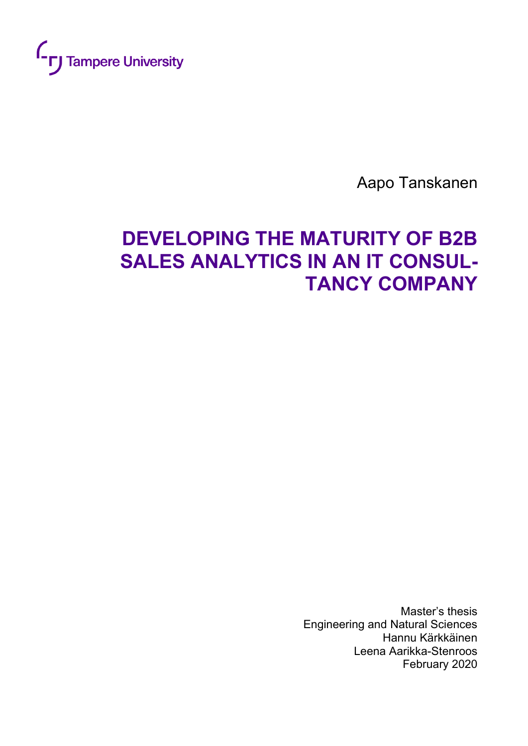Tampere University

Aapo Tanskanen

# DEVELOPING THE MATURITY OF B2B SALES ANALYTICS IN AN IT CONSULTANCY COMPANY

Master's thesis
Engineering and Natural Sciences
Hannu Kärkkäinen
Leena Aarikka-Stenroos
February 2020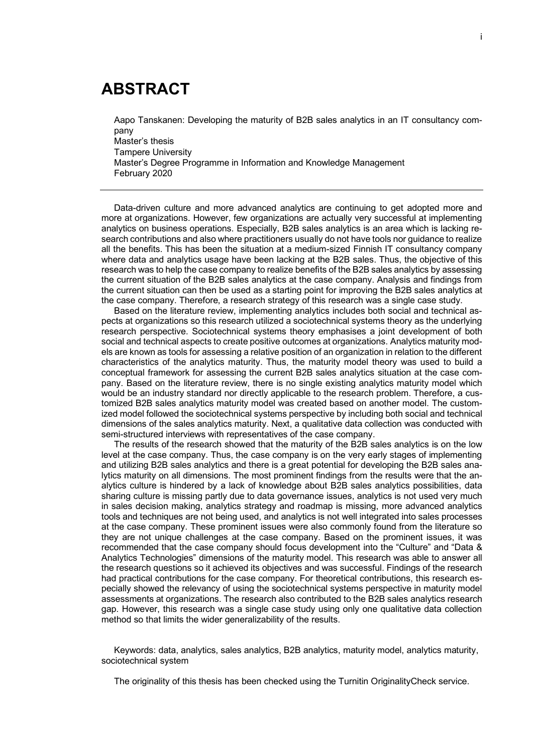# ABSTRACT

Aapo Tanskanen: Developing the maturity of B2B sales analytics in an IT consultancy company
Master's thesis
Tampere University
Master's Degree Programme in Information and Knowledge Management
February 2020

---

Data-driven culture and more advanced analytics are continuing to get adopted more and more at organizations. However, few organizations are actually very successful at implementing analytics on business operations. Especially, B2B sales analytics is an area which is lacking research contributions and also where practitioners usually do not have tools nor guidance to realize all the benefits. This has been the situation at a medium-sized Finnish IT consultancy company where data and analytics usage have been lacking at the B2B sales. Thus, the objective of this research was to help the case company to realize benefits of the B2B sales analytics by assessing the current situation of the B2B sales analytics at the case company. Analysis and findings from the current situation can then be used as a starting point for improving the B2B sales analytics at the case company. Therefore, a research strategy of this research was a single case study.

Based on the literature review, implementing analytics includes both social and technical aspects at organizations so this research utilized a sociotechnical systems theory as the underlying research perspective. Sociotechnical systems theory emphasises a joint development of both social and technical aspects to create positive outcomes at organizations. Analytics maturity models are known as tools for assessing a relative position of an organization in relation to the different characteristics of the analytics maturity. Thus, the maturity model theory was used to build a conceptual framework for assessing the current B2B sales analytics situation at the case company. Based on the literature review, there is no single existing analytics maturity model which would be an industry standard nor directly applicable to the research problem. Therefore, a customized B2B sales analytics maturity model was created based on another model. The customized model followed the sociotechnical systems perspective by including both social and technical dimensions of the sales analytics maturity. Next, a qualitative data collection was conducted with semi-structured interviews with representatives of the case company.

The results of the research showed that the maturity of the B2B sales analytics is on the low level at the case company. Thus, the case company is on the very early stages of implementing and utilizing B2B sales analytics and there is a great potential for developing the B2B sales analytics maturity on all dimensions. The most prominent findings from the results were that the analytics culture is hindered by a lack of knowledge about B2B sales analytics possibilities, data sharing culture is missing partly due to data governance issues, analytics is not used very much in sales decision making, analytics strategy and roadmap is missing, more advanced analytics tools and techniques are not being used, and analytics is not well integrated into sales processes at the case company. These prominent issues were also commonly found from the literature so they are not unique challenges at the case company. Based on the prominent issues, it was recommended that the case company should focus development into the "Culture" and "Data & Analytics Technologies" dimensions of the maturity model. This research was able to answer all the research questions so it achieved its objectives and was successful. Findings of the research had practical contributions for the case company. For theoretical contributions, this research especially showed the relevancy of using the sociotechnical systems perspective in maturity model assessments at organizations. The research also contributed to the B2B sales analytics research gap. However, this research was a single case study using only one qualitative data collection method so that limits the wider generalizability of the results.

Keywords: data, analytics, sales analytics, B2B analytics, maturity model, analytics maturity, sociotechnical system

The originality of this thesis has been checked using the Turnitin OriginalityCheck service.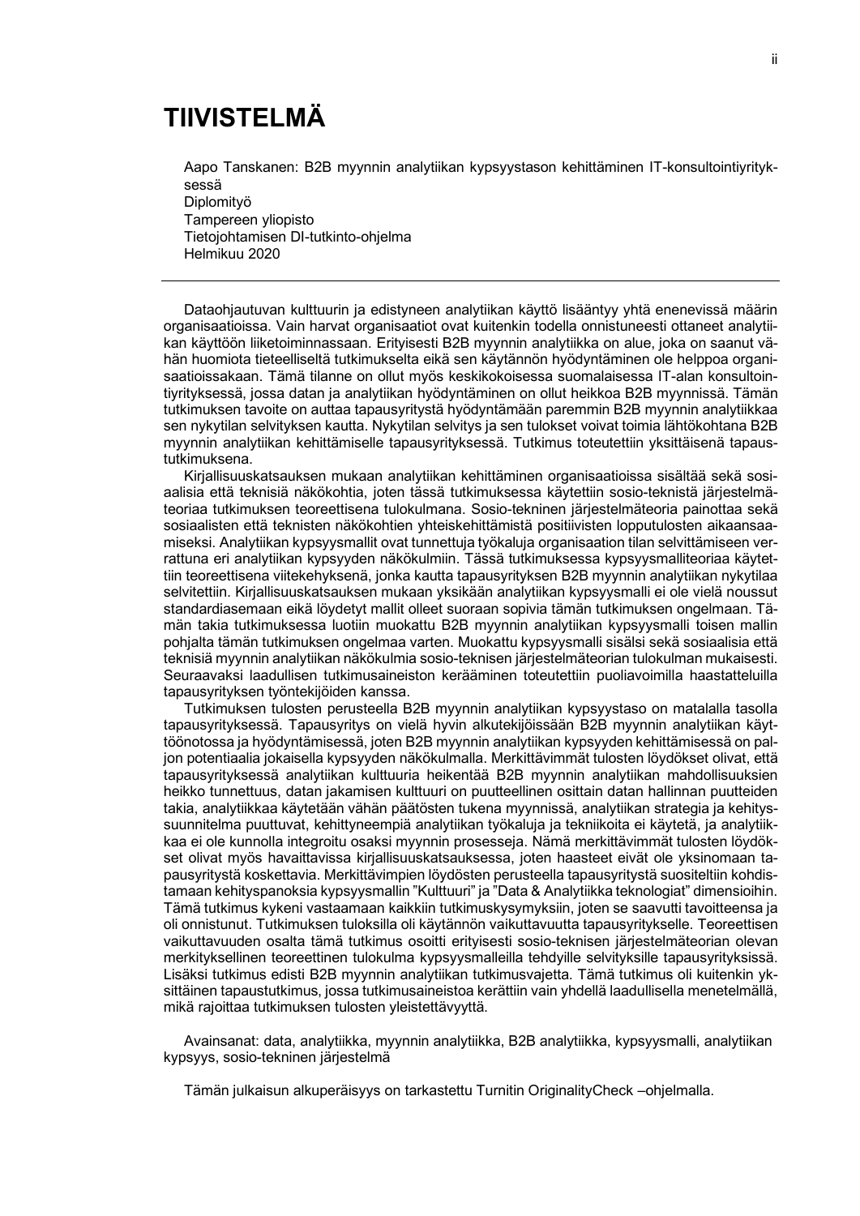# TIIVISTELMÄ

Aapo Tanskanen: B2B myynnin analytiikan kypsyystason kehittäminen IT-konsultointiyrityksessä
Diplomityö
Tampereen yliopisto
Tietojohtamisen DI-tutkinto-ohjelma
Helmikuu 2020

---

Dataohjautuvan kulttuurin ja edistyneen analytiikan käyttö lisääntyy yhtä enenevissä määrin organisaatioissa. Vain harvat organisaatiot ovat kuitenkin todella onnistuneesti ottaneet analytiikan käyttöön liiketoiminnassaan. Erityisesti B2B myynnin analytiikka on alue, joka on saanut vähän huomiota tieteelliseltä tutkimukselta eikä sen käytännön hyödyntäminen ole helppoa organisaatioissakaan. Tämä tilanne on ollut myös keskikokoisessa suomalaisessa IT-alan konsultointiyrityksessä, jossa datan ja analytiikan hyödyntäminen on ollut heikkoa B2B myynnissä. Tämän tutkimuksen tavoite on auttaa tapausyritystä hyödyntämään paremmin B2B myynnin analytiikkaa sen nykytilan selvityksen kautta. Nykytilan selvitys ja sen tulokset voivat toimia lähtökohtana B2B myynnin analytiikan kehittämiselle tapausyrityksessä. Tutkimus toteutettiin yksittäisenä tapaustutkimuksena.

Kirjallisuuskatsauksen mukaan analytiikan kehittäminen organisaatioissa sisältää sekä sosiaalisia että teknisiä näkökohtia, joten tässä tutkimuksessa käytettiin sosio-teknistä järjestelmäteoriaa tutkimuksen teoreettisena tulokulmana. Sosio-tekninen järjestelmäteoria painottaa sekä sosiaalisten että teknisten näkökohtien yhteiskehittämistä positiivisten lopputulosten aikaansaamiseksi. Analytiikan kypsyysmallit ovat tunnettuja työkaluja organisaation tilan selvittämiseen verrattuna eri analytiikan kypsyyden näkökulmiin. Tässä tutkimuksessa kypsyysmalliteoriaa käytettiin teoreettisena viitekehyksenä, jonka kautta tapausyrityksen B2B myynnin analytiikan nykytilaa selvitettiin. Kirjallisuuskatsauksen mukaan yksikään analytiikan kypsyysmalli ei ole vielä noussut standardiasemaan eikä löydetyt mallit olleet suoraan sopivia tämän tutkimuksen ongelmaan. Tämän takia tutkimuksessa luotiin muokattu B2B myynnin analytiikan kypsyysmalli toisen mallin pohjalta tämän tutkimuksen ongelmaa varten. Muokattu kypsyysmalli sisälsi sekä sosiaalisia että teknisiä myynnin analytiikan näkökulmia sosio-teknisen järjestelmäteorian tulokulman mukaisesti. Seuraavaksi laadullisen tutkimusaineiston kerääminen toteutettiin puoliavoimilla haastatteluilla tapausyrityksen työntekijöiden kanssa.

Tutkimuksen tulosten perusteella B2B myynnin analytiikan kypsyystaso on matalalla tasolla tapausyrityksessä. Tapausyritys on vielä hyvin alkutekijöissään B2B myynnin analytiikan käyttöönotossa ja hyödyntämisessä, joten B2B myynnin analytiikan kypsyyden kehittämisessä on paljon potentiaalia jokaisella kypsyyden näkökulmalla. Merkittävimmät tulosten löydökset olivat, että tapausyrityksessä analytiikan kulttuuria heikentää B2B myynnin analytiikan mahdollisuuksien heikko tunnettuus, datan jakamisen kulttuuri on puutteellinen osittain datan hallinnan puutteiden takia, analytiikkaa käytetään vähän päätösten tukena myynnissä, analytiikan strategia ja kehityssuunnitelma puuttuvat, kehittyneempiä analytiikan työkaluja ja tekniikoita ei käytetä, ja analytiikkaa ei ole kunnolla integroitu osaksi myynnin prosesseja. Nämä merkittävimmät tulosten löydökset olivat myös havaittavissa kirjallisuuskatsauksessa, joten haasteet eivät ole yksinomaan tapausyritystä koskettavia. Merkittävimpien löydösten perusteella tapausyritystä suositeltiin kohdistamaan kehityspanoksia kypsyysmallin "Kulttuuri" ja "Data & Analytiikka teknologiat" dimensioihin. Tämä tutkimus kykeni vastaamaan kaikkiin tutkimuskysymyksiin, joten se saavutti tavoitteensa ja oli onnistunut. Tutkimuksen tuloksilla oli käytännön vaikuttavuutta tapausyritykselle. Teoreettisen vaikuttavuuden osalta tämä tutkimus osoitti erityisesti sosio-teknisen järjestelmäteorian olevan merkityksellinen teoreettinen tulokulma kypsyysmalleilla tehdyille selvityksille tapausyrityksissä. Lisäksi tutkimus edisti B2B myynnin analytiikan tutkimusvajetta. Tämä tutkimus oli kuitenkin yksittäinen tapaustutkimus, jossa tutkimusaineistoa kerättiin vain yhdellä laadullisella menetelmällä, mikä rajoittaa tutkimuksen tulosten yleistettävyyttä.

Avainsanat: data, analytiikka, myynnin analytiikka, B2B analytiikka, kypsyysmalli, analytiikan kypsyys, sosio-tekninen järjestelmä

Tämän julkaisun alkuperäisyys on tarkastettu Turnitin OriginalityCheck –ohjelmalla.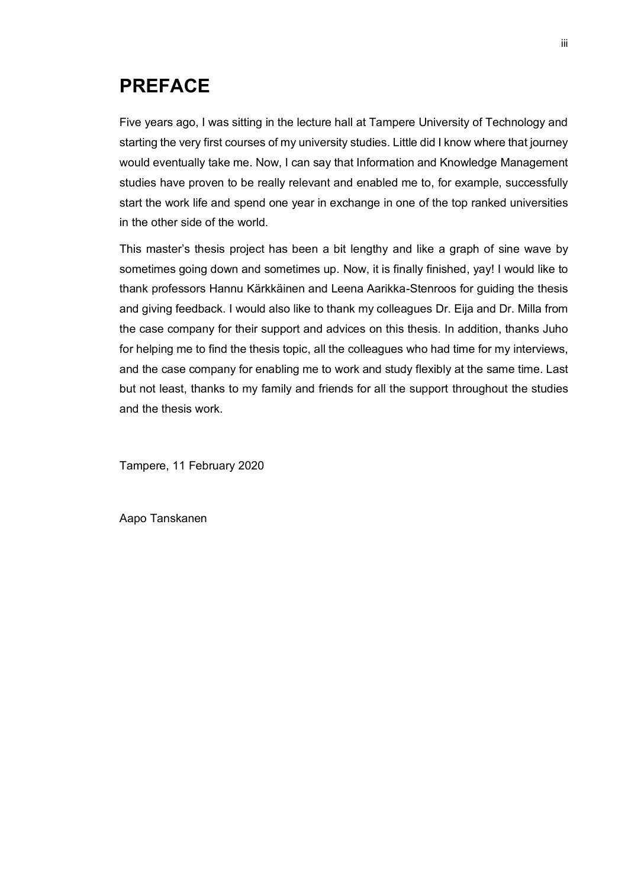# PREFACE

Five years ago, I was sitting in the lecture hall at Tampere University of Technology and starting the very first courses of my university studies. Little did I know where that journey would eventually take me. Now, I can say that Information and Knowledge Management studies have proven to be really relevant and enabled me to, for example, successfully start the work life and spend one year in exchange in one of the top ranked universities in the other side of the world.

This master's thesis project has been a bit lengthy and like a graph of sine wave by sometimes going down and sometimes up. Now, it is finally finished, yay! I would like to thank professors Hannu Kärkkäinen and Leena Aarikka-Stenroos for guiding the thesis and giving feedback. I would also like to thank my colleagues Dr. Eija and Dr. Milla from the case company for their support and advices on this thesis. In addition, thanks Juho for helping me to find the thesis topic, all the colleagues who had time for my interviews, and the case company for enabling me to work and study flexibly at the same time. Last but not least, thanks to my family and friends for all the support throughout the studies and the thesis work.

Tampere, 11 February 2020

Aapo Tanskanen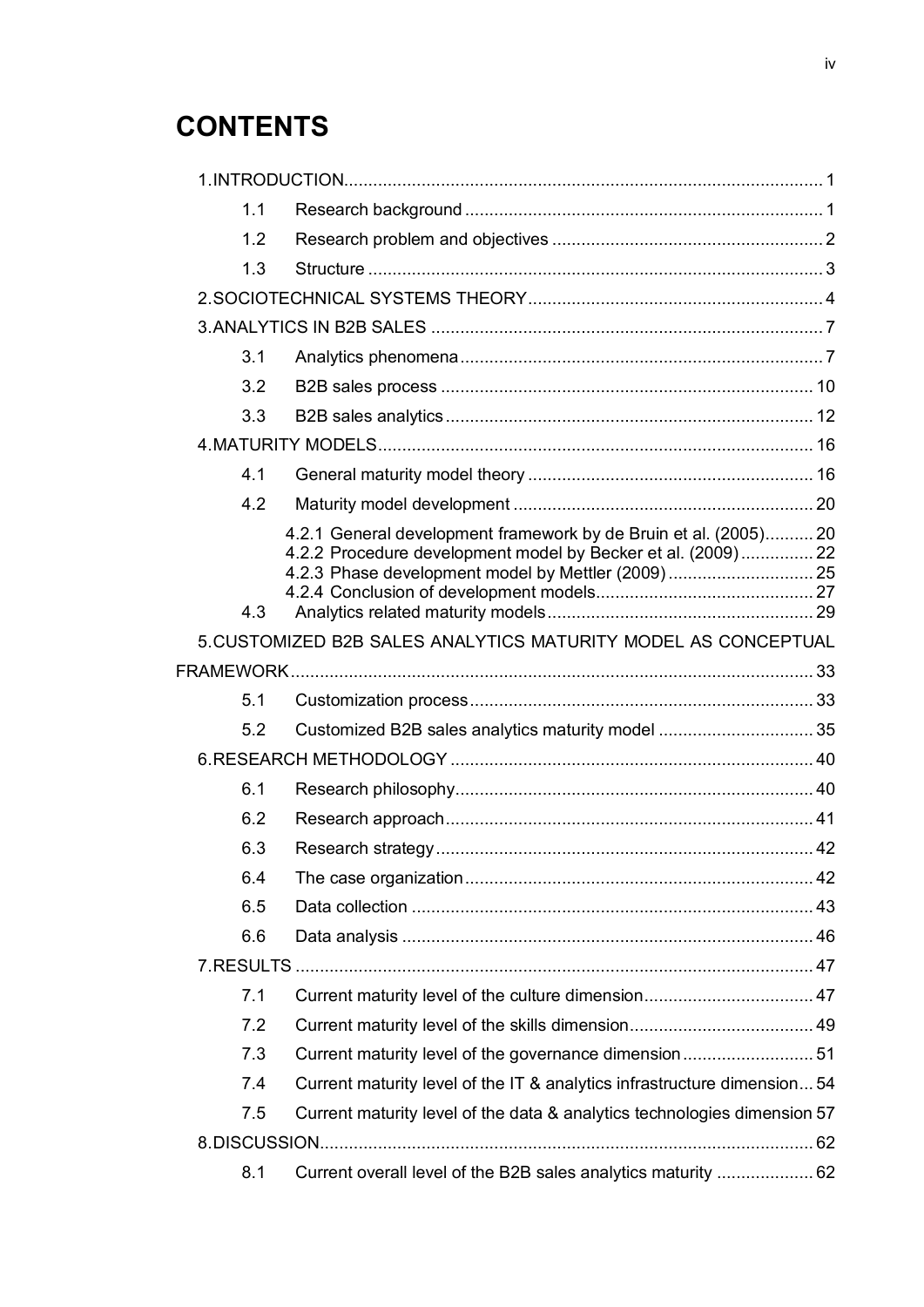# CONTENTS

1. INTRODUCTION .................................................................................................... 1
   - 1.1 Research background ........................................................................... 1
   - 1.2 Research problem and objectives ......................................................... 2
   - 1.3 Structure ............................................................................................... 3
2. SOCIOTECHNICAL SYSTEMS THEORY ............................................................. 4
3. ANALYTICS IN B2B SALES ................................................................................. 7
   - 3.1 Analytics phenomena ............................................................................ 7
   - 3.2 B2B sales process ............................................................................... 10
   - 3.3 B2B sales analytics ............................................................................. 12
4. MATURITY MODELS ........................................................................................... 16
   - 4.1 General maturity model theory ............................................................ 16
   - 4.2 Maturity model development ............................................................... 20
     - 4.2.1 General development framework by de Bruin et al. (2005) .......... 20
     - 4.2.2 Procedure development model by Becker et al. (2009) ............... 22
     - 4.2.3 Phase development model by Mettler (2009) .............................. 25
     - 4.2.4 Conclusion of development models ............................................. 27
   - 4.3 Analytics related maturity models ........................................................ 29
5. CUSTOMIZED B2B SALES ANALYTICS MATURITY MODEL AS CONCEPTUAL FRAMEWORK ............................................................................................................ 33
   - 5.1 Customization process ........................................................................ 33
   - 5.2 Customized B2B sales analytics maturity model ................................. 35
6. RESEARCH METHODOLOGY ............................................................................ 40
   - 6.1 Research philosophy ........................................................................... 40
   - 6.2 Research approach ............................................................................. 41
   - 6.3 Research strategy ............................................................................... 42
   - 6.4 The case organization ......................................................................... 42
   - 6.5 Data collection .................................................................................... 43
   - 6.6 Data analysis ...................................................................................... 46
7. RESULTS ............................................................................................................ 47
   - 7.1 Current maturity level of the culture dimension .................................... 47
   - 7.2 Current maturity level of the skills dimension ....................................... 49
   - 7.3 Current maturity level of the governance dimension ............................ 51
   - 7.4 Current maturity level of the IT & analytics infrastructure dimension ... 54
   - 7.5 Current maturity level of the data & analytics technologies dimension 57
8. DISCUSSION ....................................................................................................... 62
   - 8.1 Current overall level of the B2B sales analytics maturity ..................... 62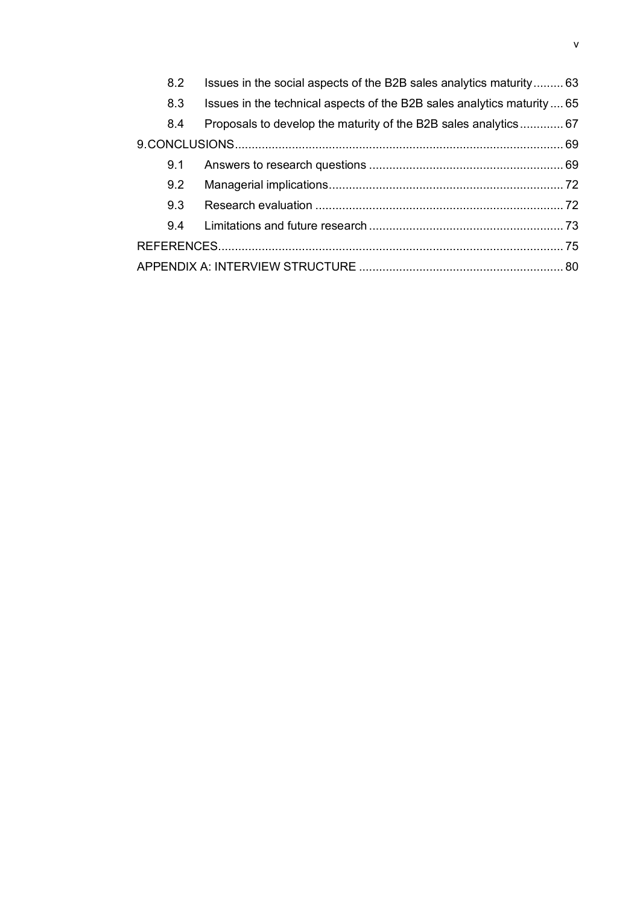8.2 Issues in the social aspects of the B2B sales analytics maturity ......... 63
8.3 Issues in the technical aspects of the B2B sales analytics maturity .... 65
8.4 Proposals to develop the maturity of the B2B sales analytics ............. 67

9.CONCLUSIONS ........................................................................................ 69

9.1 Answers to research questions .......................................................... 69
9.2 Managerial implications ...................................................................... 72
9.3 Research evaluation .......................................................................... 72
9.4 Limitations and future research .......................................................... 73

REFERENCES ............................................................................................ 75

APPENDIX A: INTERVIEW STRUCTURE .................................................... 80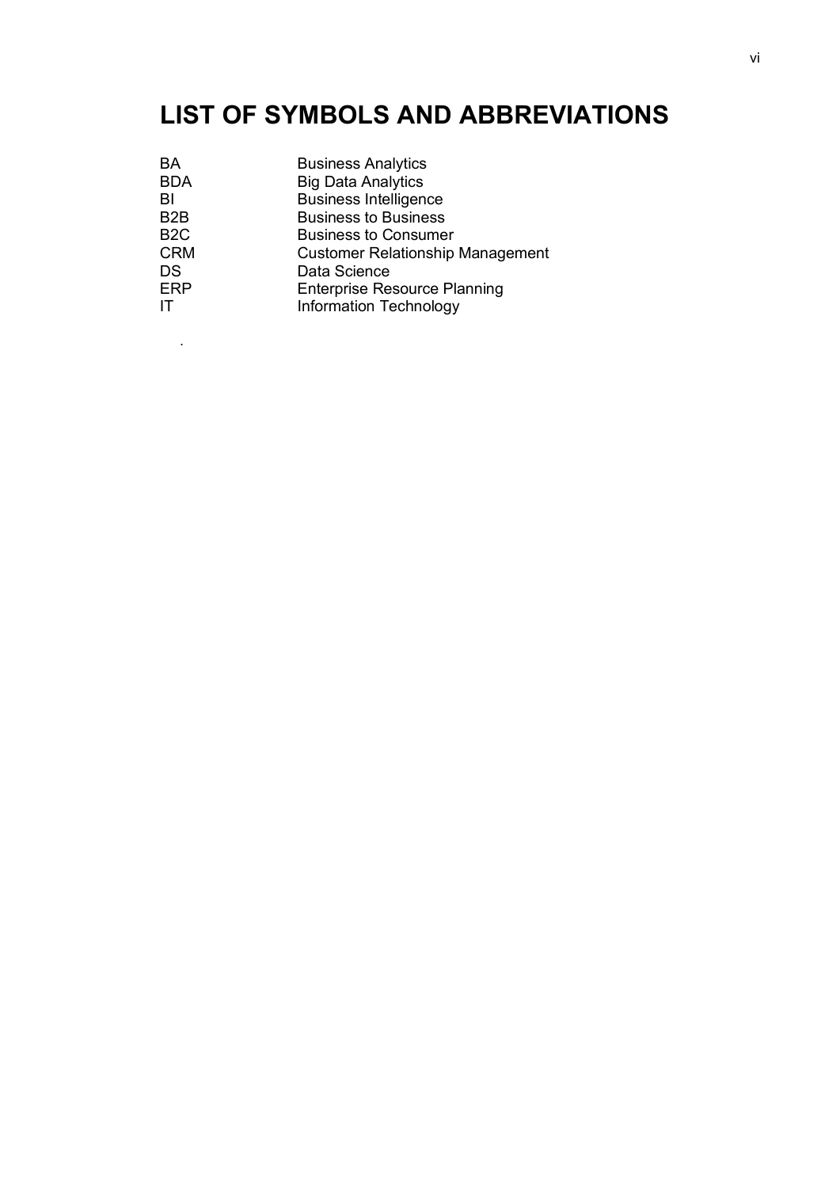# LIST OF SYMBOLS AND ABBREVIATIONS

| | |
|---|---|
| BA | Business Analytics |
| BDA | Big Data Analytics |
| BI | Business Intelligence |
| B2B | Business to Business |
| B2C | Business to Consumer |
| CRM | Customer Relationship Management |
| DS | Data Science |
| ERP | Enterprise Resource Planning |
| IT | Information Technology |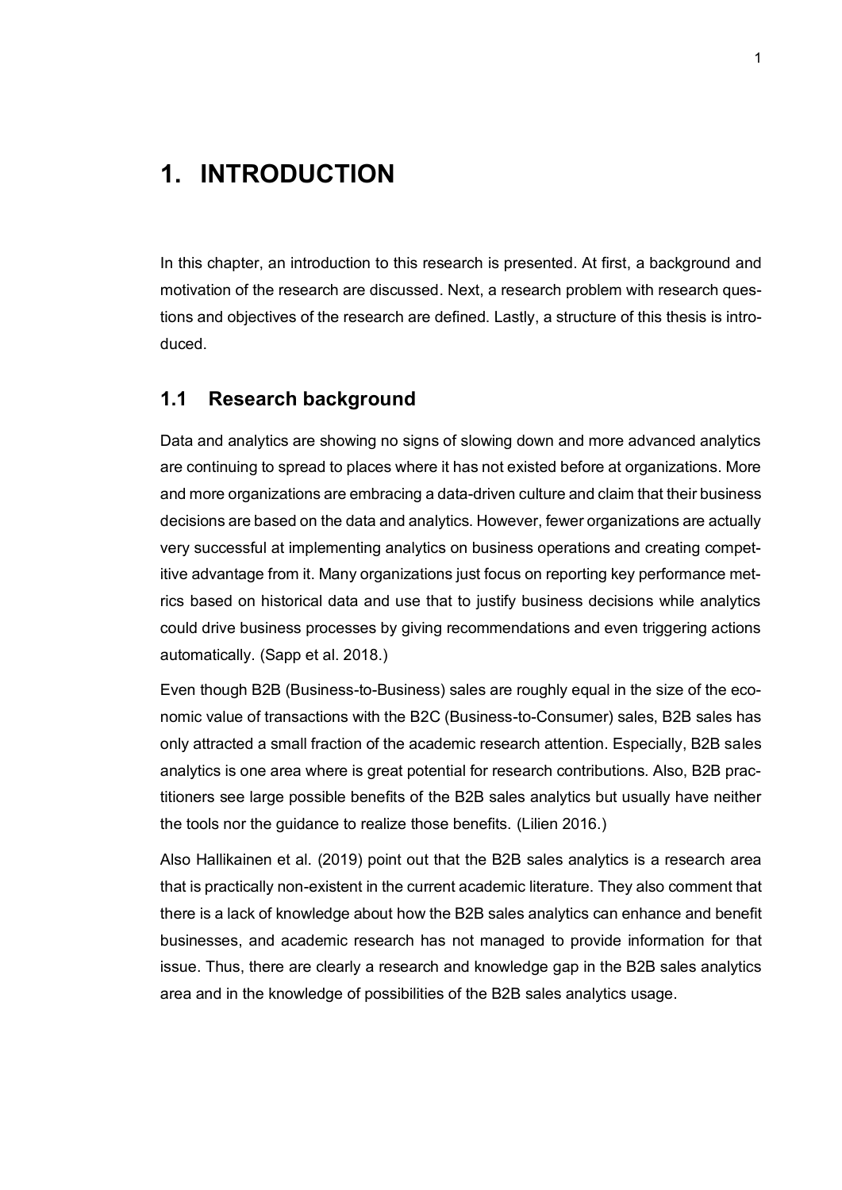# 1. INTRODUCTION

In this chapter, an introduction to this research is presented. At first, a background and motivation of the research are discussed. Next, a research problem with research questions and objectives of the research are defined. Lastly, a structure of this thesis is introduced.

## 1.1 Research background

Data and analytics are showing no signs of slowing down and more advanced analytics are continuing to spread to places where it has not existed before at organizations. More and more organizations are embracing a data-driven culture and claim that their business decisions are based on the data and analytics. However, fewer organizations are actually very successful at implementing analytics on business operations and creating competitive advantage from it. Many organizations just focus on reporting key performance metrics based on historical data and use that to justify business decisions while analytics could drive business processes by giving recommendations and even triggering actions automatically. (Sapp et al. 2018.)

Even though B2B (Business-to-Business) sales are roughly equal in the size of the economic value of transactions with the B2C (Business-to-Consumer) sales, B2B sales has only attracted a small fraction of the academic research attention. Especially, B2B sales analytics is one area where is great potential for research contributions. Also, B2B practitioners see large possible benefits of the B2B sales analytics but usually have neither the tools nor the guidance to realize those benefits. (Lilien 2016.)

Also Hallikainen et al. (2019) point out that the B2B sales analytics is a research area that is practically non-existent in the current academic literature. They also comment that there is a lack of knowledge about how the B2B sales analytics can enhance and benefit businesses, and academic research has not managed to provide information for that issue. Thus, there are clearly a research and knowledge gap in the B2B sales analytics area and in the knowledge of possibilities of the B2B sales analytics usage.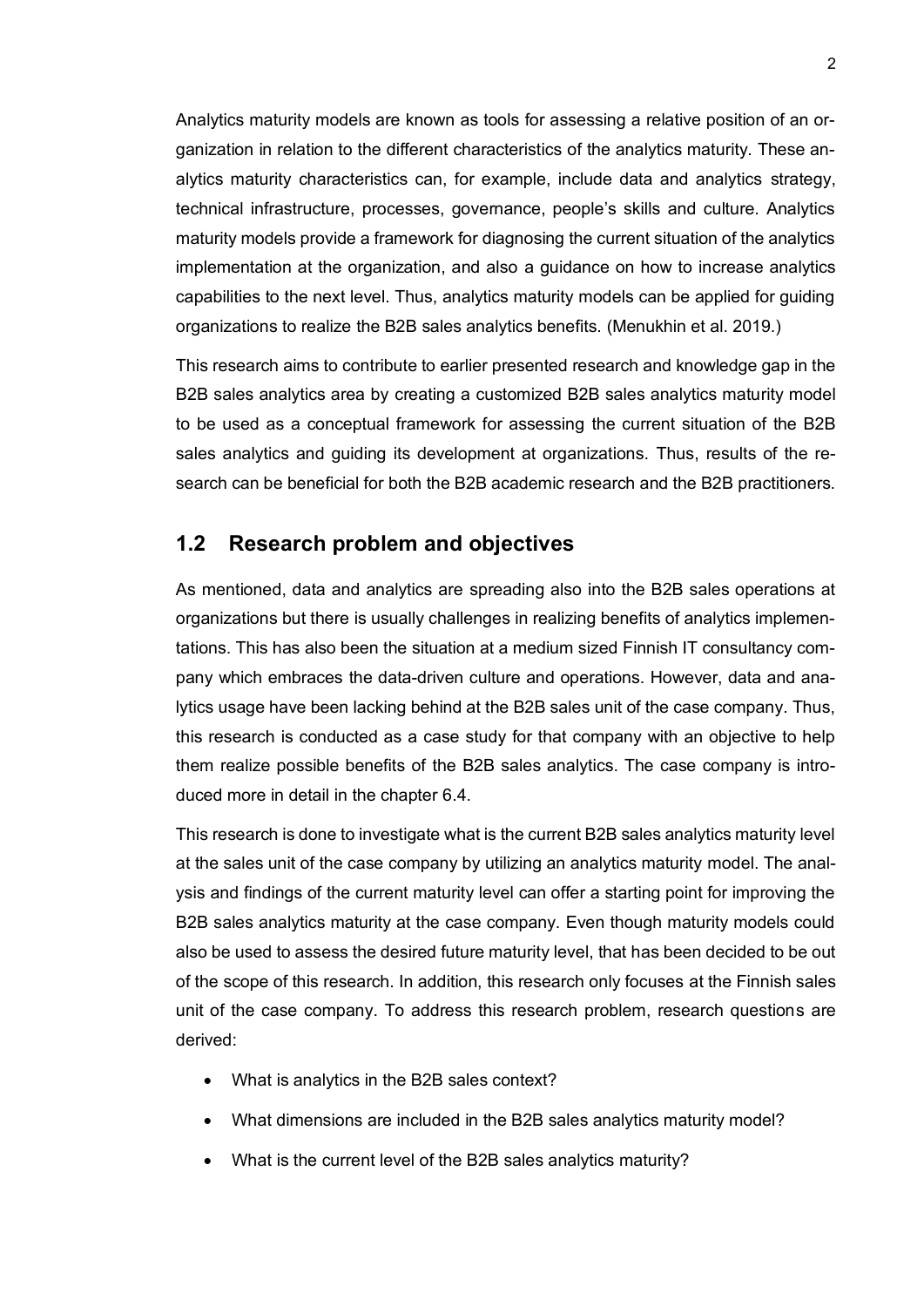Analytics maturity models are known as tools for assessing a relative position of an organization in relation to the different characteristics of the analytics maturity. These analytics maturity characteristics can, for example, include data and analytics strategy, technical infrastructure, processes, governance, people's skills and culture. Analytics maturity models provide a framework for diagnosing the current situation of the analytics implementation at the organization, and also a guidance on how to increase analytics capabilities to the next level. Thus, analytics maturity models can be applied for guiding organizations to realize the B2B sales analytics benefits. (Menukhin et al. 2019.)

This research aims to contribute to earlier presented research and knowledge gap in the B2B sales analytics area by creating a customized B2B sales analytics maturity model to be used as a conceptual framework for assessing the current situation of the B2B sales analytics and guiding its development at organizations. Thus, results of the research can be beneficial for both the B2B academic research and the B2B practitioners.

## 1.2 Research problem and objectives

As mentioned, data and analytics are spreading also into the B2B sales operations at organizations but there is usually challenges in realizing benefits of analytics implementations. This has also been the situation at a medium sized Finnish IT consultancy company which embraces the data-driven culture and operations. However, data and analytics usage have been lacking behind at the B2B sales unit of the case company. Thus, this research is conducted as a case study for that company with an objective to help them realize possible benefits of the B2B sales analytics. The case company is introduced more in detail in the chapter 6.4.

This research is done to investigate what is the current B2B sales analytics maturity level at the sales unit of the case company by utilizing an analytics maturity model. The analysis and findings of the current maturity level can offer a starting point for improving the B2B sales analytics maturity at the case company. Even though maturity models could also be used to assess the desired future maturity level, that has been decided to be out of the scope of this research. In addition, this research only focuses at the Finnish sales unit of the case company. To address this research problem, research questions are derived:

- What is analytics in the B2B sales context?
- What dimensions are included in the B2B sales analytics maturity model?
- What is the current level of the B2B sales analytics maturity?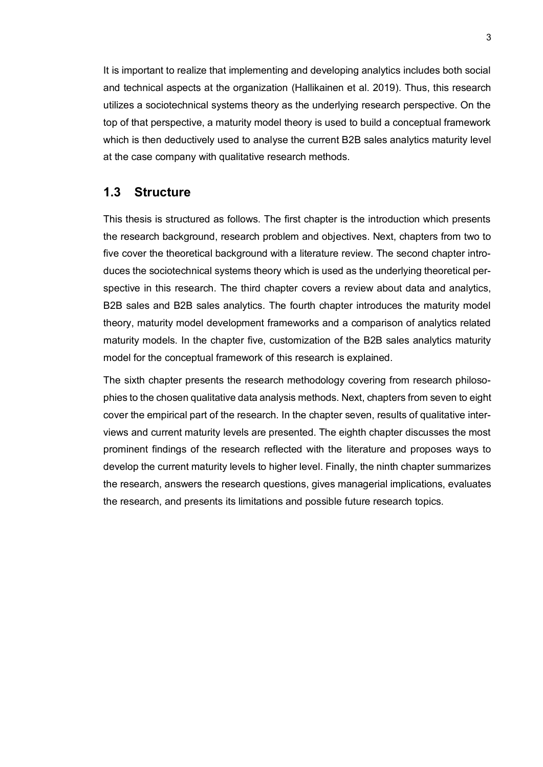It is important to realize that implementing and developing analytics includes both social and technical aspects at the organization (Hallikainen et al. 2019). Thus, this research utilizes a sociotechnical systems theory as the underlying research perspective. On the top of that perspective, a maturity model theory is used to build a conceptual framework which is then deductively used to analyse the current B2B sales analytics maturity level at the case company with qualitative research methods.

## 1.3 Structure

This thesis is structured as follows. The first chapter is the introduction which presents the research background, research problem and objectives. Next, chapters from two to five cover the theoretical background with a literature review. The second chapter introduces the sociotechnical systems theory which is used as the underlying theoretical perspective in this research. The third chapter covers a review about data and analytics, B2B sales and B2B sales analytics. The fourth chapter introduces the maturity model theory, maturity model development frameworks and a comparison of analytics related maturity models. In the chapter five, customization of the B2B sales analytics maturity model for the conceptual framework of this research is explained.

The sixth chapter presents the research methodology covering from research philosophies to the chosen qualitative data analysis methods. Next, chapters from seven to eight cover the empirical part of the research. In the chapter seven, results of qualitative interviews and current maturity levels are presented. The eighth chapter discusses the most prominent findings of the research reflected with the literature and proposes ways to develop the current maturity levels to higher level. Finally, the ninth chapter summarizes the research, answers the research questions, gives managerial implications, evaluates the research, and presents its limitations and possible future research topics.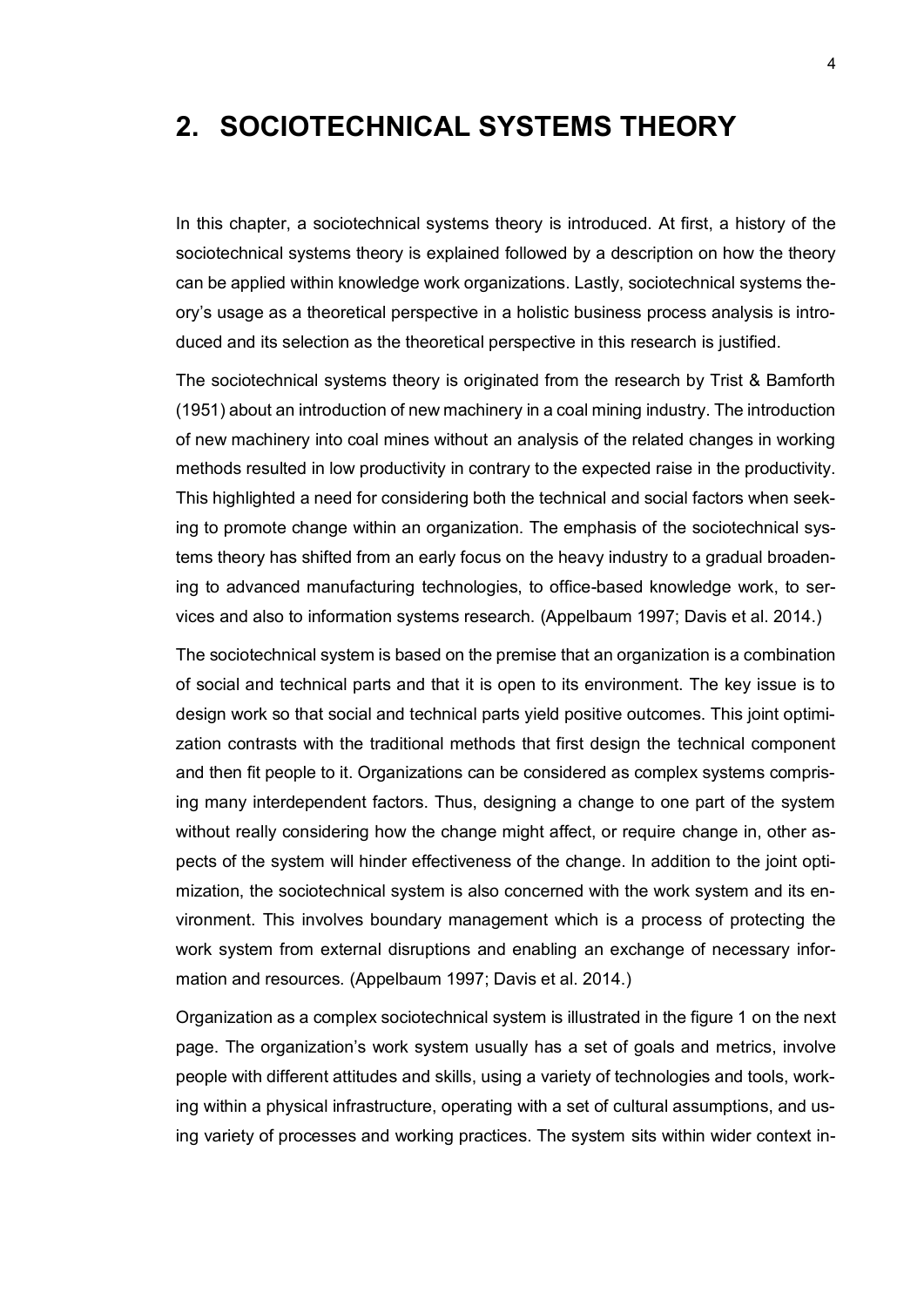# 2. SOCIOTECHNICAL SYSTEMS THEORY

In this chapter, a sociotechnical systems theory is introduced. At first, a history of the sociotechnical systems theory is explained followed by a description on how the theory can be applied within knowledge work organizations. Lastly, sociotechnical systems theory's usage as a theoretical perspective in a holistic business process analysis is introduced and its selection as the theoretical perspective in this research is justified.

The sociotechnical systems theory is originated from the research by Trist & Bamforth (1951) about an introduction of new machinery in a coal mining industry. The introduction of new machinery into coal mines without an analysis of the related changes in working methods resulted in low productivity in contrary to the expected raise in the productivity. This highlighted a need for considering both the technical and social factors when seeking to promote change within an organization. The emphasis of the sociotechnical systems theory has shifted from an early focus on the heavy industry to a gradual broadening to advanced manufacturing technologies, to office-based knowledge work, to services and also to information systems research. (Appelbaum 1997; Davis et al. 2014.)

The sociotechnical system is based on the premise that an organization is a combination of social and technical parts and that it is open to its environment. The key issue is to design work so that social and technical parts yield positive outcomes. This joint optimization contrasts with the traditional methods that first design the technical component and then fit people to it. Organizations can be considered as complex systems comprising many interdependent factors. Thus, designing a change to one part of the system without really considering how the change might affect, or require change in, other aspects of the system will hinder effectiveness of the change. In addition to the joint optimization, the sociotechnical system is also concerned with the work system and its environment. This involves boundary management which is a process of protecting the work system from external disruptions and enabling an exchange of necessary information and resources. (Appelbaum 1997; Davis et al. 2014.)

Organization as a complex sociotechnical system is illustrated in the figure 1 on the next page. The organization's work system usually has a set of goals and metrics, involve people with different attitudes and skills, using a variety of technologies and tools, working within a physical infrastructure, operating with a set of cultural assumptions, and using variety of processes and working practices. The system sits within wider context in-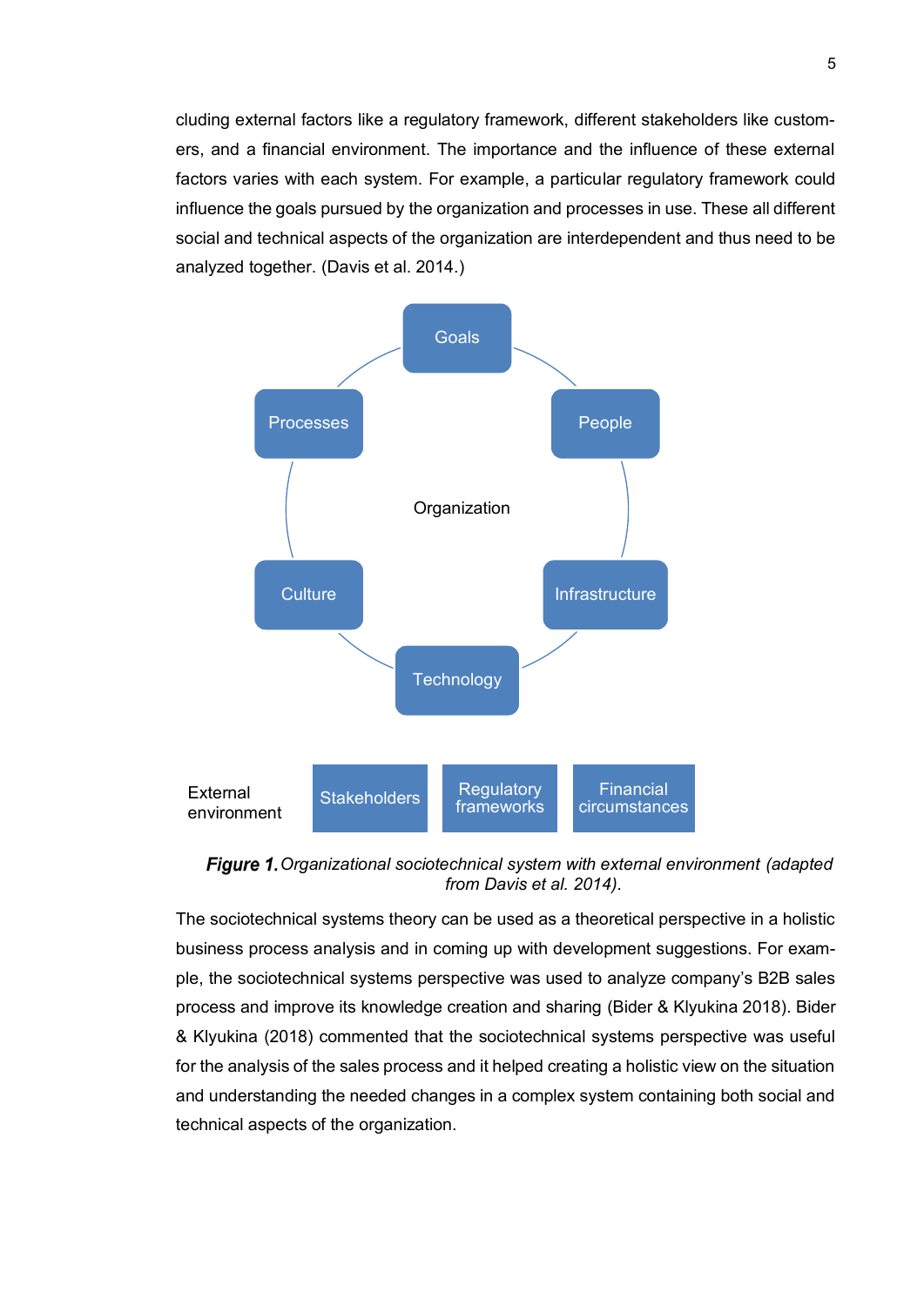cluding external factors like a regulatory framework, different stakeholders like customers, and a financial environment. The importance and the influence of these external factors varies with each system. For example, a particular regulatory framework could influence the goals pursued by the organization and processes in use. These all different social and technical aspects of the organization are interdependent and thus need to be analyzed together. (Davis et al. 2014.)

Goals

Processes

People

Organization

Culture

Infrastructure

Technology

External environment

Stakeholders

Regulatory frameworks

Financial circumstances

***Figure 1.*** *Organizational sociotechnical system with external environment (adapted from Davis et al. 2014).*

The sociotechnical systems theory can be used as a theoretical perspective in a holistic business process analysis and in coming up with development suggestions. For example, the sociotechnical systems perspective was used to analyze company's B2B sales process and improve its knowledge creation and sharing (Bider & Klyukina 2018). Bider & Klyukina (2018) commented that the sociotechnical systems perspective was useful for the analysis of the sales process and it helped creating a holistic view on the situation and understanding the needed changes in a complex system containing both social and technical aspects of the organization.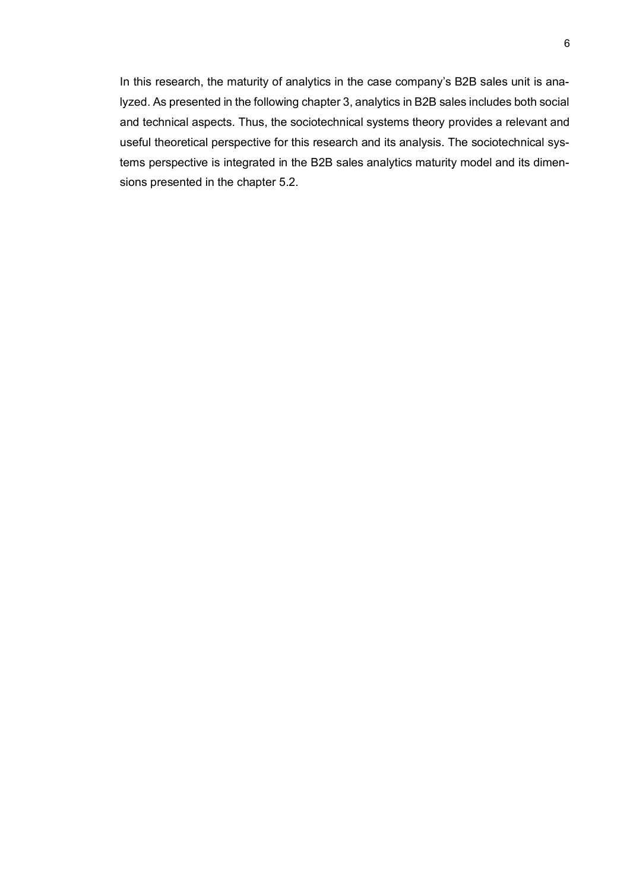In this research, the maturity of analytics in the case company's B2B sales unit is analyzed. As presented in the following chapter 3, analytics in B2B sales includes both social and technical aspects. Thus, the sociotechnical systems theory provides a relevant and useful theoretical perspective for this research and its analysis. The sociotechnical systems perspective is integrated in the B2B sales analytics maturity model and its dimensions presented in the chapter 5.2.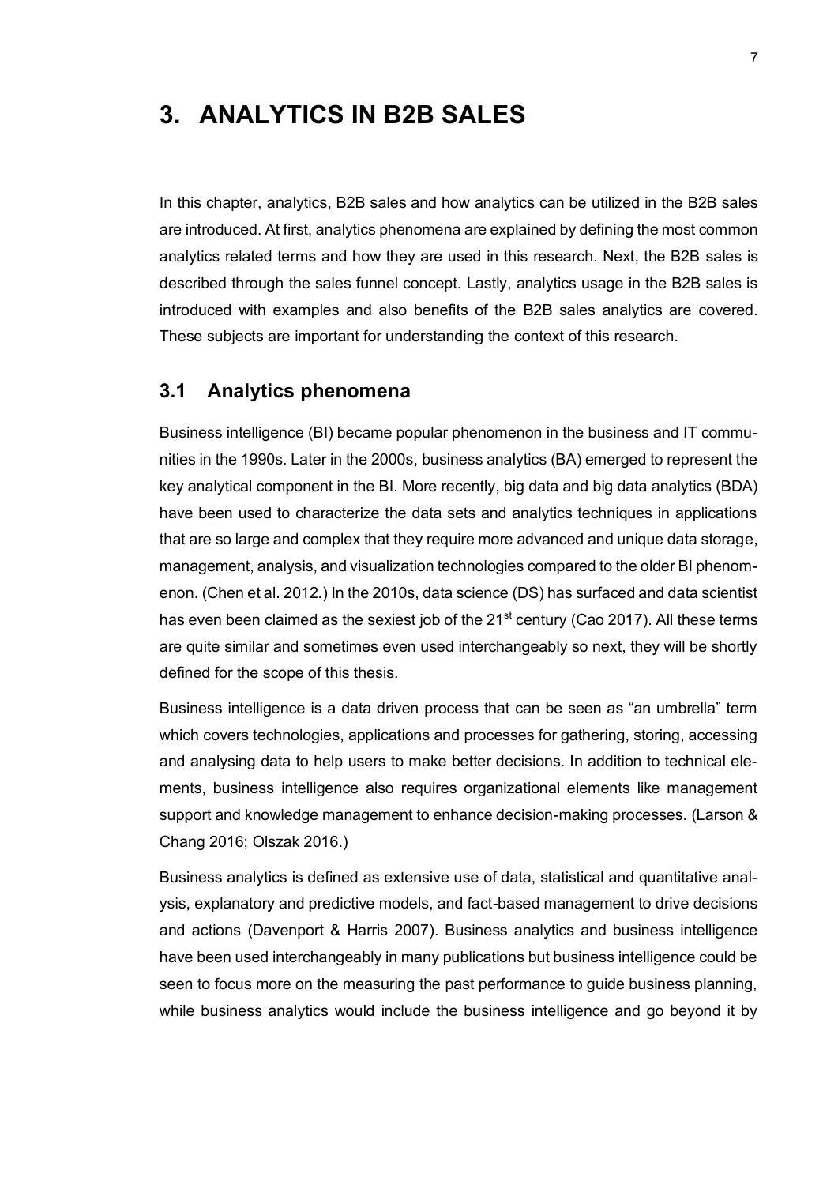# 3. ANALYTICS IN B2B SALES

In this chapter, analytics, B2B sales and how analytics can be utilized in the B2B sales are introduced. At first, analytics phenomena are explained by defining the most common analytics related terms and how they are used in this research. Next, the B2B sales is described through the sales funnel concept. Lastly, analytics usage in the B2B sales is introduced with examples and also benefits of the B2B sales analytics are covered. These subjects are important for understanding the context of this research.

## 3.1 Analytics phenomena

Business intelligence (BI) became popular phenomenon in the business and IT communities in the 1990s. Later in the 2000s, business analytics (BA) emerged to represent the key analytical component in the BI. More recently, big data and big data analytics (BDA) have been used to characterize the data sets and analytics techniques in applications that are so large and complex that they require more advanced and unique data storage, management, analysis, and visualization technologies compared to the older BI phenomenon. (Chen et al. 2012.) In the 2010s, data science (DS) has surfaced and data scientist has even been claimed as the sexiest job of the 21st century (Cao 2017). All these terms are quite similar and sometimes even used interchangeably so next, they will be shortly defined for the scope of this thesis.

Business intelligence is a data driven process that can be seen as "an umbrella" term which covers technologies, applications and processes for gathering, storing, accessing and analysing data to help users to make better decisions. In addition to technical elements, business intelligence also requires organizational elements like management support and knowledge management to enhance decision-making processes. (Larson & Chang 2016; Olszak 2016.)

Business analytics is defined as extensive use of data, statistical and quantitative analysis, explanatory and predictive models, and fact-based management to drive decisions and actions (Davenport & Harris 2007). Business analytics and business intelligence have been used interchangeably in many publications but business intelligence could be seen to focus more on the measuring the past performance to guide business planning, while business analytics would include the business intelligence and go beyond it by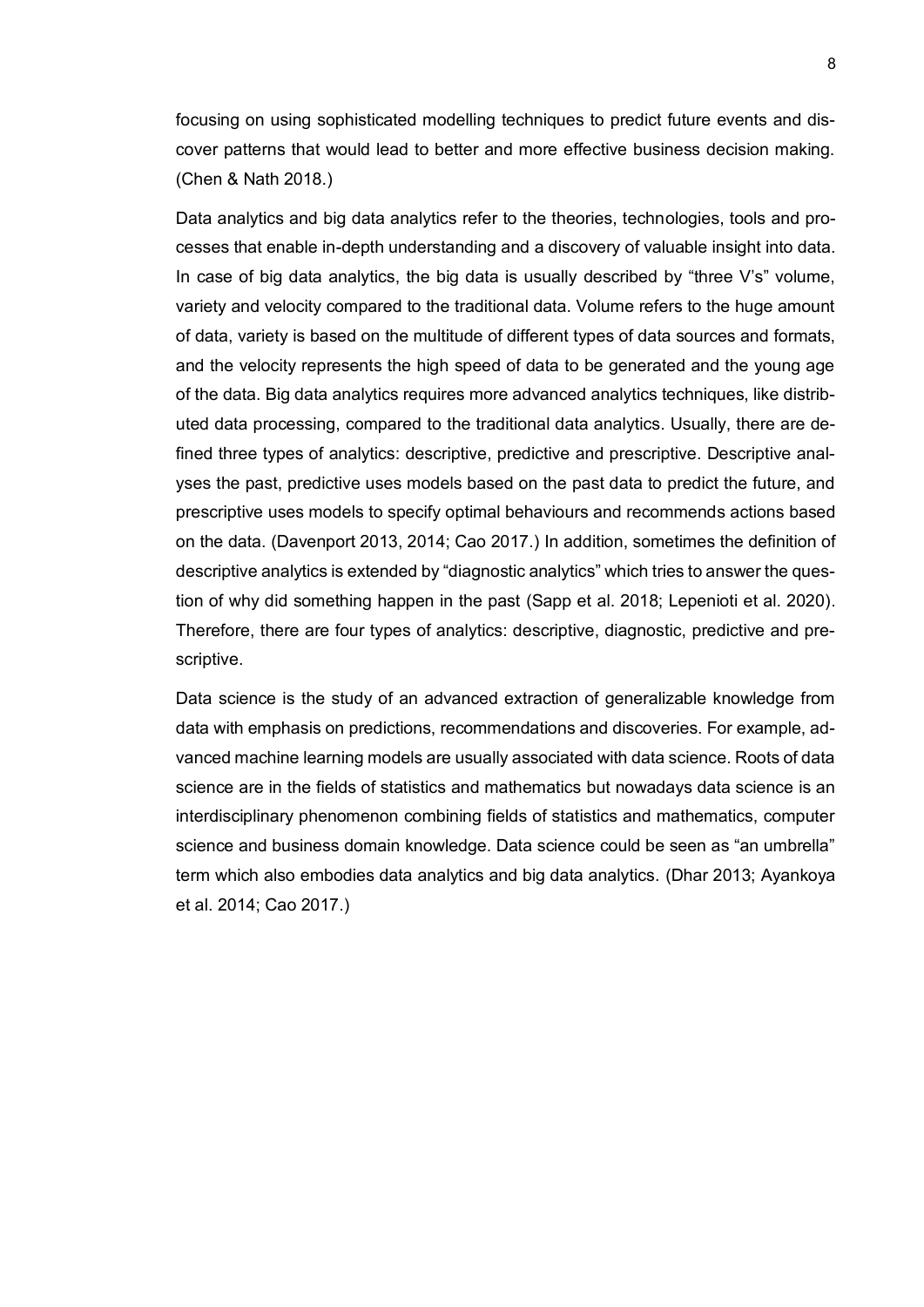focusing on using sophisticated modelling techniques to predict future events and discover patterns that would lead to better and more effective business decision making. (Chen & Nath 2018.)

Data analytics and big data analytics refer to the theories, technologies, tools and processes that enable in-depth understanding and a discovery of valuable insight into data. In case of big data analytics, the big data is usually described by "three V's" volume, variety and velocity compared to the traditional data. Volume refers to the huge amount of data, variety is based on the multitude of different types of data sources and formats, and the velocity represents the high speed of data to be generated and the young age of the data. Big data analytics requires more advanced analytics techniques, like distributed data processing, compared to the traditional data analytics. Usually, there are defined three types of analytics: descriptive, predictive and prescriptive. Descriptive analyses the past, predictive uses models based on the past data to predict the future, and prescriptive uses models to specify optimal behaviours and recommends actions based on the data. (Davenport 2013, 2014; Cao 2017.) In addition, sometimes the definition of descriptive analytics is extended by "diagnostic analytics" which tries to answer the question of why did something happen in the past (Sapp et al. 2018; Lepenioti et al. 2020). Therefore, there are four types of analytics: descriptive, diagnostic, predictive and prescriptive.

Data science is the study of an advanced extraction of generalizable knowledge from data with emphasis on predictions, recommendations and discoveries. For example, advanced machine learning models are usually associated with data science. Roots of data science are in the fields of statistics and mathematics but nowadays data science is an interdisciplinary phenomenon combining fields of statistics and mathematics, computer science and business domain knowledge. Data science could be seen as "an umbrella" term which also embodies data analytics and big data analytics. (Dhar 2013; Ayankoya et al. 2014; Cao 2017.)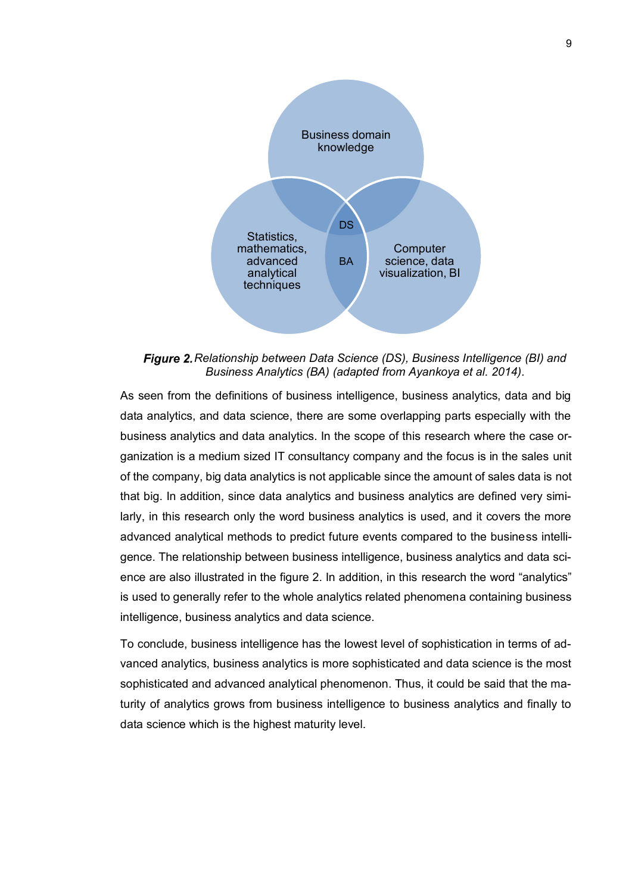**Figure 2.** *Relationship between Data Science (DS), Business Intelligence (BI) and Business Analytics (BA) (adapted from Ayankoya et al. 2014).*

As seen from the definitions of business intelligence, business analytics, data and big data analytics, and data science, there are some overlapping parts especially with the business analytics and data analytics. In the scope of this research where the case organization is a medium sized IT consultancy company and the focus is in the sales unit of the company, big data analytics is not applicable since the amount of sales data is not that big. In addition, since data analytics and business analytics are defined very similarly, in this research only the word business analytics is used, and it covers the more advanced analytical methods to predict future events compared to the business intelligence. The relationship between business intelligence, business analytics and data science are also illustrated in the figure 2. In addition, in this research the word "analytics" is used to generally refer to the whole analytics related phenomena containing business intelligence, business analytics and data science.

To conclude, business intelligence has the lowest level of sophistication in terms of advanced analytics, business analytics is more sophisticated and data science is the most sophisticated and advanced analytical phenomenon. Thus, it could be said that the maturity of analytics grows from business intelligence to business analytics and finally to data science which is the highest maturity level.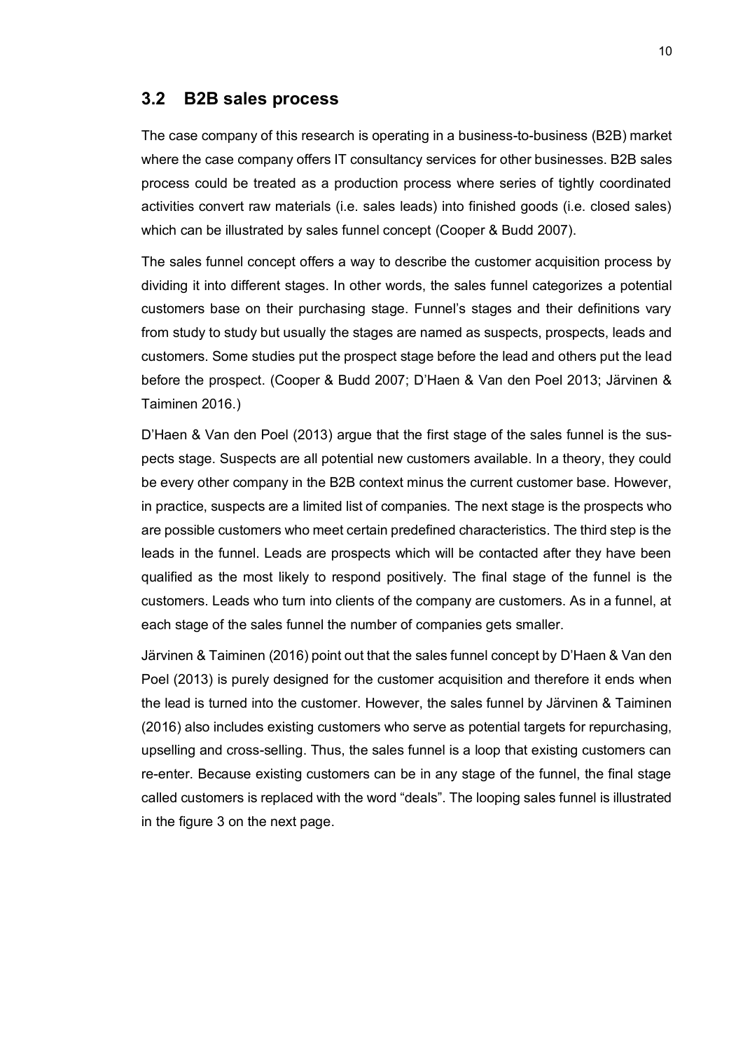## 3.2 B2B sales process

The case company of this research is operating in a business-to-business (B2B) market where the case company offers IT consultancy services for other businesses. B2B sales process could be treated as a production process where series of tightly coordinated activities convert raw materials (i.e. sales leads) into finished goods (i.e. closed sales) which can be illustrated by sales funnel concept (Cooper & Budd 2007).

The sales funnel concept offers a way to describe the customer acquisition process by dividing it into different stages. In other words, the sales funnel categorizes a potential customers base on their purchasing stage. Funnel's stages and their definitions vary from study to study but usually the stages are named as suspects, prospects, leads and customers. Some studies put the prospect stage before the lead and others put the lead before the prospect. (Cooper & Budd 2007; D'Haen & Van den Poel 2013; Järvinen & Taiminen 2016.)

D'Haen & Van den Poel (2013) argue that the first stage of the sales funnel is the suspects stage. Suspects are all potential new customers available. In a theory, they could be every other company in the B2B context minus the current customer base. However, in practice, suspects are a limited list of companies. The next stage is the prospects who are possible customers who meet certain predefined characteristics. The third step is the leads in the funnel. Leads are prospects which will be contacted after they have been qualified as the most likely to respond positively. The final stage of the funnel is the customers. Leads who turn into clients of the company are customers. As in a funnel, at each stage of the sales funnel the number of companies gets smaller.

Järvinen & Taiminen (2016) point out that the sales funnel concept by D'Haen & Van den Poel (2013) is purely designed for the customer acquisition and therefore it ends when the lead is turned into the customer. However, the sales funnel by Järvinen & Taiminen (2016) also includes existing customers who serve as potential targets for repurchasing, upselling and cross-selling. Thus, the sales funnel is a loop that existing customers can re-enter. Because existing customers can be in any stage of the funnel, the final stage called customers is replaced with the word "deals". The looping sales funnel is illustrated in the figure 3 on the next page.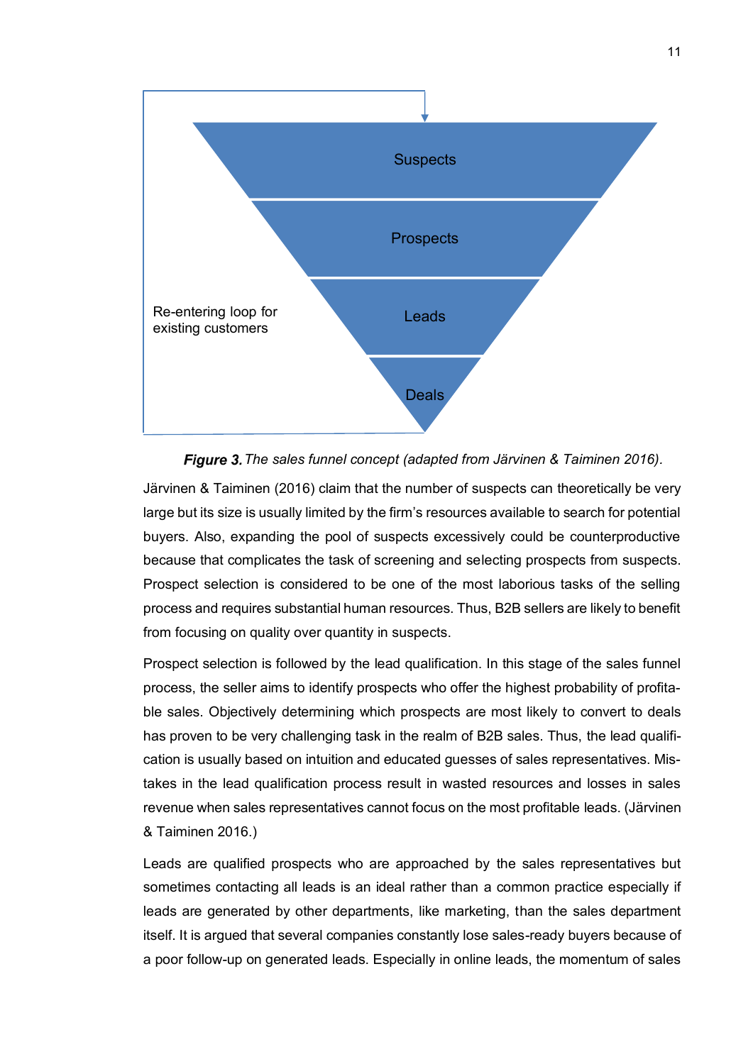**Figure 3.** *The sales funnel concept (adapted from Järvinen & Taiminen 2016).*

Järvinen & Taiminen (2016) claim that the number of suspects can theoretically be very large but its size is usually limited by the firm's resources available to search for potential buyers. Also, expanding the pool of suspects excessively could be counterproductive because that complicates the task of screening and selecting prospects from suspects. Prospect selection is considered to be one of the most laborious tasks of the selling process and requires substantial human resources. Thus, B2B sellers are likely to benefit from focusing on quality over quantity in suspects.

Prospect selection is followed by the lead qualification. In this stage of the sales funnel process, the seller aims to identify prospects who offer the highest probability of profitable sales. Objectively determining which prospects are most likely to convert to deals has proven to be very challenging task in the realm of B2B sales. Thus, the lead qualification is usually based on intuition and educated guesses of sales representatives. Mistakes in the lead qualification process result in wasted resources and losses in sales revenue when sales representatives cannot focus on the most profitable leads. (Järvinen & Taiminen 2016.)

Leads are qualified prospects who are approached by the sales representatives but sometimes contacting all leads is an ideal rather than a common practice especially if leads are generated by other departments, like marketing, than the sales department itself. It is argued that several companies constantly lose sales-ready buyers because of a poor follow-up on generated leads. Especially in online leads, the momentum of sales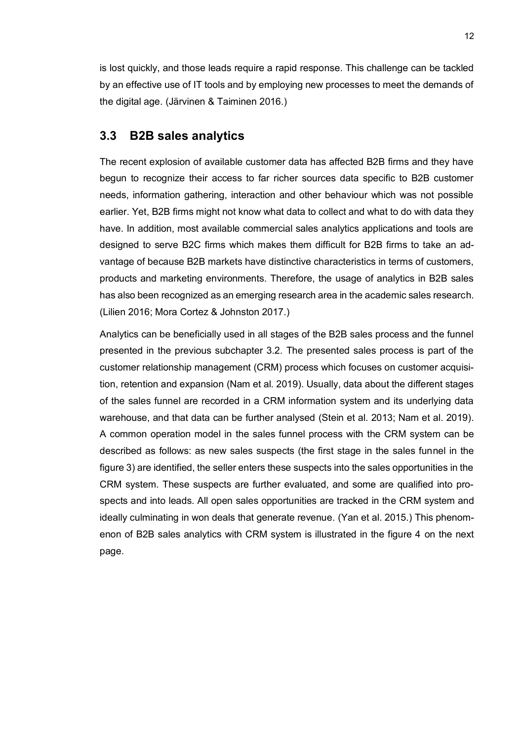is lost quickly, and those leads require a rapid response. This challenge can be tackled by an effective use of IT tools and by employing new processes to meet the demands of the digital age. (Järvinen & Taiminen 2016.)

## 3.3 B2B sales analytics

The recent explosion of available customer data has affected B2B firms and they have begun to recognize their access to far richer sources data specific to B2B customer needs, information gathering, interaction and other behaviour which was not possible earlier. Yet, B2B firms might not know what data to collect and what to do with data they have. In addition, most available commercial sales analytics applications and tools are designed to serve B2C firms which makes them difficult for B2B firms to take an advantage of because B2B markets have distinctive characteristics in terms of customers, products and marketing environments. Therefore, the usage of analytics in B2B sales has also been recognized as an emerging research area in the academic sales research. (Lilien 2016; Mora Cortez & Johnston 2017.)

Analytics can be beneficially used in all stages of the B2B sales process and the funnel presented in the previous subchapter 3.2. The presented sales process is part of the customer relationship management (CRM) process which focuses on customer acquisition, retention and expansion (Nam et al. 2019). Usually, data about the different stages of the sales funnel are recorded in a CRM information system and its underlying data warehouse, and that data can be further analysed (Stein et al. 2013; Nam et al. 2019). A common operation model in the sales funnel process with the CRM system can be described as follows: as new sales suspects (the first stage in the sales funnel in the figure 3) are identified, the seller enters these suspects into the sales opportunities in the CRM system. These suspects are further evaluated, and some are qualified into prospects and into leads. All open sales opportunities are tracked in the CRM system and ideally culminating in won deals that generate revenue. (Yan et al. 2015.) This phenomenon of B2B sales analytics with CRM system is illustrated in the figure 4 on the next page.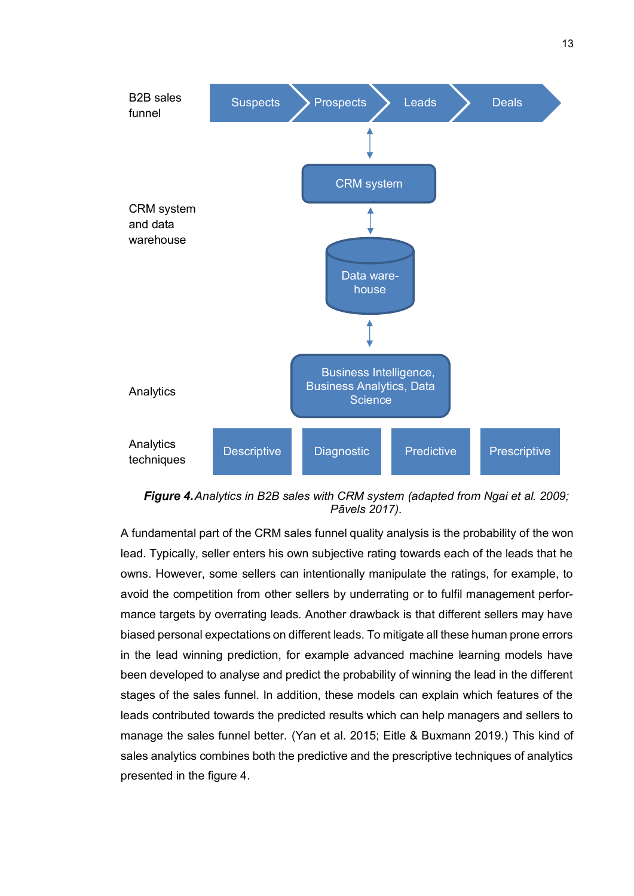**Figure 4.** *Analytics in B2B sales with CRM system (adapted from Ngai et al. 2009; Pāvels 2017).*

A fundamental part of the CRM sales funnel quality analysis is the probability of the won lead. Typically, seller enters his own subjective rating towards each of the leads that he owns. However, some sellers can intentionally manipulate the ratings, for example, to avoid the competition from other sellers by underrating or to fulfil management performance targets by overrating leads. Another drawback is that different sellers may have biased personal expectations on different leads. To mitigate all these human prone errors in the lead winning prediction, for example advanced machine learning models have been developed to analyse and predict the probability of winning the lead in the different stages of the sales funnel. In addition, these models can explain which features of the leads contributed towards the predicted results which can help managers and sellers to manage the sales funnel better. (Yan et al. 2015; Eitle & Buxmann 2019.) This kind of sales analytics combines both the predictive and the prescriptive techniques of analytics presented in the figure 4.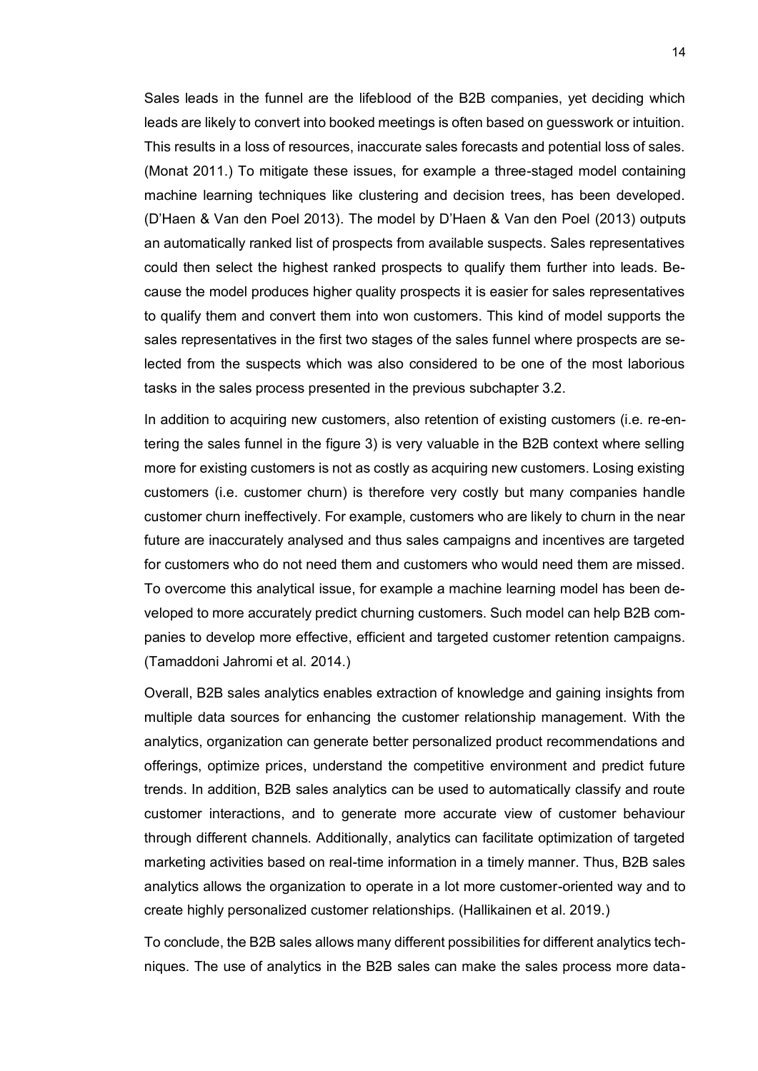Sales leads in the funnel are the lifeblood of the B2B companies, yet deciding which leads are likely to convert into booked meetings is often based on guesswork or intuition. This results in a loss of resources, inaccurate sales forecasts and potential loss of sales. (Monat 2011.) To mitigate these issues, for example a three-staged model containing machine learning techniques like clustering and decision trees, has been developed. (D'Haen & Van den Poel 2013). The model by D'Haen & Van den Poel (2013) outputs an automatically ranked list of prospects from available suspects. Sales representatives could then select the highest ranked prospects to qualify them further into leads. Because the model produces higher quality prospects it is easier for sales representatives to qualify them and convert them into won customers. This kind of model supports the sales representatives in the first two stages of the sales funnel where prospects are selected from the suspects which was also considered to be one of the most laborious tasks in the sales process presented in the previous subchapter 3.2.

In addition to acquiring new customers, also retention of existing customers (i.e. re-entering the sales funnel in the figure 3) is very valuable in the B2B context where selling more for existing customers is not as costly as acquiring new customers. Losing existing customers (i.e. customer churn) is therefore very costly but many companies handle customer churn ineffectively. For example, customers who are likely to churn in the near future are inaccurately analysed and thus sales campaigns and incentives are targeted for customers who do not need them and customers who would need them are missed. To overcome this analytical issue, for example a machine learning model has been developed to more accurately predict churning customers. Such model can help B2B companies to develop more effective, efficient and targeted customer retention campaigns. (Tamaddoni Jahromi et al. 2014.)

Overall, B2B sales analytics enables extraction of knowledge and gaining insights from multiple data sources for enhancing the customer relationship management. With the analytics, organization can generate better personalized product recommendations and offerings, optimize prices, understand the competitive environment and predict future trends. In addition, B2B sales analytics can be used to automatically classify and route customer interactions, and to generate more accurate view of customer behaviour through different channels. Additionally, analytics can facilitate optimization of targeted marketing activities based on real-time information in a timely manner. Thus, B2B sales analytics allows the organization to operate in a lot more customer-oriented way and to create highly personalized customer relationships. (Hallikainen et al. 2019.)

To conclude, the B2B sales allows many different possibilities for different analytics techniques. The use of analytics in the B2B sales can make the sales process more data-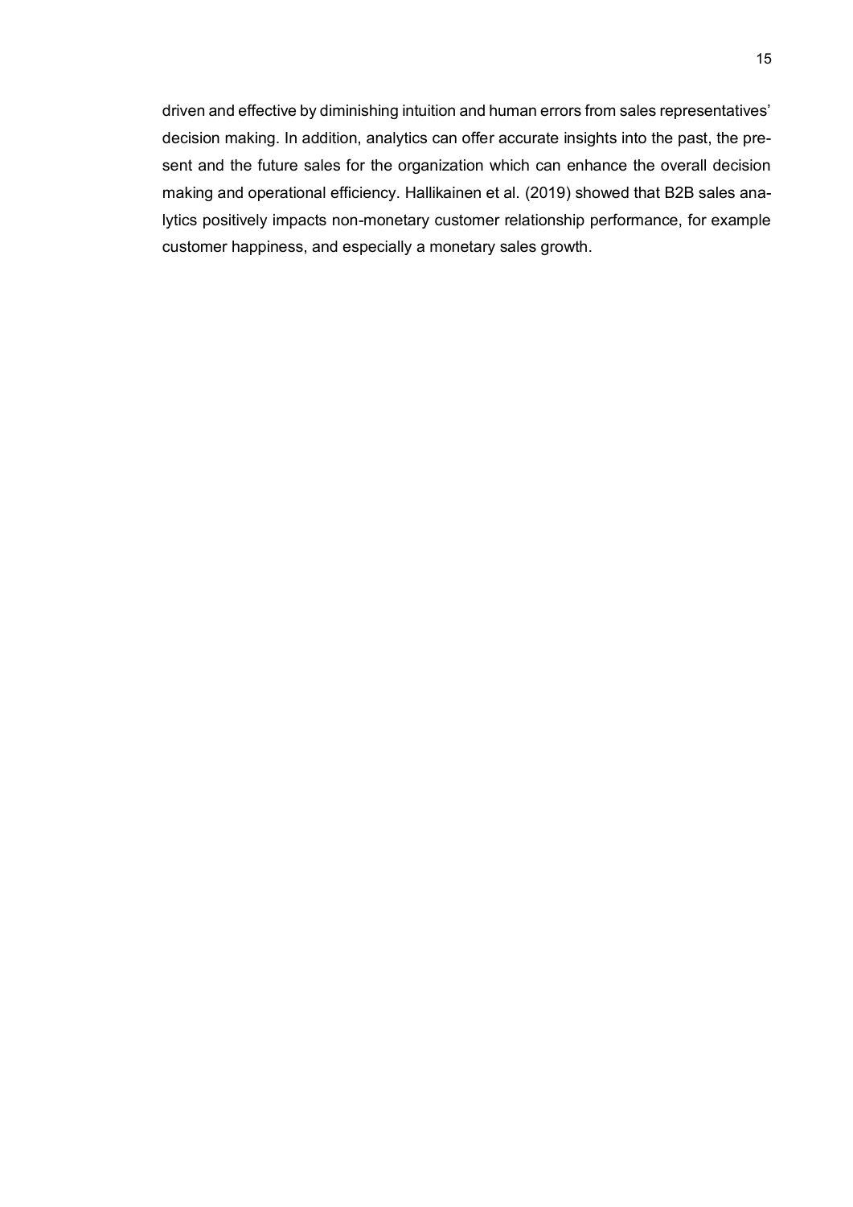driven and effective by diminishing intuition and human errors from sales representatives' decision making. In addition, analytics can offer accurate insights into the past, the present and the future sales for the organization which can enhance the overall decision making and operational efficiency. Hallikainen et al. (2019) showed that B2B sales analytics positively impacts non-monetary customer relationship performance, for example customer happiness, and especially a monetary sales growth.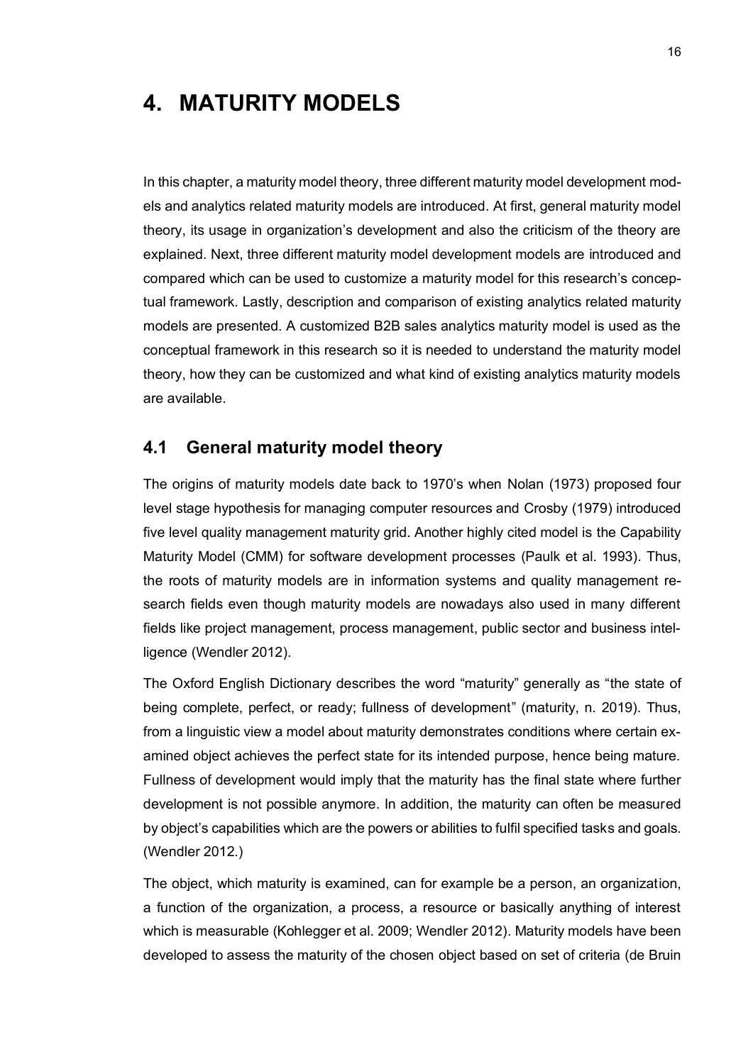# 4. MATURITY MODELS

In this chapter, a maturity model theory, three different maturity model development models and analytics related maturity models are introduced. At first, general maturity model theory, its usage in organization's development and also the criticism of the theory are explained. Next, three different maturity model development models are introduced and compared which can be used to customize a maturity model for this research's conceptual framework. Lastly, description and comparison of existing analytics related maturity models are presented. A customized B2B sales analytics maturity model is used as the conceptual framework in this research so it is needed to understand the maturity model theory, how they can be customized and what kind of existing analytics maturity models are available.

## 4.1 General maturity model theory

The origins of maturity models date back to 1970's when Nolan (1973) proposed four level stage hypothesis for managing computer resources and Crosby (1979) introduced five level quality management maturity grid. Another highly cited model is the Capability Maturity Model (CMM) for software development processes (Paulk et al. 1993). Thus, the roots of maturity models are in information systems and quality management research fields even though maturity models are nowadays also used in many different fields like project management, process management, public sector and business intelligence (Wendler 2012).

The Oxford English Dictionary describes the word "maturity" generally as "the state of being complete, perfect, or ready; fullness of development" (maturity, n. 2019). Thus, from a linguistic view a model about maturity demonstrates conditions where certain examined object achieves the perfect state for its intended purpose, hence being mature. Fullness of development would imply that the maturity has the final state where further development is not possible anymore. In addition, the maturity can often be measured by object's capabilities which are the powers or abilities to fulfil specified tasks and goals. (Wendler 2012.)

The object, which maturity is examined, can for example be a person, an organization, a function of the organization, a process, a resource or basically anything of interest which is measurable (Kohlegger et al. 2009; Wendler 2012). Maturity models have been developed to assess the maturity of the chosen object based on set of criteria (de Bruin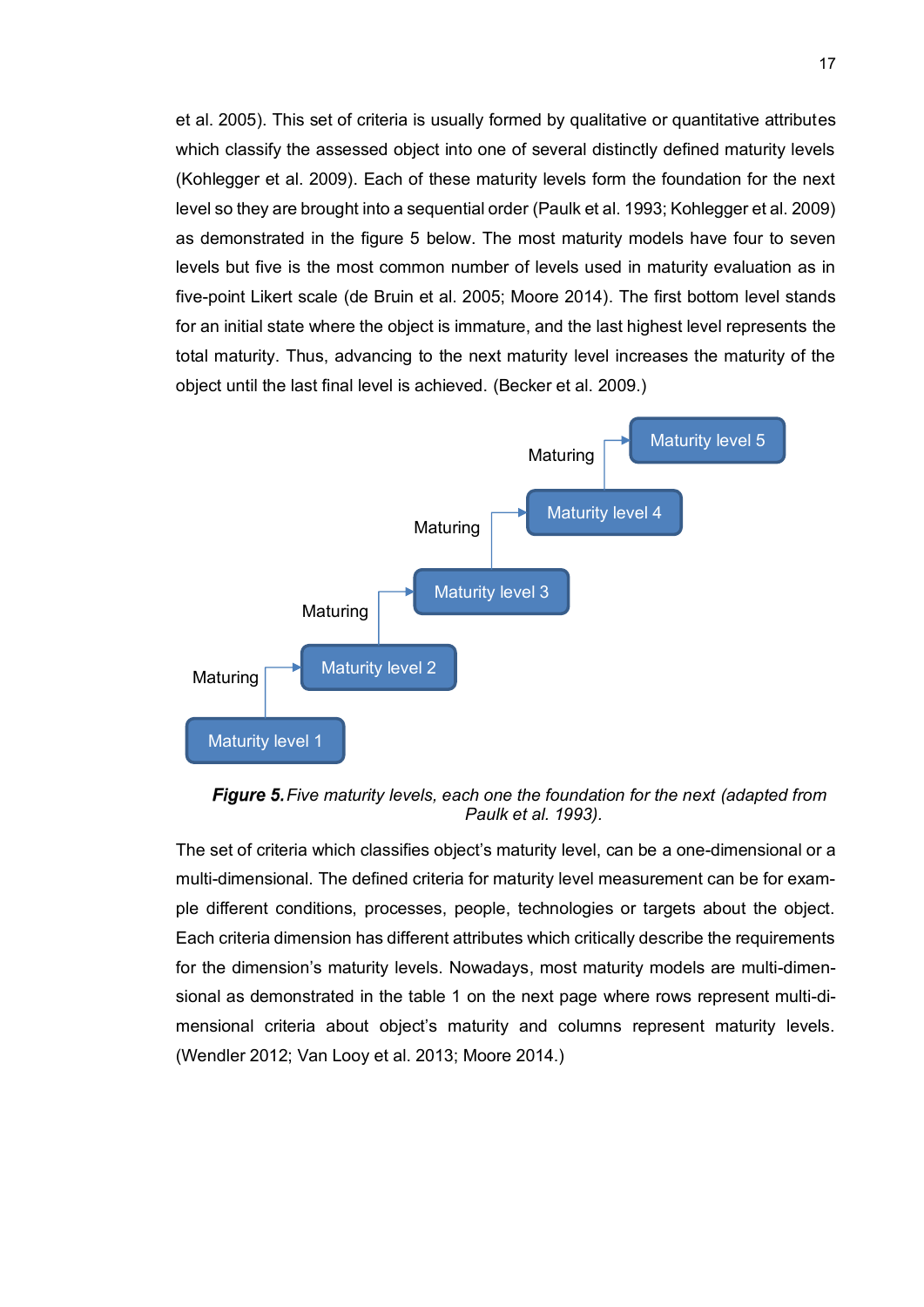et al. 2005). This set of criteria is usually formed by qualitative or quantitative attributes which classify the assessed object into one of several distinctly defined maturity levels (Kohlegger et al. 2009). Each of these maturity levels form the foundation for the next level so they are brought into a sequential order (Paulk et al. 1993; Kohlegger et al. 2009) as demonstrated in the figure 5 below. The most maturity models have four to seven levels but five is the most common number of levels used in maturity evaluation as in five-point Likert scale (de Bruin et al. 2005; Moore 2014). The first bottom level stands for an initial state where the object is immature, and the last highest level represents the total maturity. Thus, advancing to the next maturity level increases the maturity of the object until the last final level is achieved. (Becker et al. 2009.)

Maturing → Maturity level 5

Maturing → Maturity level 4

Maturing → Maturity level 3

Maturing → Maturity level 2

Maturity level 1

***Figure 5.*** *Five maturity levels, each one the foundation for the next (adapted from Paulk et al. 1993).*

The set of criteria which classifies object's maturity level, can be a one-dimensional or a multi-dimensional. The defined criteria for maturity level measurement can be for example different conditions, processes, people, technologies or targets about the object. Each criteria dimension has different attributes which critically describe the requirements for the dimension's maturity levels. Nowadays, most maturity models are multi-dimensional as demonstrated in the table 1 on the next page where rows represent multi-dimensional criteria about object's maturity and columns represent maturity levels. (Wendler 2012; Van Looy et al. 2013; Moore 2014.)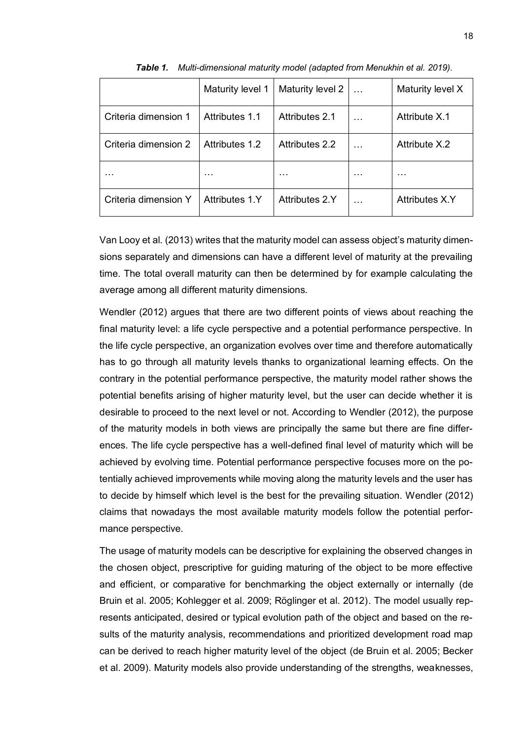***Table 1.*** *Multi-dimensional maturity model (adapted from Menukhin et al. 2019).*

| | Maturity level 1 | Maturity level 2 | … | Maturity level X |
|---|---|---|---|---|
| Criteria dimension 1 | Attributes 1.1 | Attributes 2.1 | … | Attribute X.1 |
| Criteria dimension 2 | Attributes 1.2 | Attributes 2.2 | … | Attribute X.2 |
| … | … | … | … | … |
| Criteria dimension Y | Attributes 1.Y | Attributes 2.Y | … | Attributes X.Y |

Van Looy et al. (2013) writes that the maturity model can assess object's maturity dimensions separately and dimensions can have a different level of maturity at the prevailing time. The total overall maturity can then be determined by for example calculating the average among all different maturity dimensions.

Wendler (2012) argues that there are two different points of views about reaching the final maturity level: a life cycle perspective and a potential performance perspective. In the life cycle perspective, an organization evolves over time and therefore automatically has to go through all maturity levels thanks to organizational learning effects. On the contrary in the potential performance perspective, the maturity model rather shows the potential benefits arising of higher maturity level, but the user can decide whether it is desirable to proceed to the next level or not. According to Wendler (2012), the purpose of the maturity models in both views are principally the same but there are fine differences. The life cycle perspective has a well-defined final level of maturity which will be achieved by evolving time. Potential performance perspective focuses more on the potentially achieved improvements while moving along the maturity levels and the user has to decide by himself which level is the best for the prevailing situation. Wendler (2012) claims that nowadays the most available maturity models follow the potential performance perspective.

The usage of maturity models can be descriptive for explaining the observed changes in the chosen object, prescriptive for guiding maturing of the object to be more effective and efficient, or comparative for benchmarking the object externally or internally (de Bruin et al. 2005; Kohlegger et al. 2009; Röglinger et al. 2012). The model usually represents anticipated, desired or typical evolution path of the object and based on the results of the maturity analysis, recommendations and prioritized development road map can be derived to reach higher maturity level of the object (de Bruin et al. 2005; Becker et al. 2009). Maturity models also provide understanding of the strengths, weaknesses,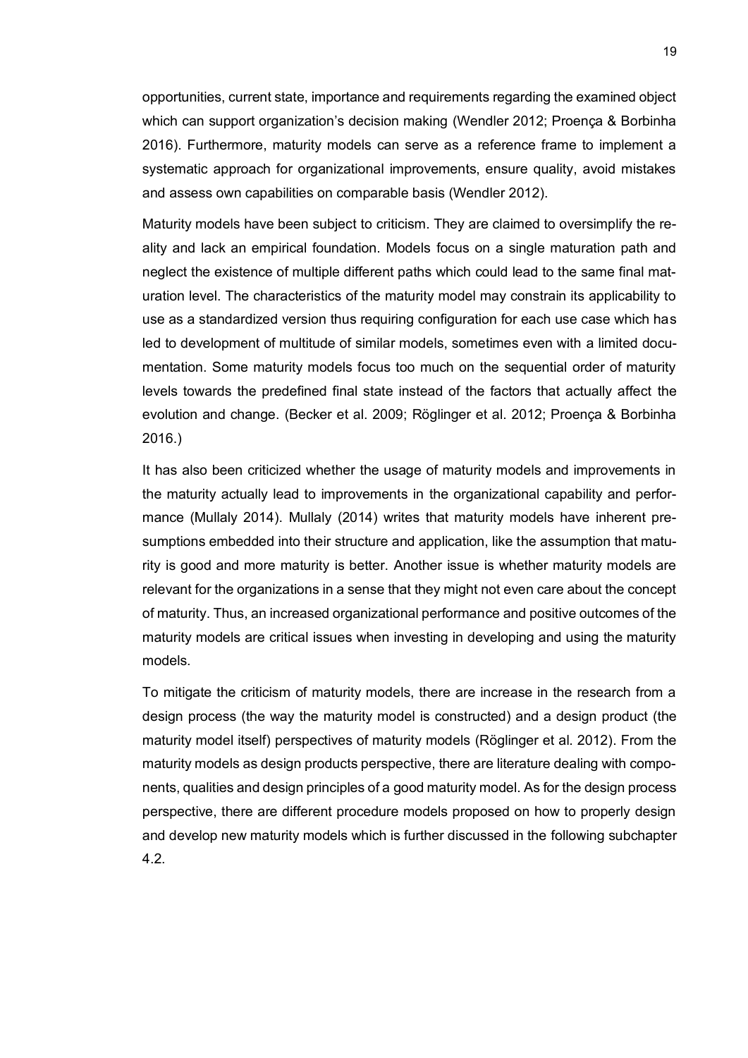opportunities, current state, importance and requirements regarding the examined object which can support organization's decision making (Wendler 2012; Proença & Borbinha 2016). Furthermore, maturity models can serve as a reference frame to implement a systematic approach for organizational improvements, ensure quality, avoid mistakes and assess own capabilities on comparable basis (Wendler 2012).

Maturity models have been subject to criticism. They are claimed to oversimplify the reality and lack an empirical foundation. Models focus on a single maturation path and neglect the existence of multiple different paths which could lead to the same final maturation level. The characteristics of the maturity model may constrain its applicability to use as a standardized version thus requiring configuration for each use case which has led to development of multitude of similar models, sometimes even with a limited documentation. Some maturity models focus too much on the sequential order of maturity levels towards the predefined final state instead of the factors that actually affect the evolution and change. (Becker et al. 2009; Röglinger et al. 2012; Proença & Borbinha 2016.)

It has also been criticized whether the usage of maturity models and improvements in the maturity actually lead to improvements in the organizational capability and performance (Mullaly 2014). Mullaly (2014) writes that maturity models have inherent presumptions embedded into their structure and application, like the assumption that maturity is good and more maturity is better. Another issue is whether maturity models are relevant for the organizations in a sense that they might not even care about the concept of maturity. Thus, an increased organizational performance and positive outcomes of the maturity models are critical issues when investing in developing and using the maturity models.

To mitigate the criticism of maturity models, there are increase in the research from a design process (the way the maturity model is constructed) and a design product (the maturity model itself) perspectives of maturity models (Röglinger et al. 2012). From the maturity models as design products perspective, there are literature dealing with components, qualities and design principles of a good maturity model. As for the design process perspective, there are different procedure models proposed on how to properly design and develop new maturity models which is further discussed in the following subchapter 4.2.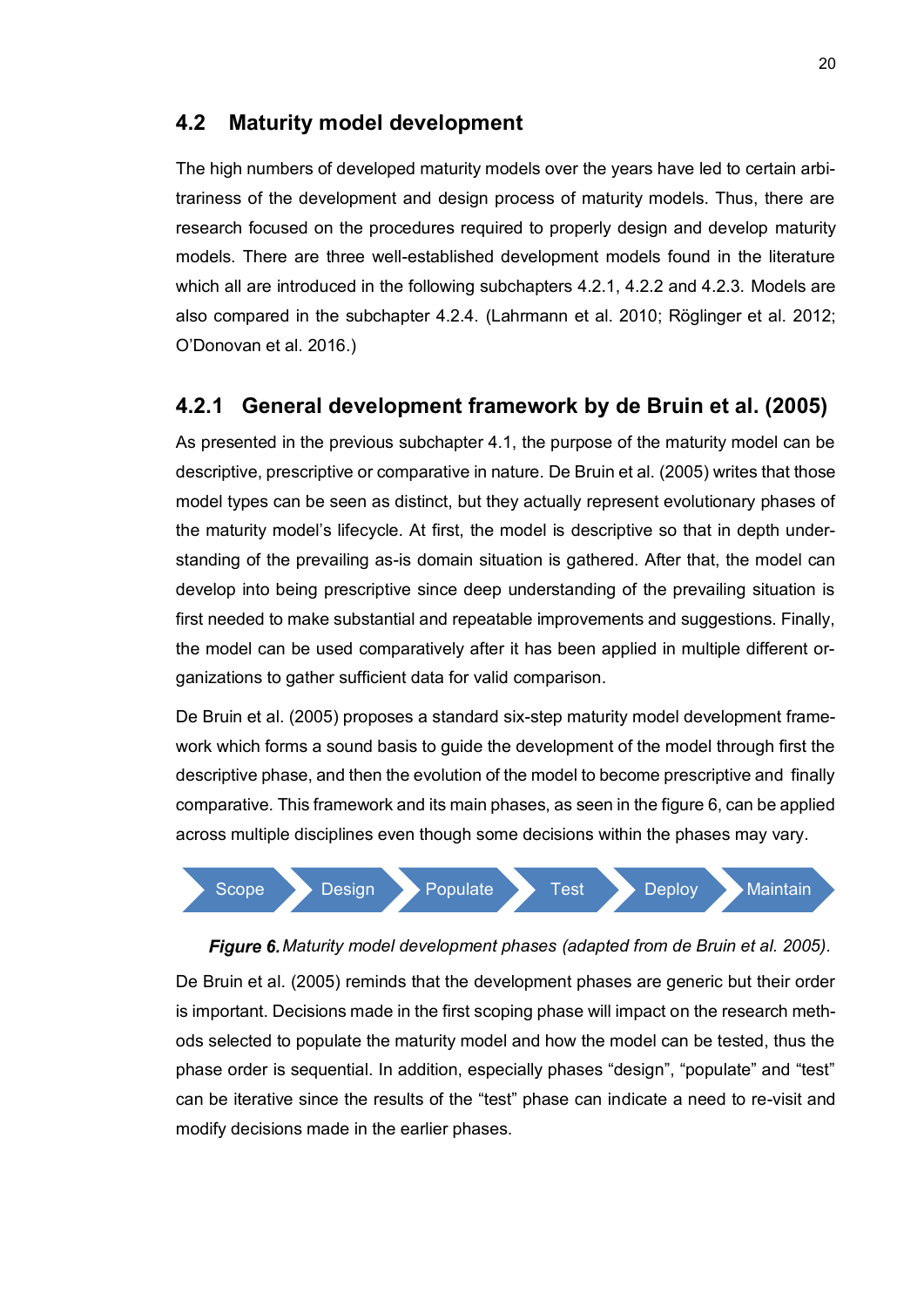## 4.2 Maturity model development

The high numbers of developed maturity models over the years have led to certain arbitrariness of the development and design process of maturity models. Thus, there are research focused on the procedures required to properly design and develop maturity models. There are three well-established development models found in the literature which all are introduced in the following subchapters 4.2.1, 4.2.2 and 4.2.3. Models are also compared in the subchapter 4.2.4. (Lahrmann et al. 2010; Röglinger et al. 2012; O'Donovan et al. 2016.)

### 4.2.1 General development framework by de Bruin et al. (2005)

As presented in the previous subchapter 4.1, the purpose of the maturity model can be descriptive, prescriptive or comparative in nature. De Bruin et al. (2005) writes that those model types can be seen as distinct, but they actually represent evolutionary phases of the maturity model's lifecycle. At first, the model is descriptive so that in depth understanding of the prevailing as-is domain situation is gathered. After that, the model can develop into being prescriptive since deep understanding of the prevailing situation is first needed to make substantial and repeatable improvements and suggestions. Finally, the model can be used comparatively after it has been applied in multiple different organizations to gather sufficient data for valid comparison.

De Bruin et al. (2005) proposes a standard six-step maturity model development framework which forms a sound basis to guide the development of the model through first the descriptive phase, and then the evolution of the model to become prescriptive and finally comparative. This framework and its main phases, as seen in the figure 6, can be applied across multiple disciplines even though some decisions within the phases may vary.

Scope → Design → Populate → Test → Deploy → Maintain

***Figure 6.*** *Maturity model development phases (adapted from de Bruin et al. 2005).*

De Bruin et al. (2005) reminds that the development phases are generic but their order is important. Decisions made in the first scoping phase will impact on the research methods selected to populate the maturity model and how the model can be tested, thus the phase order is sequential. In addition, especially phases "design", "populate" and "test" can be iterative since the results of the "test" phase can indicate a need to re-visit and modify decisions made in the earlier phases.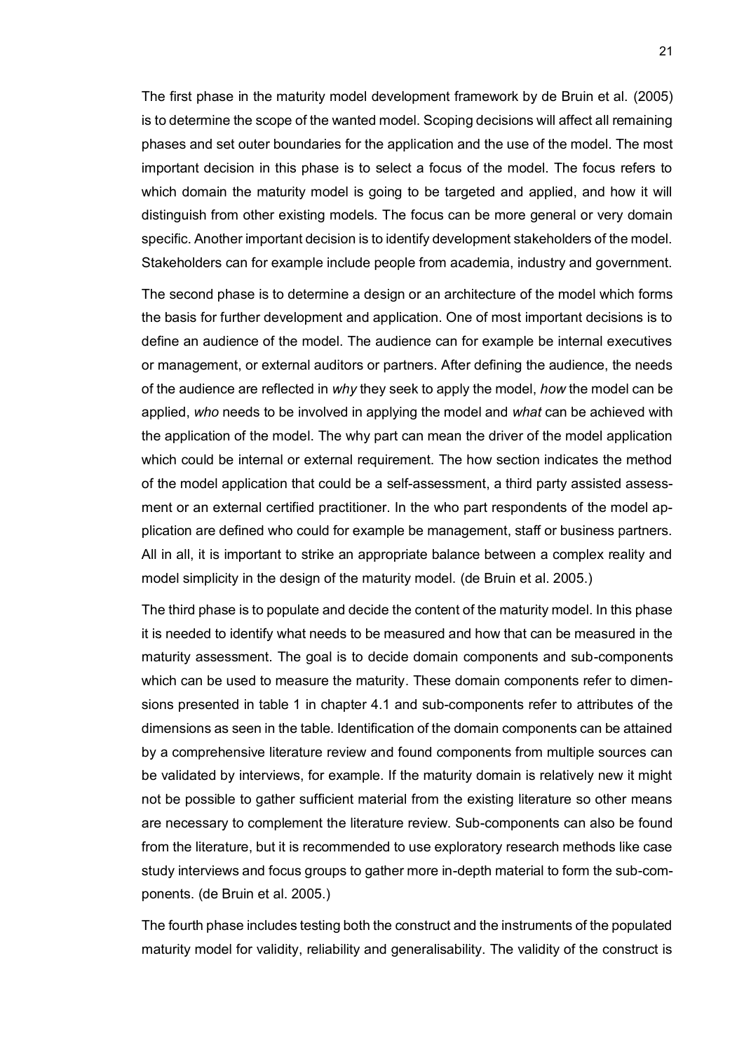The first phase in the maturity model development framework by de Bruin et al. (2005) is to determine the scope of the wanted model. Scoping decisions will affect all remaining phases and set outer boundaries for the application and the use of the model. The most important decision in this phase is to select a focus of the model. The focus refers to which domain the maturity model is going to be targeted and applied, and how it will distinguish from other existing models. The focus can be more general or very domain specific. Another important decision is to identify development stakeholders of the model. Stakeholders can for example include people from academia, industry and government.

The second phase is to determine a design or an architecture of the model which forms the basis for further development and application. One of most important decisions is to define an audience of the model. The audience can for example be internal executives or management, or external auditors or partners. After defining the audience, the needs of the audience are reflected in *why* they seek to apply the model, *how* the model can be applied, *who* needs to be involved in applying the model and *what* can be achieved with the application of the model. The why part can mean the driver of the model application which could be internal or external requirement. The how section indicates the method of the model application that could be a self-assessment, a third party assisted assessment or an external certified practitioner. In the who part respondents of the model application are defined who could for example be management, staff or business partners. All in all, it is important to strike an appropriate balance between a complex reality and model simplicity in the design of the maturity model. (de Bruin et al. 2005.)

The third phase is to populate and decide the content of the maturity model. In this phase it is needed to identify what needs to be measured and how that can be measured in the maturity assessment. The goal is to decide domain components and sub-components which can be used to measure the maturity. These domain components refer to dimensions presented in table 1 in chapter 4.1 and sub-components refer to attributes of the dimensions as seen in the table. Identification of the domain components can be attained by a comprehensive literature review and found components from multiple sources can be validated by interviews, for example. If the maturity domain is relatively new it might not be possible to gather sufficient material from the existing literature so other means are necessary to complement the literature review. Sub-components can also be found from the literature, but it is recommended to use exploratory research methods like case study interviews and focus groups to gather more in-depth material to form the sub-components. (de Bruin et al. 2005.)

The fourth phase includes testing both the construct and the instruments of the populated maturity model for validity, reliability and generalisability. The validity of the construct is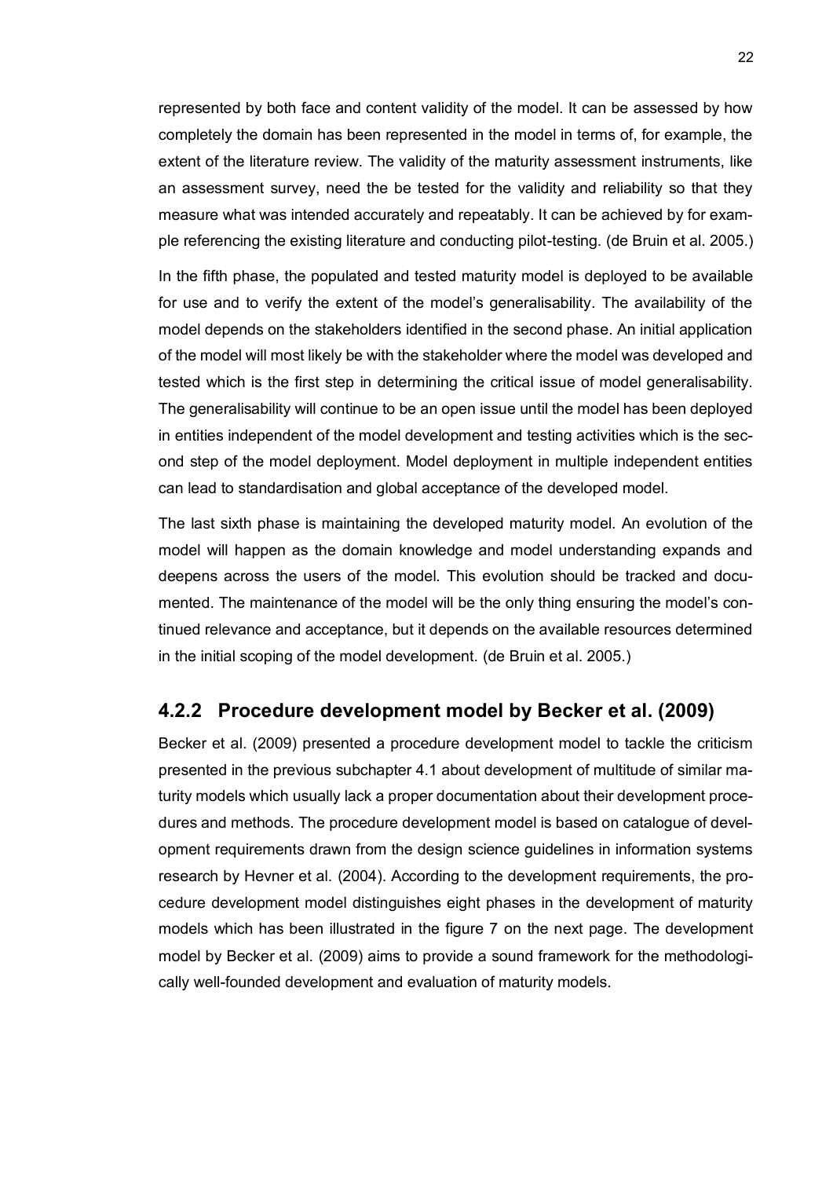represented by both face and content validity of the model. It can be assessed by how completely the domain has been represented in the model in terms of, for example, the extent of the literature review. The validity of the maturity assessment instruments, like an assessment survey, need the be tested for the validity and reliability so that they measure what was intended accurately and repeatably. It can be achieved by for example referencing the existing literature and conducting pilot-testing. (de Bruin et al. 2005.)

In the fifth phase, the populated and tested maturity model is deployed to be available for use and to verify the extent of the model's generalisability. The availability of the model depends on the stakeholders identified in the second phase. An initial application of the model will most likely be with the stakeholder where the model was developed and tested which is the first step in determining the critical issue of model generalisability. The generalisability will continue to be an open issue until the model has been deployed in entities independent of the model development and testing activities which is the second step of the model deployment. Model deployment in multiple independent entities can lead to standardisation and global acceptance of the developed model.

The last sixth phase is maintaining the developed maturity model. An evolution of the model will happen as the domain knowledge and model understanding expands and deepens across the users of the model. This evolution should be tracked and documented. The maintenance of the model will be the only thing ensuring the model's continued relevance and acceptance, but it depends on the available resources determined in the initial scoping of the model development. (de Bruin et al. 2005.)

### 4.2.2 Procedure development model by Becker et al. (2009)

Becker et al. (2009) presented a procedure development model to tackle the criticism presented in the previous subchapter 4.1 about development of multitude of similar maturity models which usually lack a proper documentation about their development procedures and methods. The procedure development model is based on catalogue of development requirements drawn from the design science guidelines in information systems research by Hevner et al. (2004). According to the development requirements, the procedure development model distinguishes eight phases in the development of maturity models which has been illustrated in the figure 7 on the next page. The development model by Becker et al. (2009) aims to provide a sound framework for the methodologically well-founded development and evaluation of maturity models.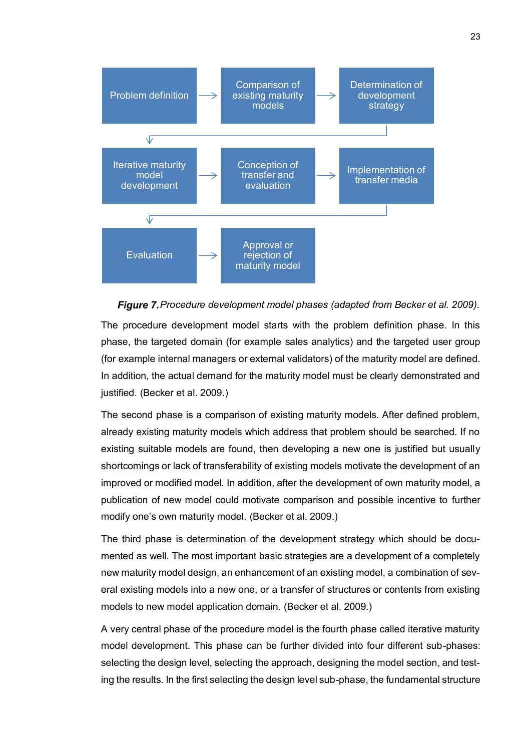Problem definition → Comparison of existing maturity models → Determination of development strategy → Iterative maturity model development → Conception of transfer and evaluation → Implementation of transfer media → Evaluation → Approval or rejection of maturity model

***Figure 7.*** *Procedure development model phases (adapted from Becker et al. 2009).*

The procedure development model starts with the problem definition phase. In this phase, the targeted domain (for example sales analytics) and the targeted user group (for example internal managers or external validators) of the maturity model are defined. In addition, the actual demand for the maturity model must be clearly demonstrated and justified. (Becker et al. 2009.)

The second phase is a comparison of existing maturity models. After defined problem, already existing maturity models which address that problem should be searched. If no existing suitable models are found, then developing a new one is justified but usually shortcomings or lack of transferability of existing models motivate the development of an improved or modified model. In addition, after the development of own maturity model, a publication of new model could motivate comparison and possible incentive to further modify one's own maturity model. (Becker et al. 2009.)

The third phase is determination of the development strategy which should be documented as well. The most important basic strategies are a development of a completely new maturity model design, an enhancement of an existing model, a combination of several existing models into a new one, or a transfer of structures or contents from existing models to new model application domain. (Becker et al. 2009.)

A very central phase of the procedure model is the fourth phase called iterative maturity model development. This phase can be further divided into four different sub-phases: selecting the design level, selecting the approach, designing the model section, and testing the results. In the first selecting the design level sub-phase, the fundamental structure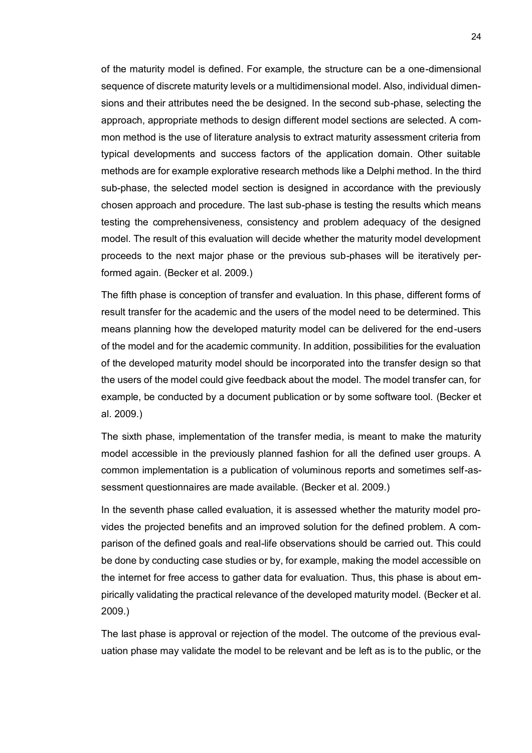of the maturity model is defined. For example, the structure can be a one-dimensional sequence of discrete maturity levels or a multidimensional model. Also, individual dimensions and their attributes need the be designed. In the second sub-phase, selecting the approach, appropriate methods to design different model sections are selected. A common method is the use of literature analysis to extract maturity assessment criteria from typical developments and success factors of the application domain. Other suitable methods are for example explorative research methods like a Delphi method. In the third sub-phase, the selected model section is designed in accordance with the previously chosen approach and procedure. The last sub-phase is testing the results which means testing the comprehensiveness, consistency and problem adequacy of the designed model. The result of this evaluation will decide whether the maturity model development proceeds to the next major phase or the previous sub-phases will be iteratively performed again. (Becker et al. 2009.)

The fifth phase is conception of transfer and evaluation. In this phase, different forms of result transfer for the academic and the users of the model need to be determined. This means planning how the developed maturity model can be delivered for the end-users of the model and for the academic community. In addition, possibilities for the evaluation of the developed maturity model should be incorporated into the transfer design so that the users of the model could give feedback about the model. The model transfer can, for example, be conducted by a document publication or by some software tool. (Becker et al. 2009.)

The sixth phase, implementation of the transfer media, is meant to make the maturity model accessible in the previously planned fashion for all the defined user groups. A common implementation is a publication of voluminous reports and sometimes self-assessment questionnaires are made available. (Becker et al. 2009.)

In the seventh phase called evaluation, it is assessed whether the maturity model provides the projected benefits and an improved solution for the defined problem. A comparison of the defined goals and real-life observations should be carried out. This could be done by conducting case studies or by, for example, making the model accessible on the internet for free access to gather data for evaluation. Thus, this phase is about empirically validating the practical relevance of the developed maturity model. (Becker et al. 2009.)

The last phase is approval or rejection of the model. The outcome of the previous evaluation phase may validate the model to be relevant and be left as is to the public, or the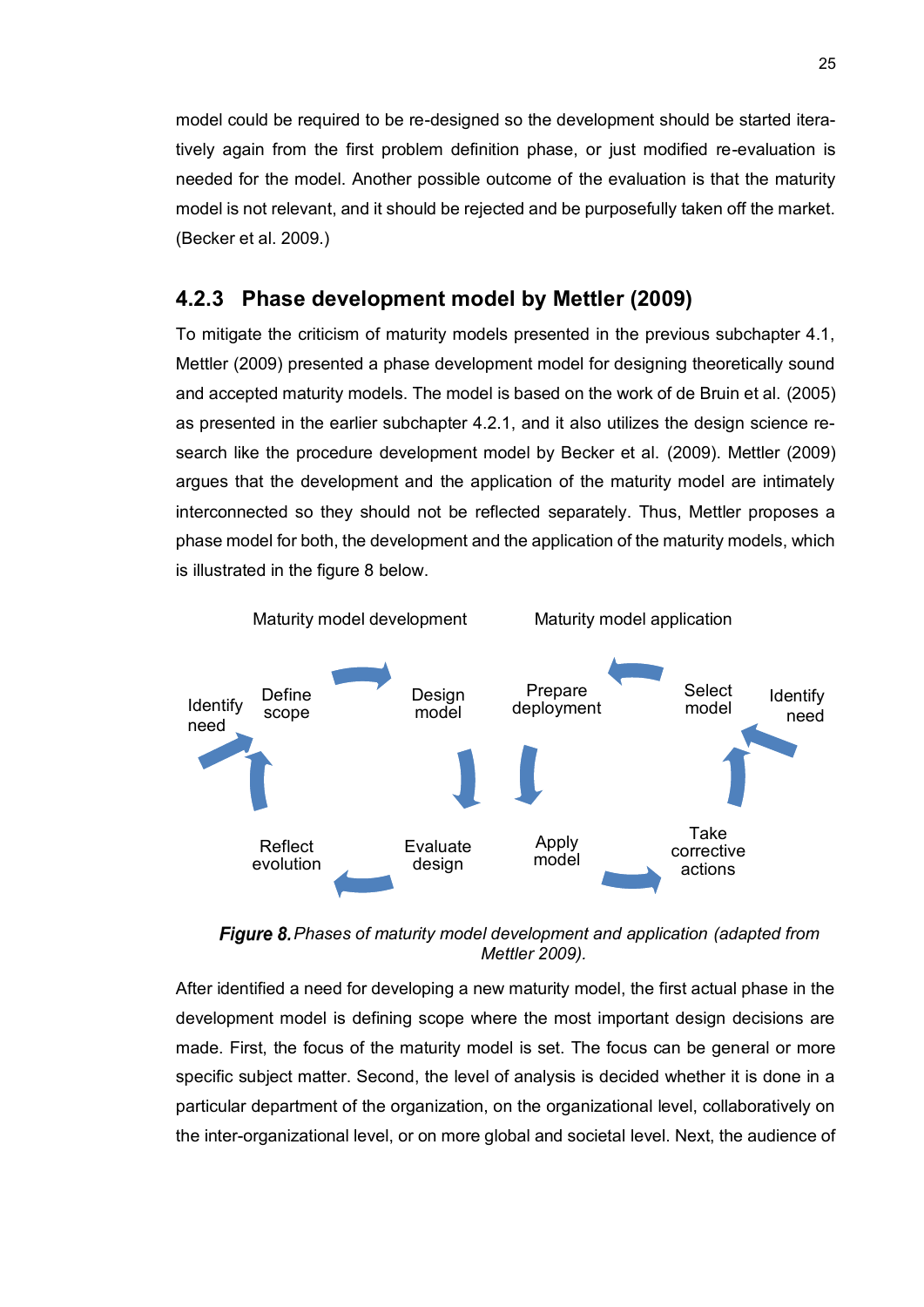model could be required to be re-designed so the development should be started iteratively again from the first problem definition phase, or just modified re-evaluation is needed for the model. Another possible outcome of the evaluation is that the maturity model is not relevant, and it should be rejected and be purposefully taken off the market. (Becker et al. 2009.)

### 4.2.3 Phase development model by Mettler (2009)

To mitigate the criticism of maturity models presented in the previous subchapter 4.1, Mettler (2009) presented a phase development model for designing theoretically sound and accepted maturity models. The model is based on the work of de Bruin et al. (2005) as presented in the earlier subchapter 4.2.1, and it also utilizes the design science research like the procedure development model by Becker et al. (2009). Mettler (2009) argues that the development and the application of the maturity model are intimately interconnected so they should not be reflected separately. Thus, Mettler proposes a phase model for both, the development and the application of the maturity models, which is illustrated in the figure 8 below.

Maturity model development

Identify need

Define scope

Design model

Evaluate design

Reflect evolution

Maturity model application

Prepare deployment

Select model

Identify need

Apply model

Take corrective actions

***Figure 8.*** *Phases of maturity model development and application (adapted from Mettler 2009).*

After identified a need for developing a new maturity model, the first actual phase in the development model is defining scope where the most important design decisions are made. First, the focus of the maturity model is set. The focus can be general or more specific subject matter. Second, the level of analysis is decided whether it is done in a particular department of the organization, on the organizational level, collaboratively on the inter-organizational level, or on more global and societal level. Next, the audience of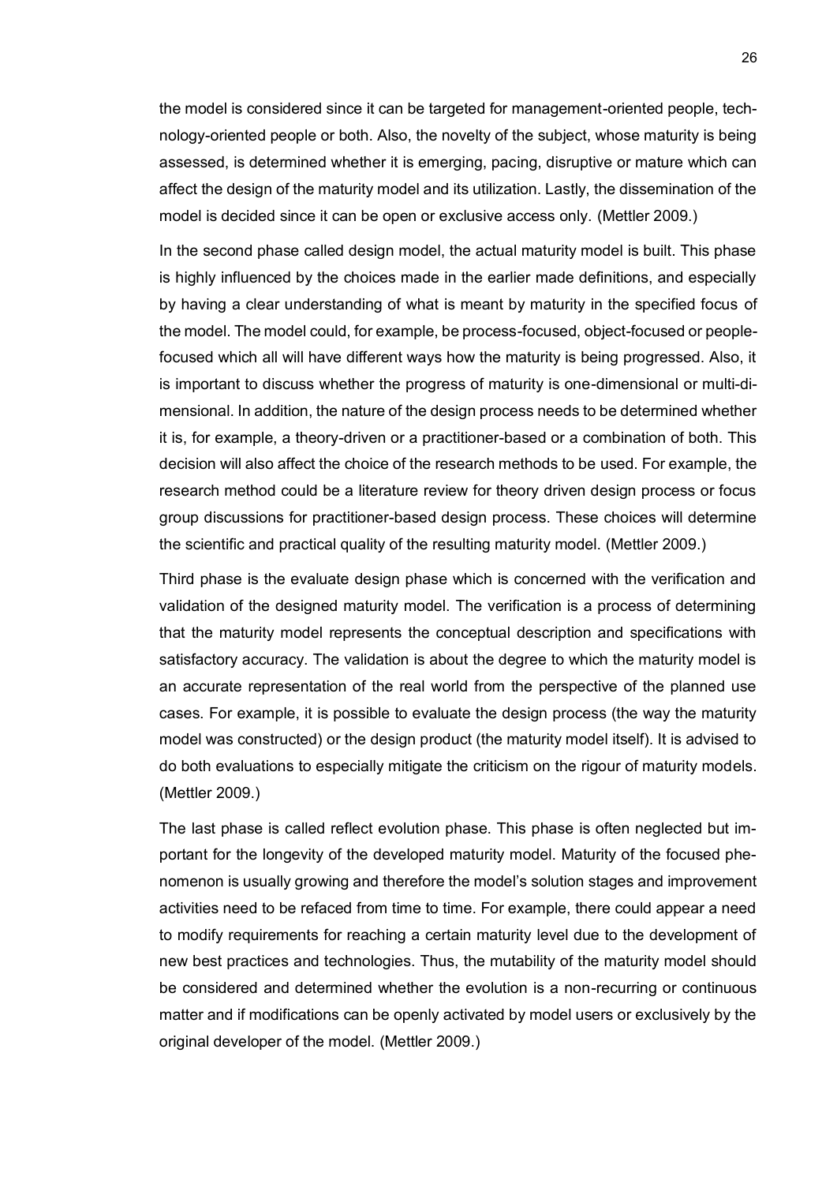the model is considered since it can be targeted for management-oriented people, technology-oriented people or both. Also, the novelty of the subject, whose maturity is being assessed, is determined whether it is emerging, pacing, disruptive or mature which can affect the design of the maturity model and its utilization. Lastly, the dissemination of the model is decided since it can be open or exclusive access only. (Mettler 2009.)

In the second phase called design model, the actual maturity model is built. This phase is highly influenced by the choices made in the earlier made definitions, and especially by having a clear understanding of what is meant by maturity in the specified focus of the model. The model could, for example, be process-focused, object-focused or people-focused which all will have different ways how the maturity is being progressed. Also, it is important to discuss whether the progress of maturity is one-dimensional or multi-dimensional. In addition, the nature of the design process needs to be determined whether it is, for example, a theory-driven or a practitioner-based or a combination of both. This decision will also affect the choice of the research methods to be used. For example, the research method could be a literature review for theory driven design process or focus group discussions for practitioner-based design process. These choices will determine the scientific and practical quality of the resulting maturity model. (Mettler 2009.)

Third phase is the evaluate design phase which is concerned with the verification and validation of the designed maturity model. The verification is a process of determining that the maturity model represents the conceptual description and specifications with satisfactory accuracy. The validation is about the degree to which the maturity model is an accurate representation of the real world from the perspective of the planned use cases. For example, it is possible to evaluate the design process (the way the maturity model was constructed) or the design product (the maturity model itself). It is advised to do both evaluations to especially mitigate the criticism on the rigour of maturity models. (Mettler 2009.)

The last phase is called reflect evolution phase. This phase is often neglected but important for the longevity of the developed maturity model. Maturity of the focused phenomenon is usually growing and therefore the model's solution stages and improvement activities need to be refaced from time to time. For example, there could appear a need to modify requirements for reaching a certain maturity level due to the development of new best practices and technologies. Thus, the mutability of the maturity model should be considered and determined whether the evolution is a non-recurring or continuous matter and if modifications can be openly activated by model users or exclusively by the original developer of the model. (Mettler 2009.)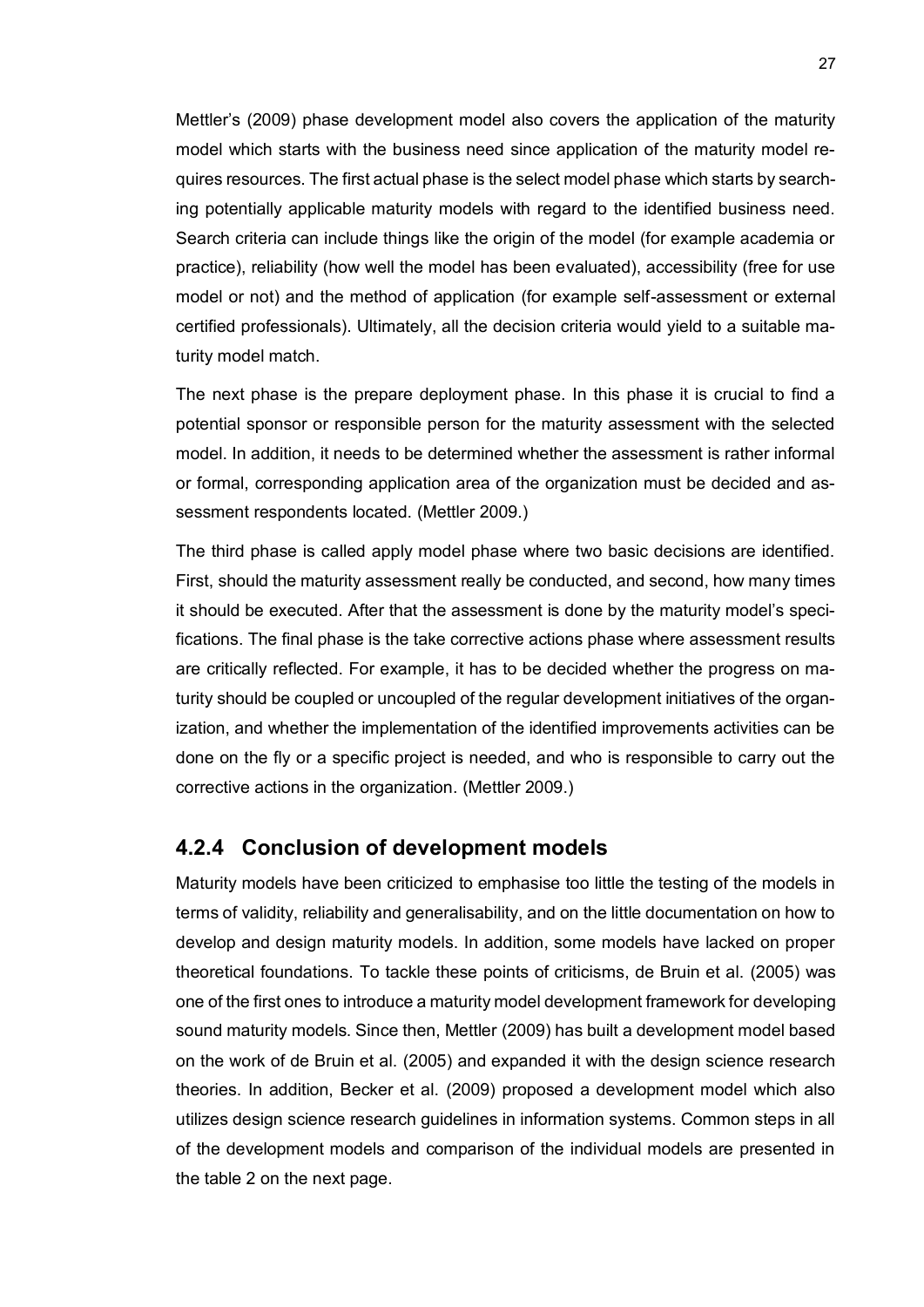Mettler's (2009) phase development model also covers the application of the maturity model which starts with the business need since application of the maturity model requires resources. The first actual phase is the select model phase which starts by searching potentially applicable maturity models with regard to the identified business need. Search criteria can include things like the origin of the model (for example academia or practice), reliability (how well the model has been evaluated), accessibility (free for use model or not) and the method of application (for example self-assessment or external certified professionals). Ultimately, all the decision criteria would yield to a suitable maturity model match.

The next phase is the prepare deployment phase. In this phase it is crucial to find a potential sponsor or responsible person for the maturity assessment with the selected model. In addition, it needs to be determined whether the assessment is rather informal or formal, corresponding application area of the organization must be decided and assessment respondents located. (Mettler 2009.)

The third phase is called apply model phase where two basic decisions are identified. First, should the maturity assessment really be conducted, and second, how many times it should be executed. After that the assessment is done by the maturity model's specifications. The final phase is the take corrective actions phase where assessment results are critically reflected. For example, it has to be decided whether the progress on maturity should be coupled or uncoupled of the regular development initiatives of the organization, and whether the implementation of the identified improvements activities can be done on the fly or a specific project is needed, and who is responsible to carry out the corrective actions in the organization. (Mettler 2009.)

### 4.2.4 Conclusion of development models

Maturity models have been criticized to emphasise too little the testing of the models in terms of validity, reliability and generalisability, and on the little documentation on how to develop and design maturity models. In addition, some models have lacked on proper theoretical foundations. To tackle these points of criticisms, de Bruin et al. (2005) was one of the first ones to introduce a maturity model development framework for developing sound maturity models. Since then, Mettler (2009) has built a development model based on the work of de Bruin et al. (2005) and expanded it with the design science research theories. In addition, Becker et al. (2009) proposed a development model which also utilizes design science research guidelines in information systems. Common steps in all of the development models and comparison of the individual models are presented in the table 2 on the next page.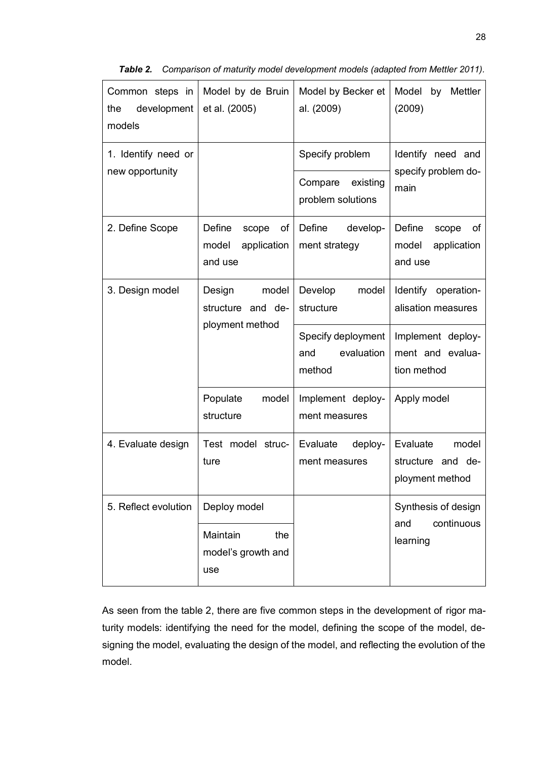***Table 2.** Comparison of maturity model development models (adapted from Mettler 2011).*

| Common steps in the development models | Model by de Bruin et al. (2005) | Model by Becker et al. (2009) | Model by Mettler (2009) |
|---|---|---|---|
| 1. Identify need or new opportunity | | Specify problem | Identify need and specify problem domain |
| | | Compare existing problem solutions | |
| 2. Define Scope | Define scope of model application and use | Define development strategy | Define scope of model application and use |
| 3. Design model | Design model structure and deployment method | Develop model structure | Identify operationalisation measures |
| | | Specify deployment and evaluation method | Implement deployment and evaluation method |
| | Populate model structure | Implement deployment measures | Apply model |
| 4. Evaluate design | Test model structure | Evaluate deployment measures | Evaluate model structure and deployment method |
| 5. Reflect evolution | Deploy model | | Synthesis of design and continuous learning |
| | Maintain the model's growth and use | | |

As seen from the table 2, there are five common steps in the development of rigor maturity models: identifying the need for the model, defining the scope of the model, designing the model, evaluating the design of the model, and reflecting the evolution of the model.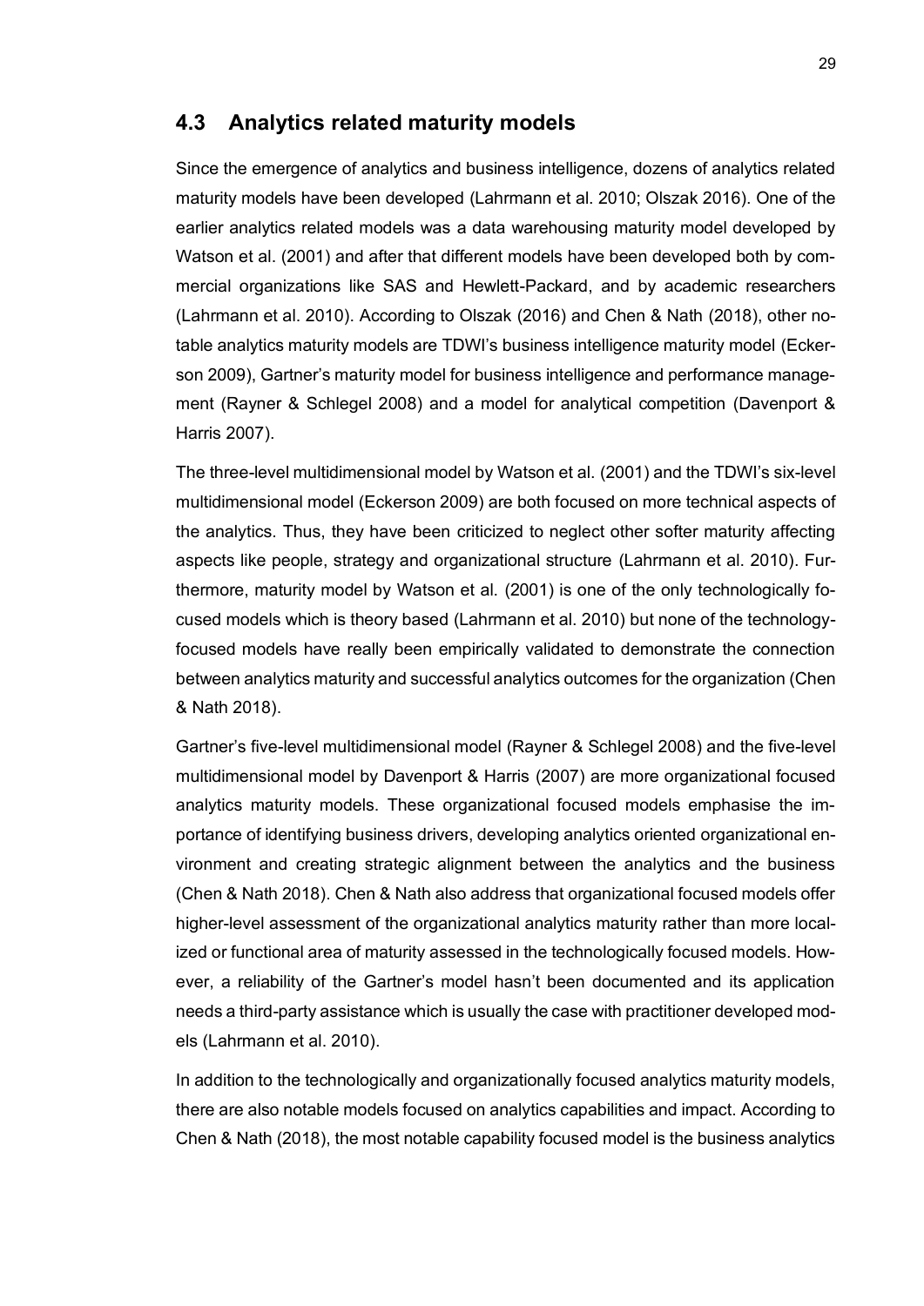## 4.3 Analytics related maturity models

Since the emergence of analytics and business intelligence, dozens of analytics related maturity models have been developed (Lahrmann et al. 2010; Olszak 2016). One of the earlier analytics related models was a data warehousing maturity model developed by Watson et al. (2001) and after that different models have been developed both by commercial organizations like SAS and Hewlett-Packard, and by academic researchers (Lahrmann et al. 2010). According to Olszak (2016) and Chen & Nath (2018), other notable analytics maturity models are TDWI's business intelligence maturity model (Eckerson 2009), Gartner's maturity model for business intelligence and performance management (Rayner & Schlegel 2008) and a model for analytical competition (Davenport & Harris 2007).

The three-level multidimensional model by Watson et al. (2001) and the TDWI's six-level multidimensional model (Eckerson 2009) are both focused on more technical aspects of the analytics. Thus, they have been criticized to neglect other softer maturity affecting aspects like people, strategy and organizational structure (Lahrmann et al. 2010). Furthermore, maturity model by Watson et al. (2001) is one of the only technologically focused models which is theory based (Lahrmann et al. 2010) but none of the technology-focused models have really been empirically validated to demonstrate the connection between analytics maturity and successful analytics outcomes for the organization (Chen & Nath 2018).

Gartner's five-level multidimensional model (Rayner & Schlegel 2008) and the five-level multidimensional model by Davenport & Harris (2007) are more organizational focused analytics maturity models. These organizational focused models emphasise the importance of identifying business drivers, developing analytics oriented organizational environment and creating strategic alignment between the analytics and the business (Chen & Nath 2018). Chen & Nath also address that organizational focused models offer higher-level assessment of the organizational analytics maturity rather than more localized or functional area of maturity assessed in the technologically focused models. However, a reliability of the Gartner's model hasn't been documented and its application needs a third-party assistance which is usually the case with practitioner developed models (Lahrmann et al. 2010).

In addition to the technologically and organizationally focused analytics maturity models, there are also notable models focused on analytics capabilities and impact. According to Chen & Nath (2018), the most notable capability focused model is the business analytics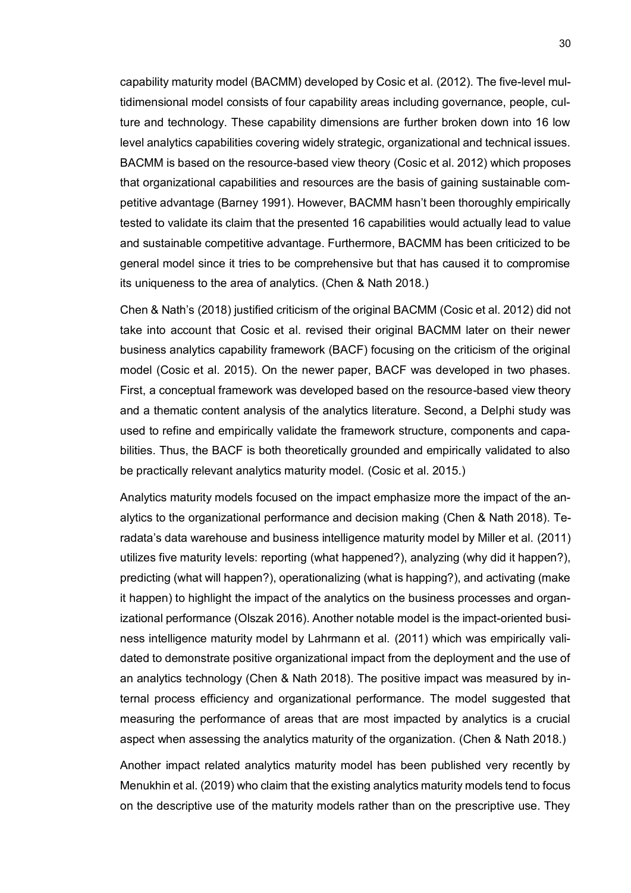capability maturity model (BACMM) developed by Cosic et al. (2012). The five-level multidimensional model consists of four capability areas including governance, people, culture and technology. These capability dimensions are further broken down into 16 low level analytics capabilities covering widely strategic, organizational and technical issues. BACMM is based on the resource-based view theory (Cosic et al. 2012) which proposes that organizational capabilities and resources are the basis of gaining sustainable competitive advantage (Barney 1991). However, BACMM hasn't been thoroughly empirically tested to validate its claim that the presented 16 capabilities would actually lead to value and sustainable competitive advantage. Furthermore, BACMM has been criticized to be general model since it tries to be comprehensive but that has caused it to compromise its uniqueness to the area of analytics. (Chen & Nath 2018.)

Chen & Nath's (2018) justified criticism of the original BACMM (Cosic et al. 2012) did not take into account that Cosic et al. revised their original BACMM later on their newer business analytics capability framework (BACF) focusing on the criticism of the original model (Cosic et al. 2015). On the newer paper, BACF was developed in two phases. First, a conceptual framework was developed based on the resource-based view theory and a thematic content analysis of the analytics literature. Second, a Delphi study was used to refine and empirically validate the framework structure, components and capabilities. Thus, the BACF is both theoretically grounded and empirically validated to also be practically relevant analytics maturity model. (Cosic et al. 2015.)

Analytics maturity models focused on the impact emphasize more the impact of the analytics to the organizational performance and decision making (Chen & Nath 2018). Teradata's data warehouse and business intelligence maturity model by Miller et al. (2011) utilizes five maturity levels: reporting (what happened?), analyzing (why did it happen?), predicting (what will happen?), operationalizing (what is happing?), and activating (make it happen) to highlight the impact of the analytics on the business processes and organizational performance (Olszak 2016). Another notable model is the impact-oriented business intelligence maturity model by Lahrmann et al. (2011) which was empirically validated to demonstrate positive organizational impact from the deployment and the use of an analytics technology (Chen & Nath 2018). The positive impact was measured by internal process efficiency and organizational performance. The model suggested that measuring the performance of areas that are most impacted by analytics is a crucial aspect when assessing the analytics maturity of the organization. (Chen & Nath 2018.)

Another impact related analytics maturity model has been published very recently by Menukhin et al. (2019) who claim that the existing analytics maturity models tend to focus on the descriptive use of the maturity models rather than on the prescriptive use. They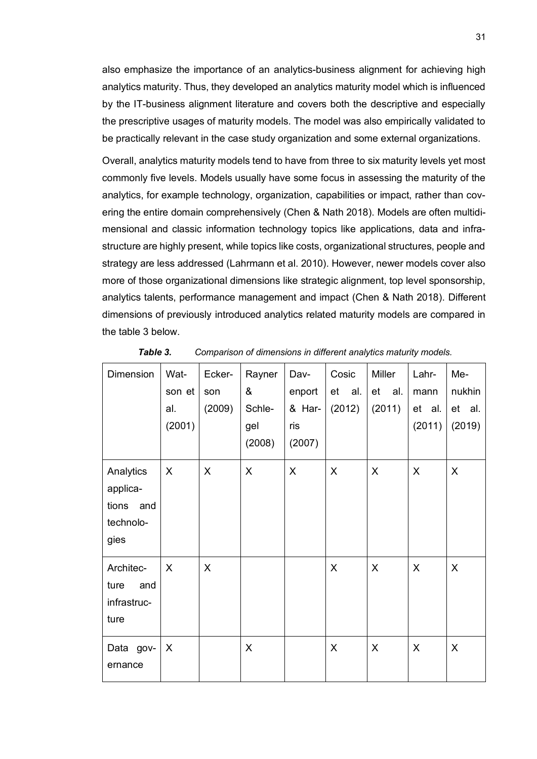also emphasize the importance of an analytics-business alignment for achieving high analytics maturity. Thus, they developed an analytics maturity model which is influenced by the IT-business alignment literature and covers both the descriptive and especially the prescriptive usages of maturity models. The model was also empirically validated to be practically relevant in the case study organization and some external organizations.

Overall, analytics maturity models tend to have from three to six maturity levels yet most commonly five levels. Models usually have some focus in assessing the maturity of the analytics, for example technology, organization, capabilities or impact, rather than covering the entire domain comprehensively (Chen & Nath 2018). Models are often multidimensional and classic information technology topics like applications, data and infrastructure are highly present, while topics like costs, organizational structures, people and strategy are less addressed (Lahrmann et al. 2010). However, newer models cover also more of those organizational dimensions like strategic alignment, top level sponsorship, analytics talents, performance management and impact (Chen & Nath 2018). Different dimensions of previously introduced analytics related maturity models are compared in the table 3 below.

***Table 3.*** *Comparison of dimensions in different analytics maturity models.*

| Dimension | Watson et al. (2001) | Eckerson (2009) | Rayner & Schlegel (2008) | Davenport & Harris (2007) | Cosic et al. (2012) | Miller et al. (2011) | Lahrmann et al. (2011) | Menukhin et al. (2019) |
|---|---|---|---|---|---|---|---|---|
| Analytics applications and technologies | X | X | X | X | X | X | X | X |
| Architecture and infrastructure | X | X | | | X | X | X | X |
| Data governance | X | | X | | X | X | X | X |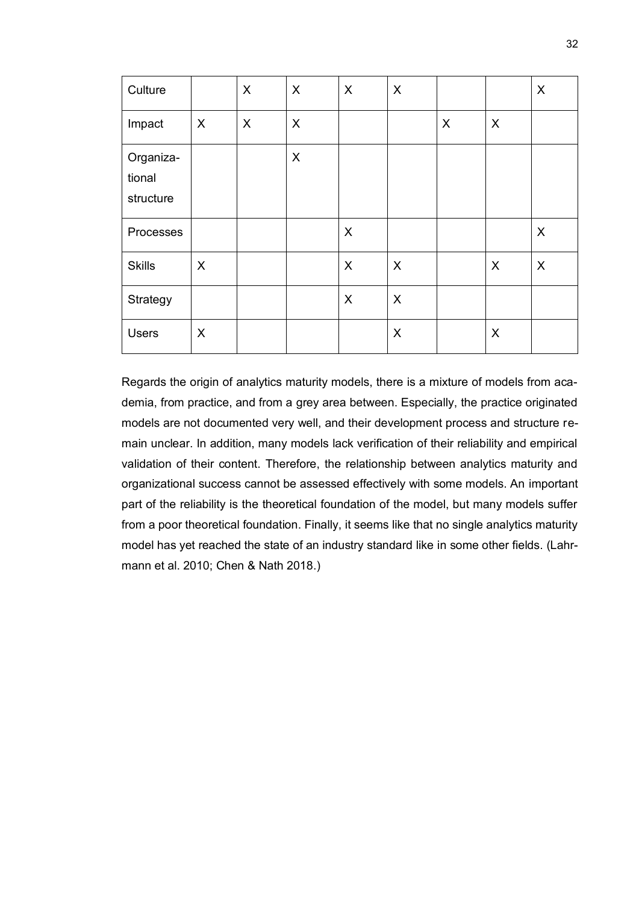| | | | | | | | | |
|---|---|---|---|---|---|---|---|---|
| Culture | | X | X | X | X | | | X |
| Impact | X | X | X | | | X | X | |
| Organiza-tional structure | | | X | | | | | |
| Processes | | | | X | | | | X |
| Skills | X | | | X | X | | X | X |
| Strategy | | | | X | X | | | |
| Users | X | | | | X | | X | |

Regards the origin of analytics maturity models, there is a mixture of models from academia, from practice, and from a grey area between. Especially, the practice originated models are not documented very well, and their development process and structure remain unclear. In addition, many models lack verification of their reliability and empirical validation of their content. Therefore, the relationship between analytics maturity and organizational success cannot be assessed effectively with some models. An important part of the reliability is the theoretical foundation of the model, but many models suffer from a poor theoretical foundation. Finally, it seems like that no single analytics maturity model has yet reached the state of an industry standard like in some other fields. (Lahrmann et al. 2010; Chen & Nath 2018.)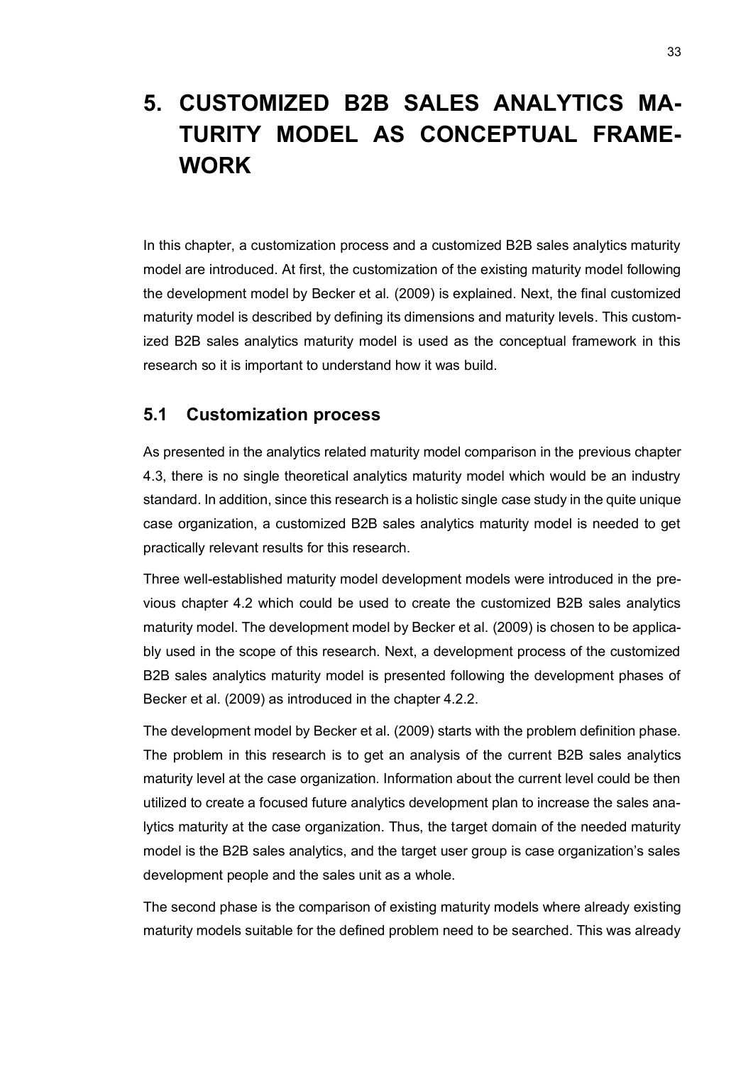# 5. CUSTOMIZED B2B SALES ANALYTICS MATURITY MODEL AS CONCEPTUAL FRAMEWORK

In this chapter, a customization process and a customized B2B sales analytics maturity model are introduced. At first, the customization of the existing maturity model following the development model by Becker et al. (2009) is explained. Next, the final customized maturity model is described by defining its dimensions and maturity levels. This customized B2B sales analytics maturity model is used as the conceptual framework in this research so it is important to understand how it was build.

## 5.1 Customization process

As presented in the analytics related maturity model comparison in the previous chapter 4.3, there is no single theoretical analytics maturity model which would be an industry standard. In addition, since this research is a holistic single case study in the quite unique case organization, a customized B2B sales analytics maturity model is needed to get practically relevant results for this research.

Three well-established maturity model development models were introduced in the previous chapter 4.2 which could be used to create the customized B2B sales analytics maturity model. The development model by Becker et al. (2009) is chosen to be applicably used in the scope of this research. Next, a development process of the customized B2B sales analytics maturity model is presented following the development phases of Becker et al. (2009) as introduced in the chapter 4.2.2.

The development model by Becker et al. (2009) starts with the problem definition phase. The problem in this research is to get an analysis of the current B2B sales analytics maturity level at the case organization. Information about the current level could be then utilized to create a focused future analytics development plan to increase the sales analytics maturity at the case organization. Thus, the target domain of the needed maturity model is the B2B sales analytics, and the target user group is case organization's sales development people and the sales unit as a whole.

The second phase is the comparison of existing maturity models where already existing maturity models suitable for the defined problem need to be searched. This was already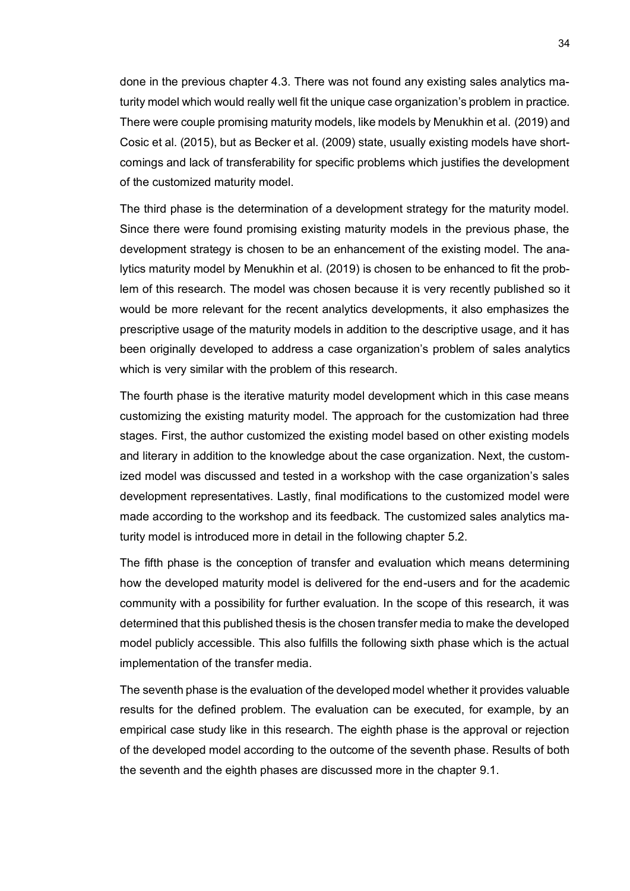done in the previous chapter 4.3. There was not found any existing sales analytics maturity model which would really well fit the unique case organization's problem in practice. There were couple promising maturity models, like models by Menukhin et al. (2019) and Cosic et al. (2015), but as Becker et al. (2009) state, usually existing models have shortcomings and lack of transferability for specific problems which justifies the development of the customized maturity model.

The third phase is the determination of a development strategy for the maturity model. Since there were found promising existing maturity models in the previous phase, the development strategy is chosen to be an enhancement of the existing model. The analytics maturity model by Menukhin et al. (2019) is chosen to be enhanced to fit the problem of this research. The model was chosen because it is very recently published so it would be more relevant for the recent analytics developments, it also emphasizes the prescriptive usage of the maturity models in addition to the descriptive usage, and it has been originally developed to address a case organization's problem of sales analytics which is very similar with the problem of this research.

The fourth phase is the iterative maturity model development which in this case means customizing the existing maturity model. The approach for the customization had three stages. First, the author customized the existing model based on other existing models and literary in addition to the knowledge about the case organization. Next, the customized model was discussed and tested in a workshop with the case organization's sales development representatives. Lastly, final modifications to the customized model were made according to the workshop and its feedback. The customized sales analytics maturity model is introduced more in detail in the following chapter 5.2.

The fifth phase is the conception of transfer and evaluation which means determining how the developed maturity model is delivered for the end-users and for the academic community with a possibility for further evaluation. In the scope of this research, it was determined that this published thesis is the chosen transfer media to make the developed model publicly accessible. This also fulfills the following sixth phase which is the actual implementation of the transfer media.

The seventh phase is the evaluation of the developed model whether it provides valuable results for the defined problem. The evaluation can be executed, for example, by an empirical case study like in this research. The eighth phase is the approval or rejection of the developed model according to the outcome of the seventh phase. Results of both the seventh and the eighth phases are discussed more in the chapter 9.1.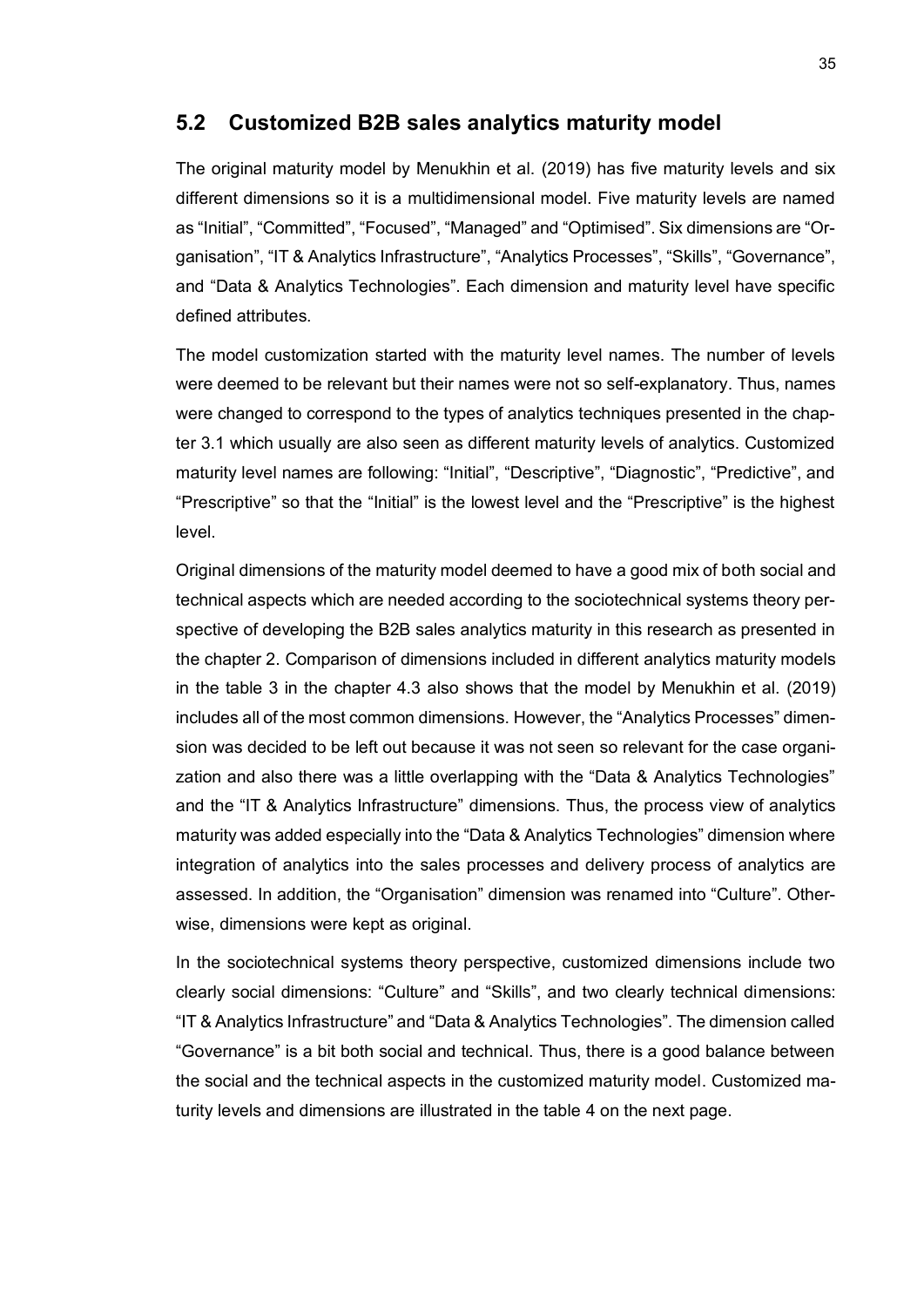## 5.2 Customized B2B sales analytics maturity model

The original maturity model by Menukhin et al. (2019) has five maturity levels and six different dimensions so it is a multidimensional model. Five maturity levels are named as "Initial", "Committed", "Focused", "Managed" and "Optimised". Six dimensions are "Organisation", "IT & Analytics Infrastructure", "Analytics Processes", "Skills", "Governance", and "Data & Analytics Technologies". Each dimension and maturity level have specific defined attributes.

The model customization started with the maturity level names. The number of levels were deemed to be relevant but their names were not so self-explanatory. Thus, names were changed to correspond to the types of analytics techniques presented in the chapter 3.1 which usually are also seen as different maturity levels of analytics. Customized maturity level names are following: "Initial", "Descriptive", "Diagnostic", "Predictive", and "Prescriptive" so that the "Initial" is the lowest level and the "Prescriptive" is the highest level.

Original dimensions of the maturity model deemed to have a good mix of both social and technical aspects which are needed according to the sociotechnical systems theory perspective of developing the B2B sales analytics maturity in this research as presented in the chapter 2. Comparison of dimensions included in different analytics maturity models in the table 3 in the chapter 4.3 also shows that the model by Menukhin et al. (2019) includes all of the most common dimensions. However, the "Analytics Processes" dimension was decided to be left out because it was not seen so relevant for the case organization and also there was a little overlapping with the "Data & Analytics Technologies" and the "IT & Analytics Infrastructure" dimensions. Thus, the process view of analytics maturity was added especially into the "Data & Analytics Technologies" dimension where integration of analytics into the sales processes and delivery process of analytics are assessed. In addition, the "Organisation" dimension was renamed into "Culture". Otherwise, dimensions were kept as original.

In the sociotechnical systems theory perspective, customized dimensions include two clearly social dimensions: "Culture" and "Skills", and two clearly technical dimensions: "IT & Analytics Infrastructure" and "Data & Analytics Technologies". The dimension called "Governance" is a bit both social and technical. Thus, there is a good balance between the social and the technical aspects in the customized maturity model. Customized maturity levels and dimensions are illustrated in the table 4 on the next page.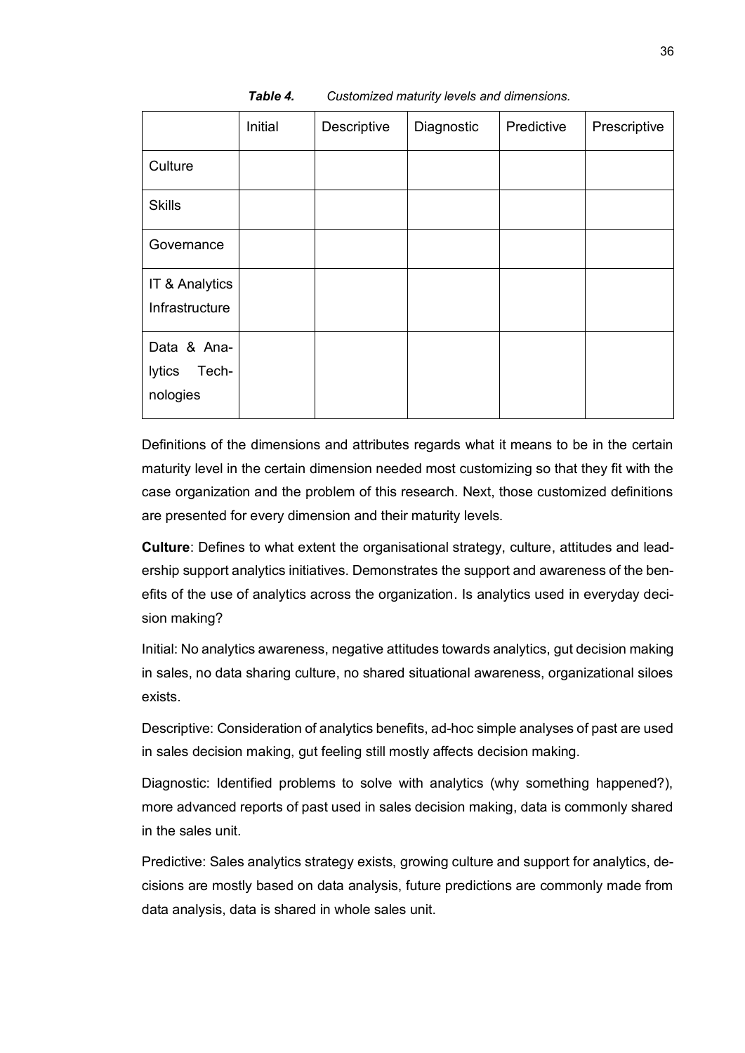*Table 4. Customized maturity levels and dimensions.*

| | Initial | Descriptive | Diagnostic | Predictive | Prescriptive |
|---|---|---|---|---|---|
| Culture | | | | | |
| Skills | | | | | |
| Governance | | | | | |
| IT & Analytics Infrastructure | | | | | |
| Data & Analytics Technologies | | | | | |

Definitions of the dimensions and attributes regards what it means to be in the certain maturity level in the certain dimension needed most customizing so that they fit with the case organization and the problem of this research. Next, those customized definitions are presented for every dimension and their maturity levels.

**Culture**: Defines to what extent the organisational strategy, culture, attitudes and leadership support analytics initiatives. Demonstrates the support and awareness of the benefits of the use of analytics across the organization. Is analytics used in everyday decision making?

Initial: No analytics awareness, negative attitudes towards analytics, gut decision making in sales, no data sharing culture, no shared situational awareness, organizational siloes exists.

Descriptive: Consideration of analytics benefits, ad-hoc simple analyses of past are used in sales decision making, gut feeling still mostly affects decision making.

Diagnostic: Identified problems to solve with analytics (why something happened?), more advanced reports of past used in sales decision making, data is commonly shared in the sales unit.

Predictive: Sales analytics strategy exists, growing culture and support for analytics, decisions are mostly based on data analysis, future predictions are commonly made from data analysis, data is shared in whole sales unit.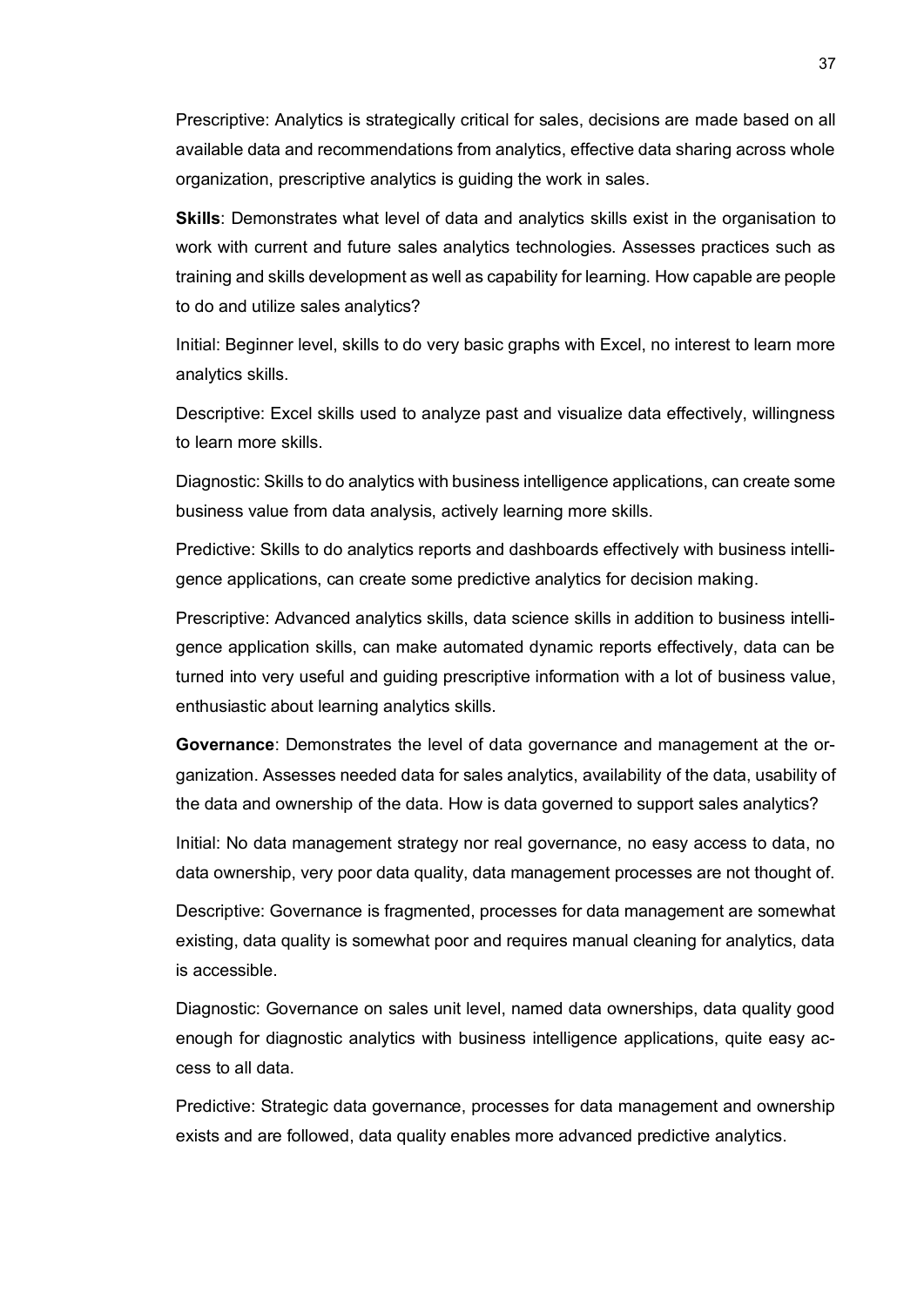Prescriptive: Analytics is strategically critical for sales, decisions are made based on all available data and recommendations from analytics, effective data sharing across whole organization, prescriptive analytics is guiding the work in sales.

**Skills**: Demonstrates what level of data and analytics skills exist in the organisation to work with current and future sales analytics technologies. Assesses practices such as training and skills development as well as capability for learning. How capable are people to do and utilize sales analytics?

Initial: Beginner level, skills to do very basic graphs with Excel, no interest to learn more analytics skills.

Descriptive: Excel skills used to analyze past and visualize data effectively, willingness to learn more skills.

Diagnostic: Skills to do analytics with business intelligence applications, can create some business value from data analysis, actively learning more skills.

Predictive: Skills to do analytics reports and dashboards effectively with business intelligence applications, can create some predictive analytics for decision making.

Prescriptive: Advanced analytics skills, data science skills in addition to business intelligence application skills, can make automated dynamic reports effectively, data can be turned into very useful and guiding prescriptive information with a lot of business value, enthusiastic about learning analytics skills.

**Governance**: Demonstrates the level of data governance and management at the organization. Assesses needed data for sales analytics, availability of the data, usability of the data and ownership of the data. How is data governed to support sales analytics?

Initial: No data management strategy nor real governance, no easy access to data, no data ownership, very poor data quality, data management processes are not thought of.

Descriptive: Governance is fragmented, processes for data management are somewhat existing, data quality is somewhat poor and requires manual cleaning for analytics, data is accessible.

Diagnostic: Governance on sales unit level, named data ownerships, data quality good enough for diagnostic analytics with business intelligence applications, quite easy access to all data.

Predictive: Strategic data governance, processes for data management and ownership exists and are followed, data quality enables more advanced predictive analytics.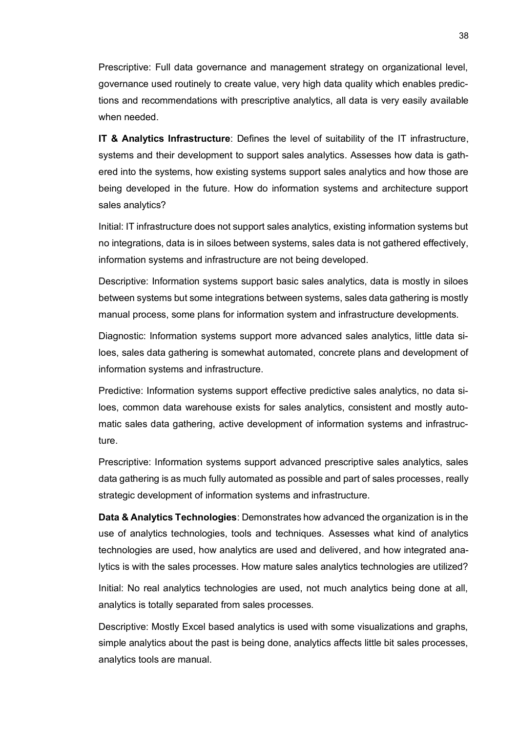Prescriptive: Full data governance and management strategy on organizational level, governance used routinely to create value, very high data quality which enables predictions and recommendations with prescriptive analytics, all data is very easily available when needed.

**IT & Analytics Infrastructure**: Defines the level of suitability of the IT infrastructure, systems and their development to support sales analytics. Assesses how data is gathered into the systems, how existing systems support sales analytics and how those are being developed in the future. How do information systems and architecture support sales analytics?

Initial: IT infrastructure does not support sales analytics, existing information systems but no integrations, data is in siloes between systems, sales data is not gathered effectively, information systems and infrastructure are not being developed.

Descriptive: Information systems support basic sales analytics, data is mostly in siloes between systems but some integrations between systems, sales data gathering is mostly manual process, some plans for information system and infrastructure developments.

Diagnostic: Information systems support more advanced sales analytics, little data siloes, sales data gathering is somewhat automated, concrete plans and development of information systems and infrastructure.

Predictive: Information systems support effective predictive sales analytics, no data siloes, common data warehouse exists for sales analytics, consistent and mostly automatic sales data gathering, active development of information systems and infrastructure.

Prescriptive: Information systems support advanced prescriptive sales analytics, sales data gathering is as much fully automated as possible and part of sales processes, really strategic development of information systems and infrastructure.

**Data & Analytics Technologies**: Demonstrates how advanced the organization is in the use of analytics technologies, tools and techniques. Assesses what kind of analytics technologies are used, how analytics are used and delivered, and how integrated analytics is with the sales processes. How mature sales analytics technologies are utilized?

Initial: No real analytics technologies are used, not much analytics being done at all, analytics is totally separated from sales processes.

Descriptive: Mostly Excel based analytics is used with some visualizations and graphs, simple analytics about the past is being done, analytics affects little bit sales processes, analytics tools are manual.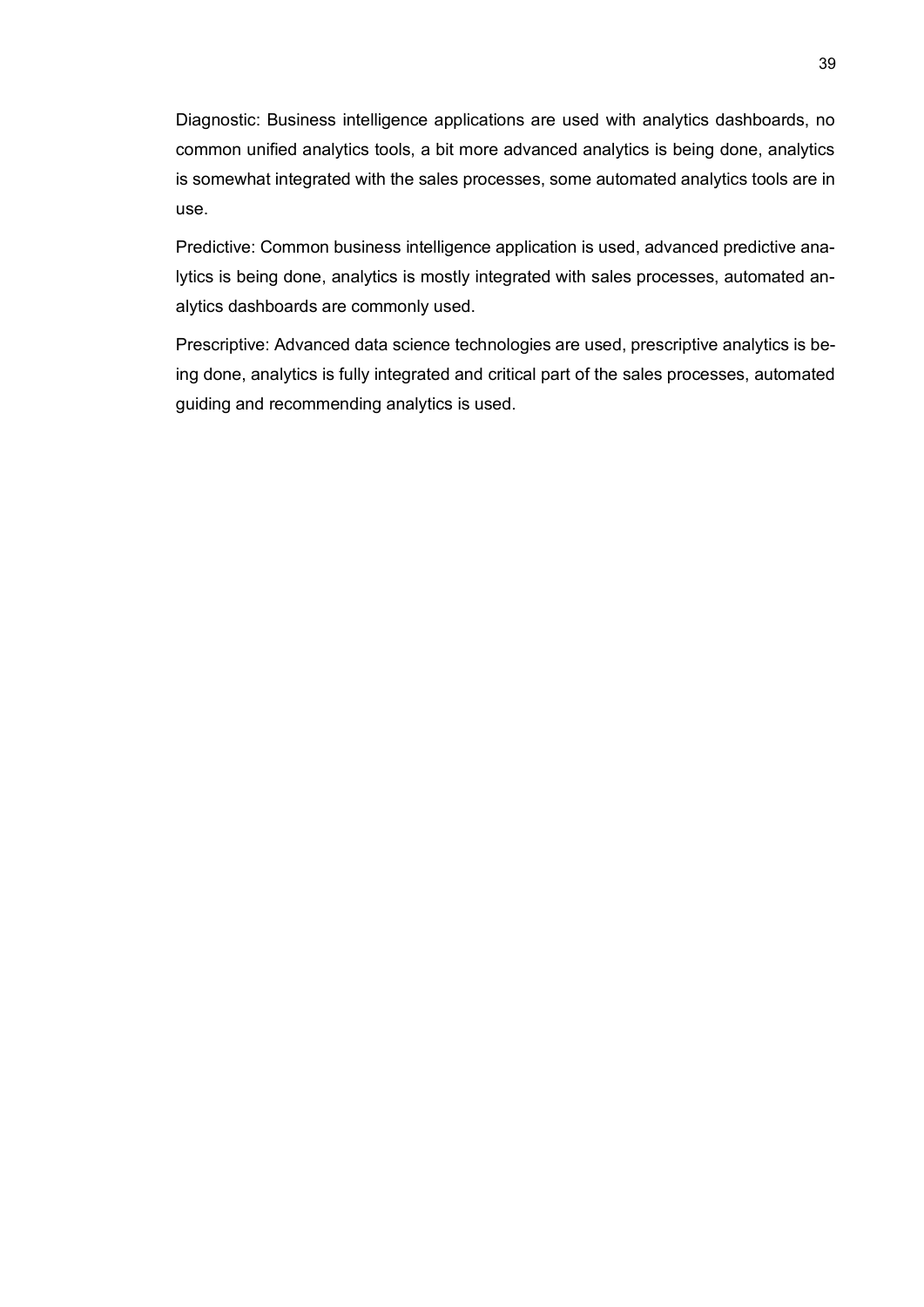Diagnostic: Business intelligence applications are used with analytics dashboards, no common unified analytics tools, a bit more advanced analytics is being done, analytics is somewhat integrated with the sales processes, some automated analytics tools are in use.

Predictive: Common business intelligence application is used, advanced predictive analytics is being done, analytics is mostly integrated with sales processes, automated analytics dashboards are commonly used.

Prescriptive: Advanced data science technologies are used, prescriptive analytics is being done, analytics is fully integrated and critical part of the sales processes, automated guiding and recommending analytics is used.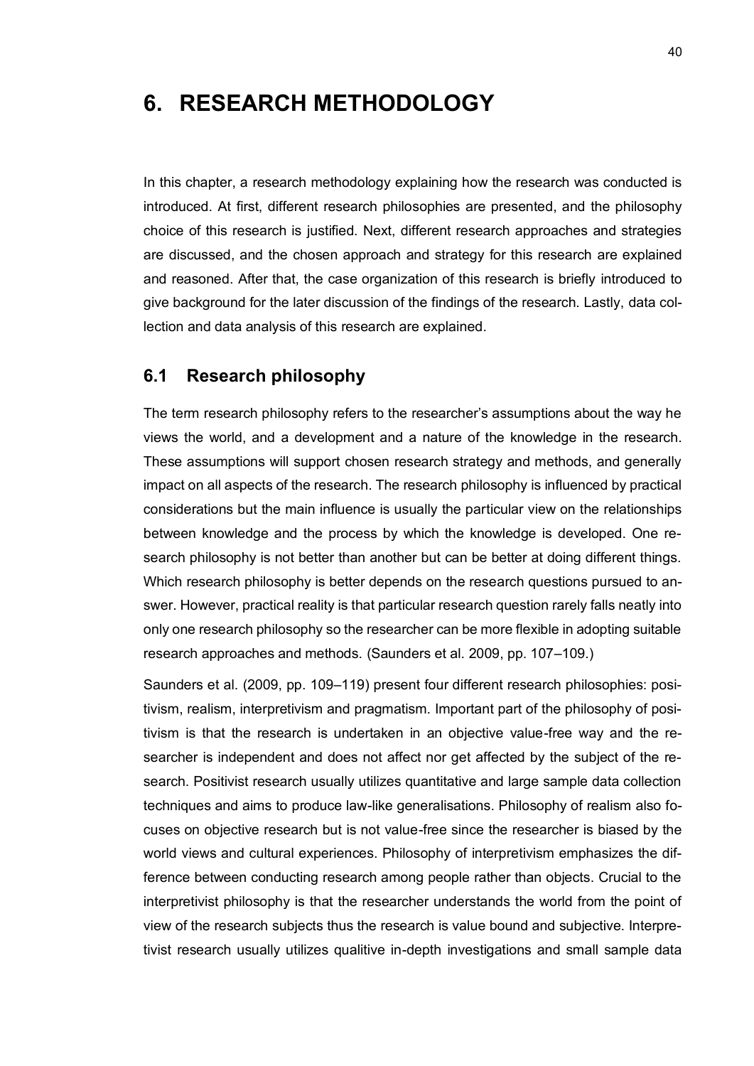# 6. RESEARCH METHODOLOGY

In this chapter, a research methodology explaining how the research was conducted is introduced. At first, different research philosophies are presented, and the philosophy choice of this research is justified. Next, different research approaches and strategies are discussed, and the chosen approach and strategy for this research are explained and reasoned. After that, the case organization of this research is briefly introduced to give background for the later discussion of the findings of the research. Lastly, data collection and data analysis of this research are explained.

## 6.1 Research philosophy

The term research philosophy refers to the researcher's assumptions about the way he views the world, and a development and a nature of the knowledge in the research. These assumptions will support chosen research strategy and methods, and generally impact on all aspects of the research. The research philosophy is influenced by practical considerations but the main influence is usually the particular view on the relationships between knowledge and the process by which the knowledge is developed. One research philosophy is not better than another but can be better at doing different things. Which research philosophy is better depends on the research questions pursued to answer. However, practical reality is that particular research question rarely falls neatly into only one research philosophy so the researcher can be more flexible in adopting suitable research approaches and methods. (Saunders et al. 2009, pp. 107–109.)

Saunders et al. (2009, pp. 109–119) present four different research philosophies: positivism, realism, interpretivism and pragmatism. Important part of the philosophy of positivism is that the research is undertaken in an objective value-free way and the researcher is independent and does not affect nor get affected by the subject of the research. Positivist research usually utilizes quantitative and large sample data collection techniques and aims to produce law-like generalisations. Philosophy of realism also focuses on objective research but is not value-free since the researcher is biased by the world views and cultural experiences. Philosophy of interpretivism emphasizes the difference between conducting research among people rather than objects. Crucial to the interpretivist philosophy is that the researcher understands the world from the point of view of the research subjects thus the research is value bound and subjective. Interpretivist research usually utilizes qualitive in-depth investigations and small sample data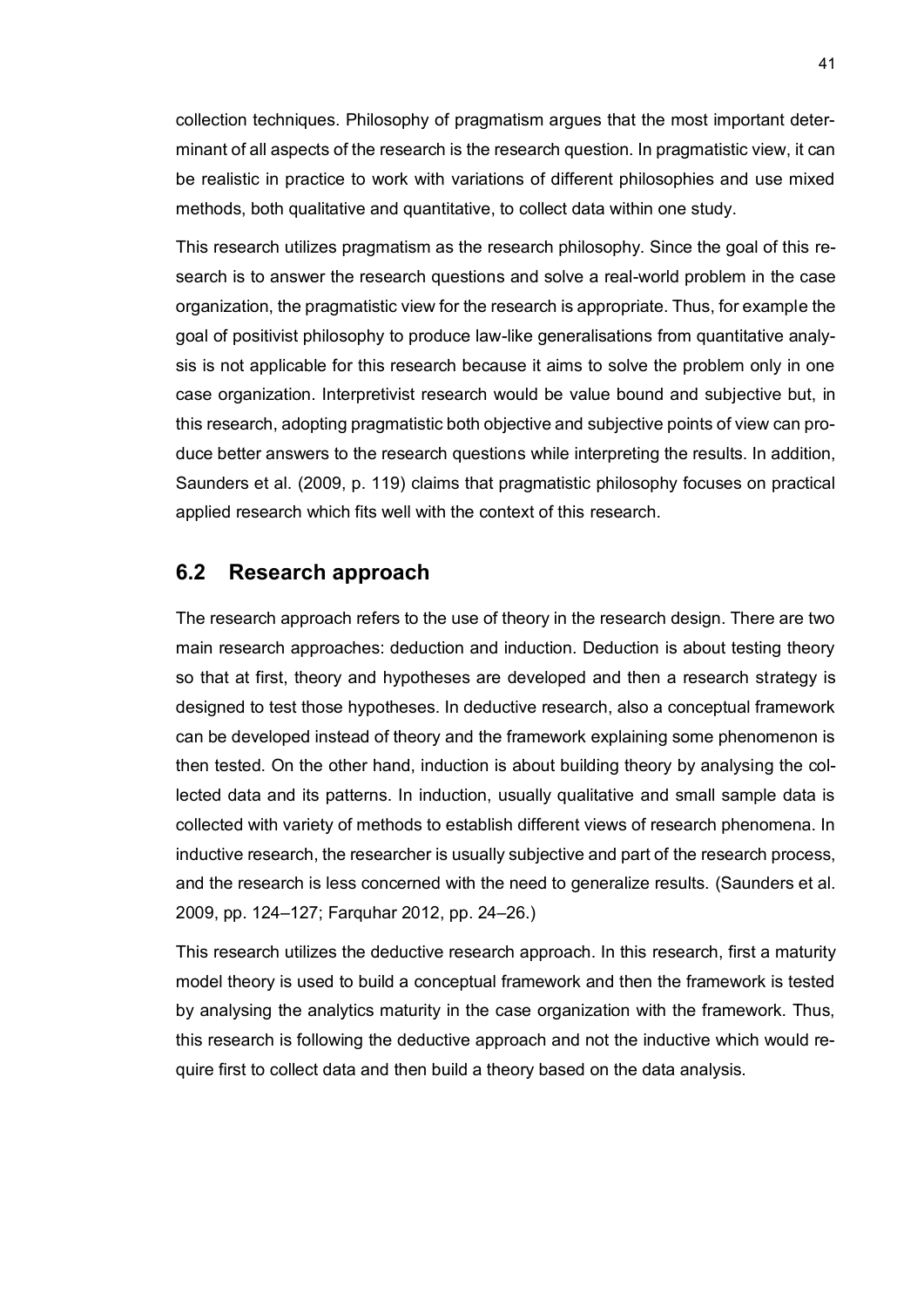collection techniques. Philosophy of pragmatism argues that the most important determinant of all aspects of the research is the research question. In pragmatistic view, it can be realistic in practice to work with variations of different philosophies and use mixed methods, both qualitative and quantitative, to collect data within one study.

This research utilizes pragmatism as the research philosophy. Since the goal of this research is to answer the research questions and solve a real-world problem in the case organization, the pragmatistic view for the research is appropriate. Thus, for example the goal of positivist philosophy to produce law-like generalisations from quantitative analysis is not applicable for this research because it aims to solve the problem only in one case organization. Interpretivist research would be value bound and subjective but, in this research, adopting pragmatistic both objective and subjective points of view can produce better answers to the research questions while interpreting the results. In addition, Saunders et al. (2009, p. 119) claims that pragmatistic philosophy focuses on practical applied research which fits well with the context of this research.

## 6.2 Research approach

The research approach refers to the use of theory in the research design. There are two main research approaches: deduction and induction. Deduction is about testing theory so that at first, theory and hypotheses are developed and then a research strategy is designed to test those hypotheses. In deductive research, also a conceptual framework can be developed instead of theory and the framework explaining some phenomenon is then tested. On the other hand, induction is about building theory by analysing the collected data and its patterns. In induction, usually qualitative and small sample data is collected with variety of methods to establish different views of research phenomena. In inductive research, the researcher is usually subjective and part of the research process, and the research is less concerned with the need to generalize results. (Saunders et al. 2009, pp. 124–127; Farquhar 2012, pp. 24–26.)

This research utilizes the deductive research approach. In this research, first a maturity model theory is used to build a conceptual framework and then the framework is tested by analysing the analytics maturity in the case organization with the framework. Thus, this research is following the deductive approach and not the inductive which would require first to collect data and then build a theory based on the data analysis.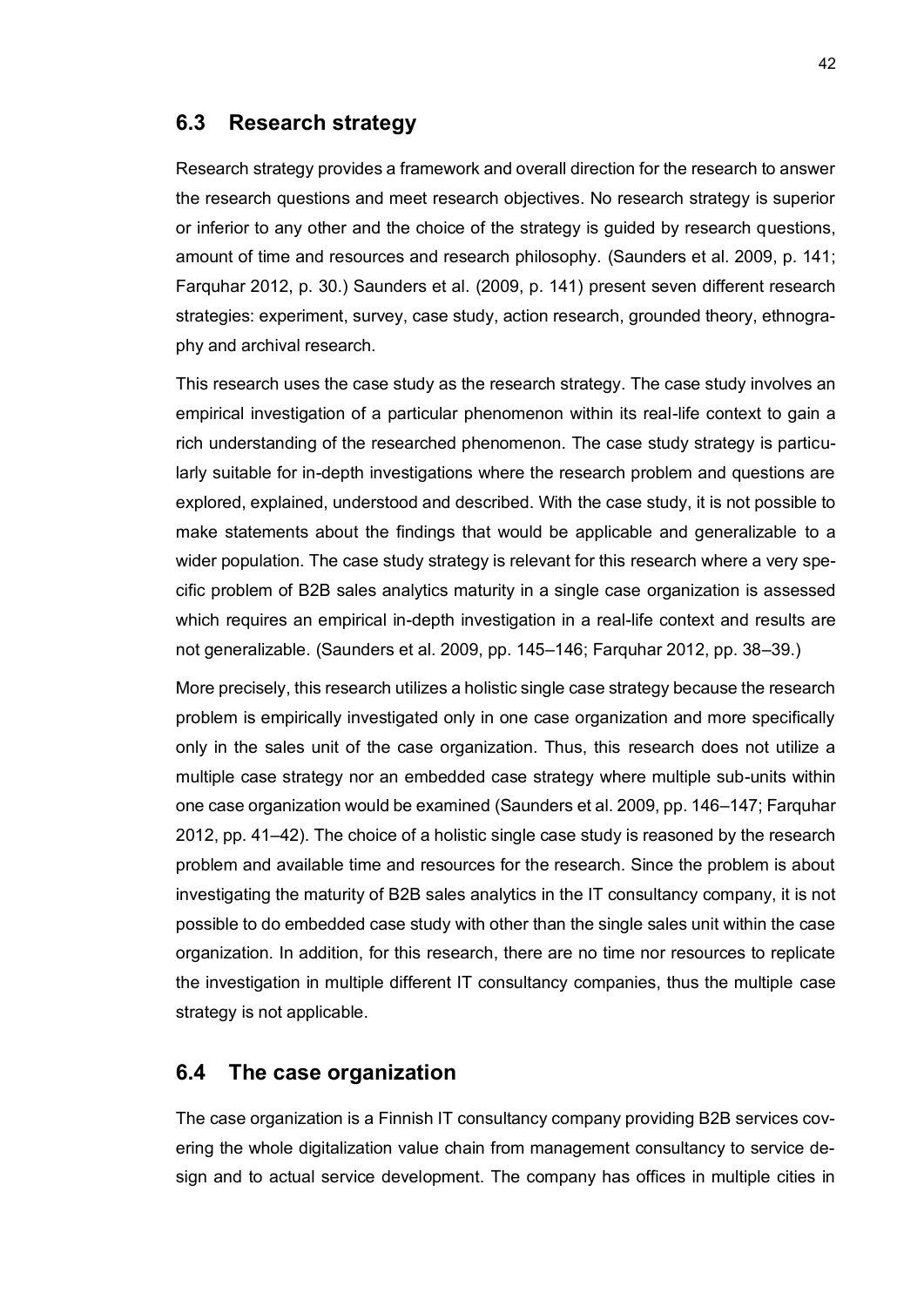## 6.3 Research strategy

Research strategy provides a framework and overall direction for the research to answer the research questions and meet research objectives. No research strategy is superior or inferior to any other and the choice of the strategy is guided by research questions, amount of time and resources and research philosophy. (Saunders et al. 2009, p. 141; Farquhar 2012, p. 30.) Saunders et al. (2009, p. 141) present seven different research strategies: experiment, survey, case study, action research, grounded theory, ethnography and archival research.

This research uses the case study as the research strategy. The case study involves an empirical investigation of a particular phenomenon within its real-life context to gain a rich understanding of the researched phenomenon. The case study strategy is particularly suitable for in-depth investigations where the research problem and questions are explored, explained, understood and described. With the case study, it is not possible to make statements about the findings that would be applicable and generalizable to a wider population. The case study strategy is relevant for this research where a very specific problem of B2B sales analytics maturity in a single case organization is assessed which requires an empirical in-depth investigation in a real-life context and results are not generalizable. (Saunders et al. 2009, pp. 145–146; Farquhar 2012, pp. 38–39.)

More precisely, this research utilizes a holistic single case strategy because the research problem is empirically investigated only in one case organization and more specifically only in the sales unit of the case organization. Thus, this research does not utilize a multiple case strategy nor an embedded case strategy where multiple sub-units within one case organization would be examined (Saunders et al. 2009, pp. 146–147; Farquhar 2012, pp. 41–42). The choice of a holistic single case study is reasoned by the research problem and available time and resources for the research. Since the problem is about investigating the maturity of B2B sales analytics in the IT consultancy company, it is not possible to do embedded case study with other than the single sales unit within the case organization. In addition, for this research, there are no time nor resources to replicate the investigation in multiple different IT consultancy companies, thus the multiple case strategy is not applicable.

## 6.4 The case organization

The case organization is a Finnish IT consultancy company providing B2B services covering the whole digitalization value chain from management consultancy to service design and to actual service development. The company has offices in multiple cities in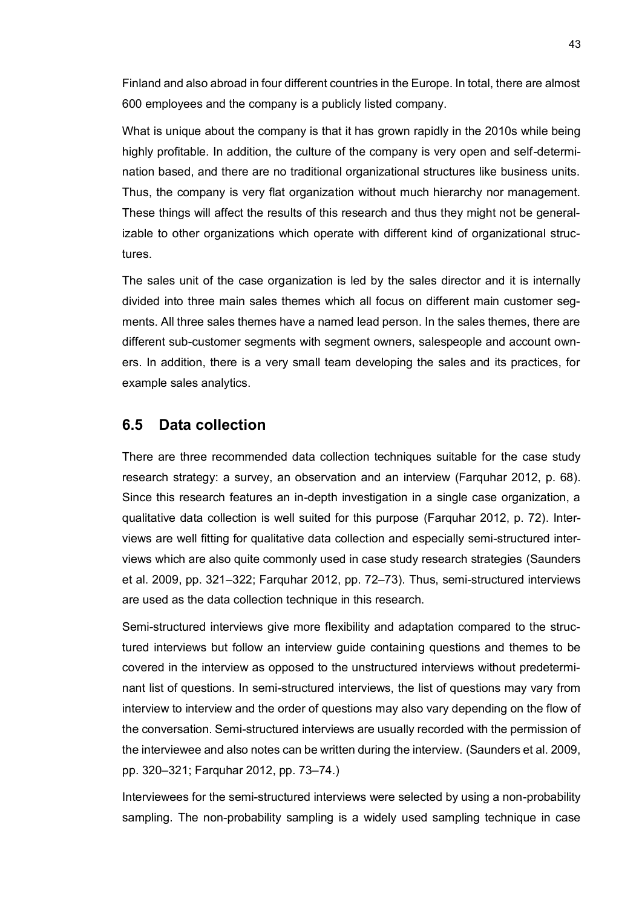Finland and also abroad in four different countries in the Europe. In total, there are almost 600 employees and the company is a publicly listed company.

What is unique about the company is that it has grown rapidly in the 2010s while being highly profitable. In addition, the culture of the company is very open and self-determination based, and there are no traditional organizational structures like business units. Thus, the company is very flat organization without much hierarchy nor management. These things will affect the results of this research and thus they might not be generalizable to other organizations which operate with different kind of organizational structures.

The sales unit of the case organization is led by the sales director and it is internally divided into three main sales themes which all focus on different main customer segments. All three sales themes have a named lead person. In the sales themes, there are different sub-customer segments with segment owners, salespeople and account owners. In addition, there is a very small team developing the sales and its practices, for example sales analytics.

## 6.5 Data collection

There are three recommended data collection techniques suitable for the case study research strategy: a survey, an observation and an interview (Farquhar 2012, p. 68). Since this research features an in-depth investigation in a single case organization, a qualitative data collection is well suited for this purpose (Farquhar 2012, p. 72). Interviews are well fitting for qualitative data collection and especially semi-structured interviews which are also quite commonly used in case study research strategies (Saunders et al. 2009, pp. 321–322; Farquhar 2012, pp. 72–73). Thus, semi-structured interviews are used as the data collection technique in this research.

Semi-structured interviews give more flexibility and adaptation compared to the structured interviews but follow an interview guide containing questions and themes to be covered in the interview as opposed to the unstructured interviews without predeterminant list of questions. In semi-structured interviews, the list of questions may vary from interview to interview and the order of questions may also vary depending on the flow of the conversation. Semi-structured interviews are usually recorded with the permission of the interviewee and also notes can be written during the interview. (Saunders et al. 2009, pp. 320–321; Farquhar 2012, pp. 73–74.)

Interviewees for the semi-structured interviews were selected by using a non-probability sampling. The non-probability sampling is a widely used sampling technique in case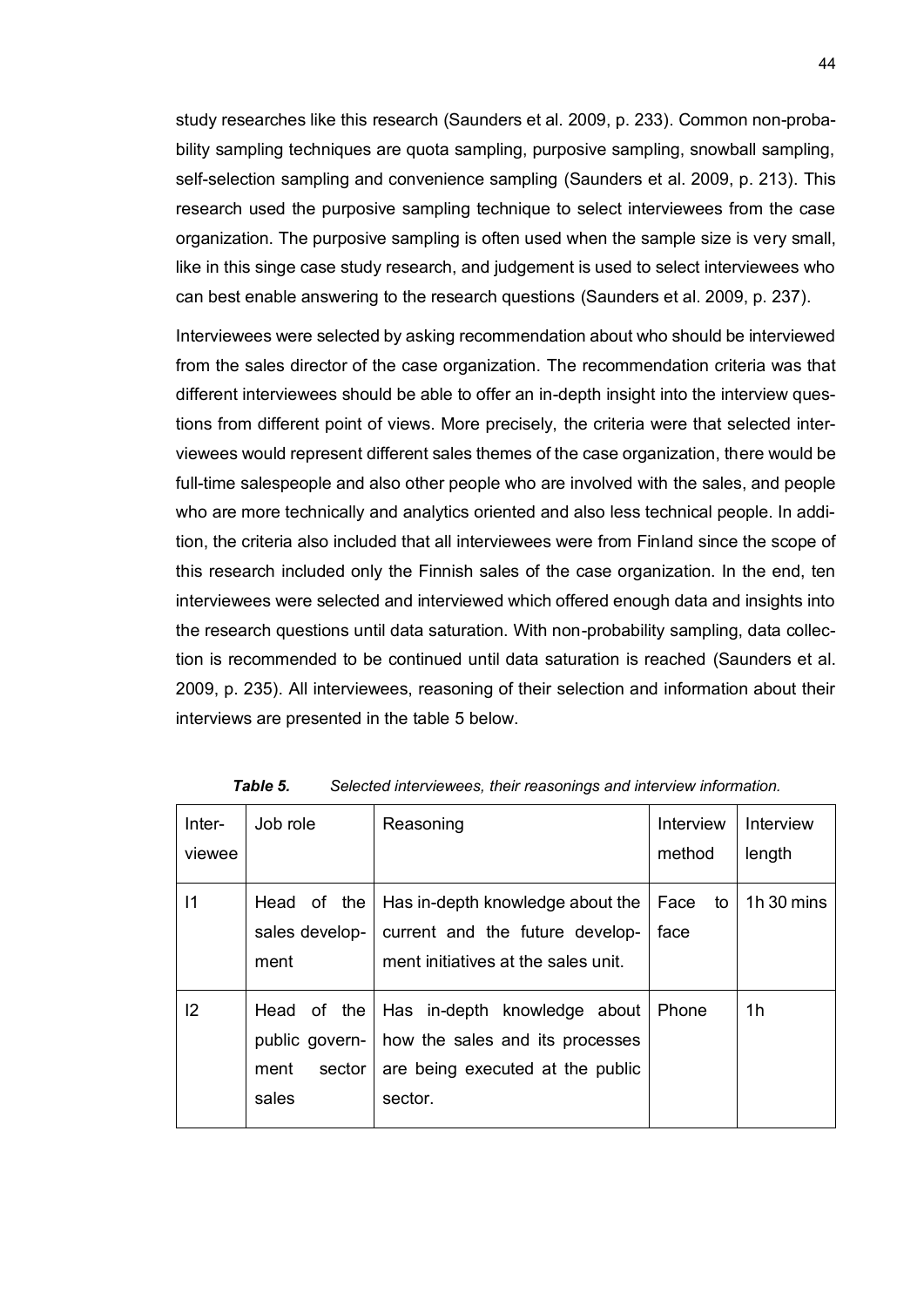study researches like this research (Saunders et al. 2009, p. 233). Common non-probability sampling techniques are quota sampling, purposive sampling, snowball sampling, self-selection sampling and convenience sampling (Saunders et al. 2009, p. 213). This research used the purposive sampling technique to select interviewees from the case organization. The purposive sampling is often used when the sample size is very small, like in this singe case study research, and judgement is used to select interviewees who can best enable answering to the research questions (Saunders et al. 2009, p. 237).

Interviewees were selected by asking recommendation about who should be interviewed from the sales director of the case organization. The recommendation criteria was that different interviewees should be able to offer an in-depth insight into the interview questions from different point of views. More precisely, the criteria were that selected interviewees would represent different sales themes of the case organization, there would be full-time salespeople and also other people who are involved with the sales, and people who are more technically and analytics oriented and also less technical people. In addition, the criteria also included that all interviewees were from Finland since the scope of this research included only the Finnish sales of the case organization. In the end, ten interviewees were selected and interviewed which offered enough data and insights into the research questions until data saturation. With non-probability sampling, data collection is recommended to be continued until data saturation is reached (Saunders et al. 2009, p. 235). All interviewees, reasoning of their selection and information about their interviews are presented in the table 5 below.

***Table 5.*** *Selected interviewees, their reasonings and interview information.*

| Interviewee | Job role | Reasoning | Interview method | Interview length |
| --- | --- | --- | --- | --- |
| I1 | Head of the sales development | Has in-depth knowledge about the current and the future development initiatives at the sales unit. | Face to face | 1h 30 mins |
| I2 | Head of the public government sector sales | Has in-depth knowledge about how the sales and its processes are being executed at the public sector. | Phone | 1h |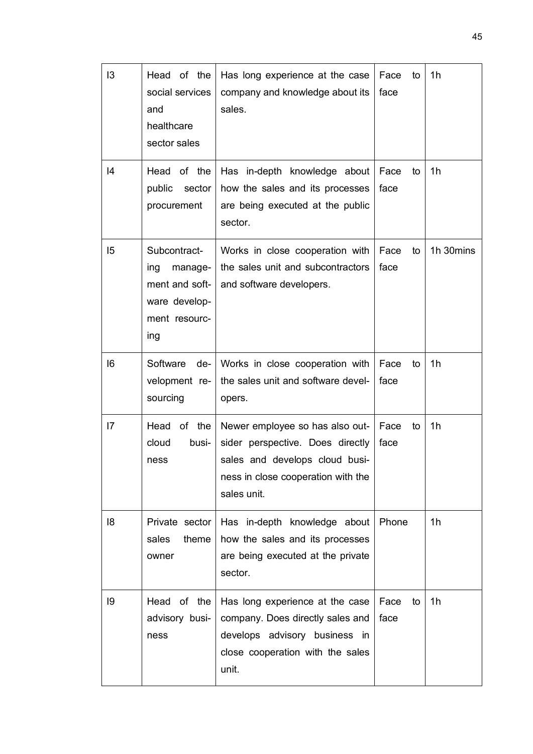| I3 | Head of the social services and healthcare sector sales | Has long experience at the case company and knowledge about its sales. | Face to face | 1h |
|---|---|---|---|---|
| I4 | Head of the public sector procurement | Has in-depth knowledge about how the sales and its processes are being executed at the public sector. | Face to face | 1h |
| I5 | Subcontracting management and software development resourcing | Works in close cooperation with the sales unit and subcontractors and software developers. | Face to face | 1h 30mins |
| I6 | Software development resourcing | Works in close cooperation with the sales unit and software developers. | Face to face | 1h |
| I7 | Head of the cloud business | Newer employee so has also outsider perspective. Does directly sales and develops cloud business in close cooperation with the sales unit. | Face to face | 1h |
| I8 | Private sector sales theme owner | Has in-depth knowledge about how the sales and its processes are being executed at the private sector. | Phone | 1h |
| I9 | Head of the advisory business | Has long experience at the case company. Does directly sales and develops advisory business in close cooperation with the sales unit. | Face to face | 1h |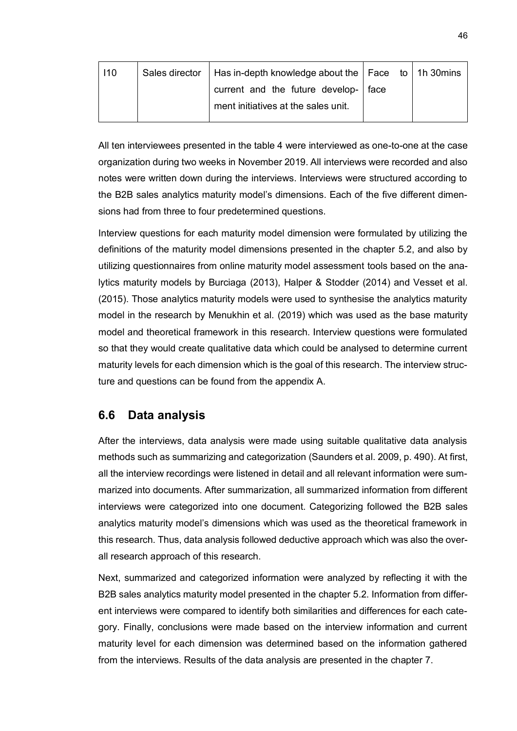| I10 | Sales director | Has in-depth knowledge about the current and the future development initiatives at the sales unit. | Face to face | 1h 30mins |
|---|---|---|---|---|

All ten interviewees presented in the table 4 were interviewed as one-to-one at the case organization during two weeks in November 2019. All interviews were recorded and also notes were written down during the interviews. Interviews were structured according to the B2B sales analytics maturity model's dimensions. Each of the five different dimensions had from three to four predetermined questions.

Interview questions for each maturity model dimension were formulated by utilizing the definitions of the maturity model dimensions presented in the chapter 5.2, and also by utilizing questionnaires from online maturity model assessment tools based on the analytics maturity models by Burciaga (2013), Halper & Stodder (2014) and Vesset et al. (2015). Those analytics maturity models were used to synthesise the analytics maturity model in the research by Menukhin et al. (2019) which was used as the base maturity model and theoretical framework in this research. Interview questions were formulated so that they would create qualitative data which could be analysed to determine current maturity levels for each dimension which is the goal of this research. The interview structure and questions can be found from the appendix A.

## 6.6 Data analysis

After the interviews, data analysis were made using suitable qualitative data analysis methods such as summarizing and categorization (Saunders et al. 2009, p. 490). At first, all the interview recordings were listened in detail and all relevant information were summarized into documents. After summarization, all summarized information from different interviews were categorized into one document. Categorizing followed the B2B sales analytics maturity model's dimensions which was used as the theoretical framework in this research. Thus, data analysis followed deductive approach which was also the overall research approach of this research.

Next, summarized and categorized information were analyzed by reflecting it with the B2B sales analytics maturity model presented in the chapter 5.2. Information from different interviews were compared to identify both similarities and differences for each category. Finally, conclusions were made based on the interview information and current maturity level for each dimension was determined based on the information gathered from the interviews. Results of the data analysis are presented in the chapter 7.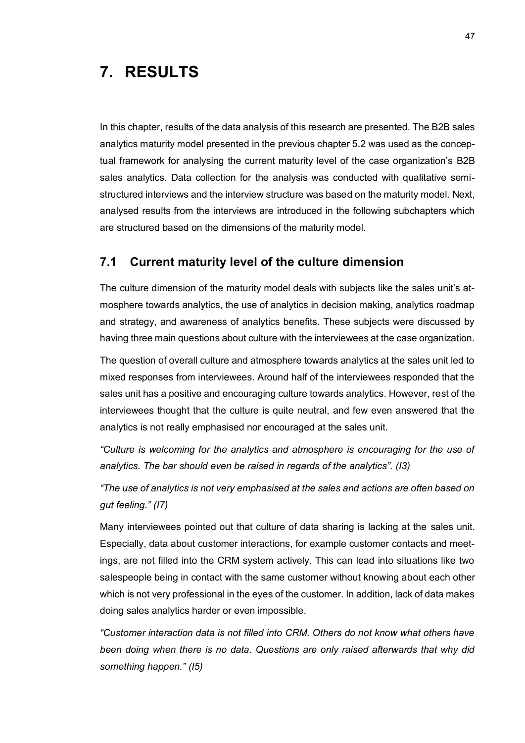# 7. RESULTS

In this chapter, results of the data analysis of this research are presented. The B2B sales analytics maturity model presented in the previous chapter 5.2 was used as the conceptual framework for analysing the current maturity level of the case organization's B2B sales analytics. Data collection for the analysis was conducted with qualitative semi-structured interviews and the interview structure was based on the maturity model. Next, analysed results from the interviews are introduced in the following subchapters which are structured based on the dimensions of the maturity model.

## 7.1 Current maturity level of the culture dimension

The culture dimension of the maturity model deals with subjects like the sales unit's atmosphere towards analytics, the use of analytics in decision making, analytics roadmap and strategy, and awareness of analytics benefits. These subjects were discussed by having three main questions about culture with the interviewees at the case organization.

The question of overall culture and atmosphere towards analytics at the sales unit led to mixed responses from interviewees. Around half of the interviewees responded that the sales unit has a positive and encouraging culture towards analytics. However, rest of the interviewees thought that the culture is quite neutral, and few even answered that the analytics is not really emphasised nor encouraged at the sales unit.

*"Culture is welcoming for the analytics and atmosphere is encouraging for the use of analytics. The bar should even be raised in regards of the analytics". (I3)*

*"The use of analytics is not very emphasised at the sales and actions are often based on gut feeling." (I7)*

Many interviewees pointed out that culture of data sharing is lacking at the sales unit. Especially, data about customer interactions, for example customer contacts and meetings, are not filled into the CRM system actively. This can lead into situations like two salespeople being in contact with the same customer without knowing about each other which is not very professional in the eyes of the customer. In addition, lack of data makes doing sales analytics harder or even impossible.

*"Customer interaction data is not filled into CRM. Others do not know what others have been doing when there is no data. Questions are only raised afterwards that why did something happen." (I5)*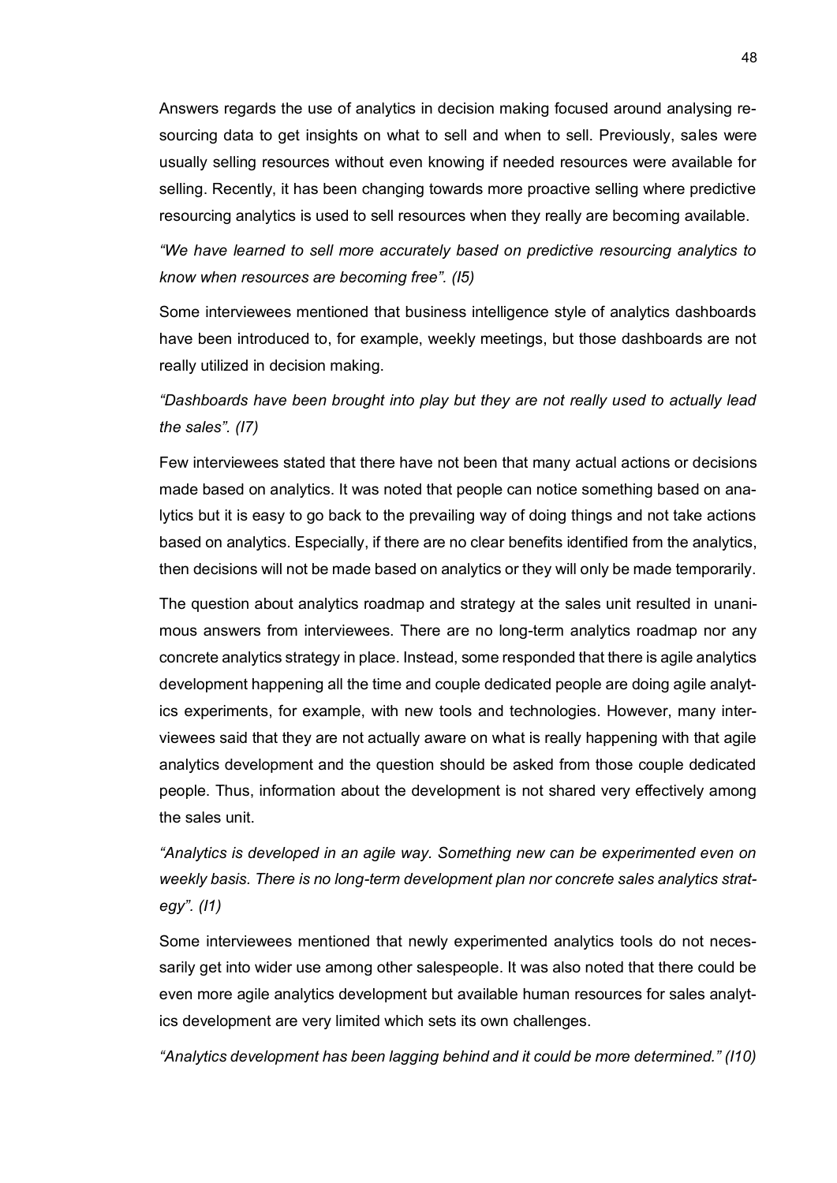Answers regards the use of analytics in decision making focused around analysing resourcing data to get insights on what to sell and when to sell. Previously, sales were usually selling resources without even knowing if needed resources were available for selling. Recently, it has been changing towards more proactive selling where predictive resourcing analytics is used to sell resources when they really are becoming available.

*"We have learned to sell more accurately based on predictive resourcing analytics to know when resources are becoming free". (I5)*

Some interviewees mentioned that business intelligence style of analytics dashboards have been introduced to, for example, weekly meetings, but those dashboards are not really utilized in decision making.

*"Dashboards have been brought into play but they are not really used to actually lead the sales". (I7)*

Few interviewees stated that there have not been that many actual actions or decisions made based on analytics. It was noted that people can notice something based on analytics but it is easy to go back to the prevailing way of doing things and not take actions based on analytics. Especially, if there are no clear benefits identified from the analytics, then decisions will not be made based on analytics or they will only be made temporarily.

The question about analytics roadmap and strategy at the sales unit resulted in unanimous answers from interviewees. There are no long-term analytics roadmap nor any concrete analytics strategy in place. Instead, some responded that there is agile analytics development happening all the time and couple dedicated people are doing agile analytics experiments, for example, with new tools and technologies. However, many interviewees said that they are not actually aware on what is really happening with that agile analytics development and the question should be asked from those couple dedicated people. Thus, information about the development is not shared very effectively among the sales unit.

*"Analytics is developed in an agile way. Something new can be experimented even on weekly basis. There is no long-term development plan nor concrete sales analytics strategy". (I1)*

Some interviewees mentioned that newly experimented analytics tools do not necessarily get into wider use among other salespeople. It was also noted that there could be even more agile analytics development but available human resources for sales analytics development are very limited which sets its own challenges.

*"Analytics development has been lagging behind and it could be more determined." (I10)*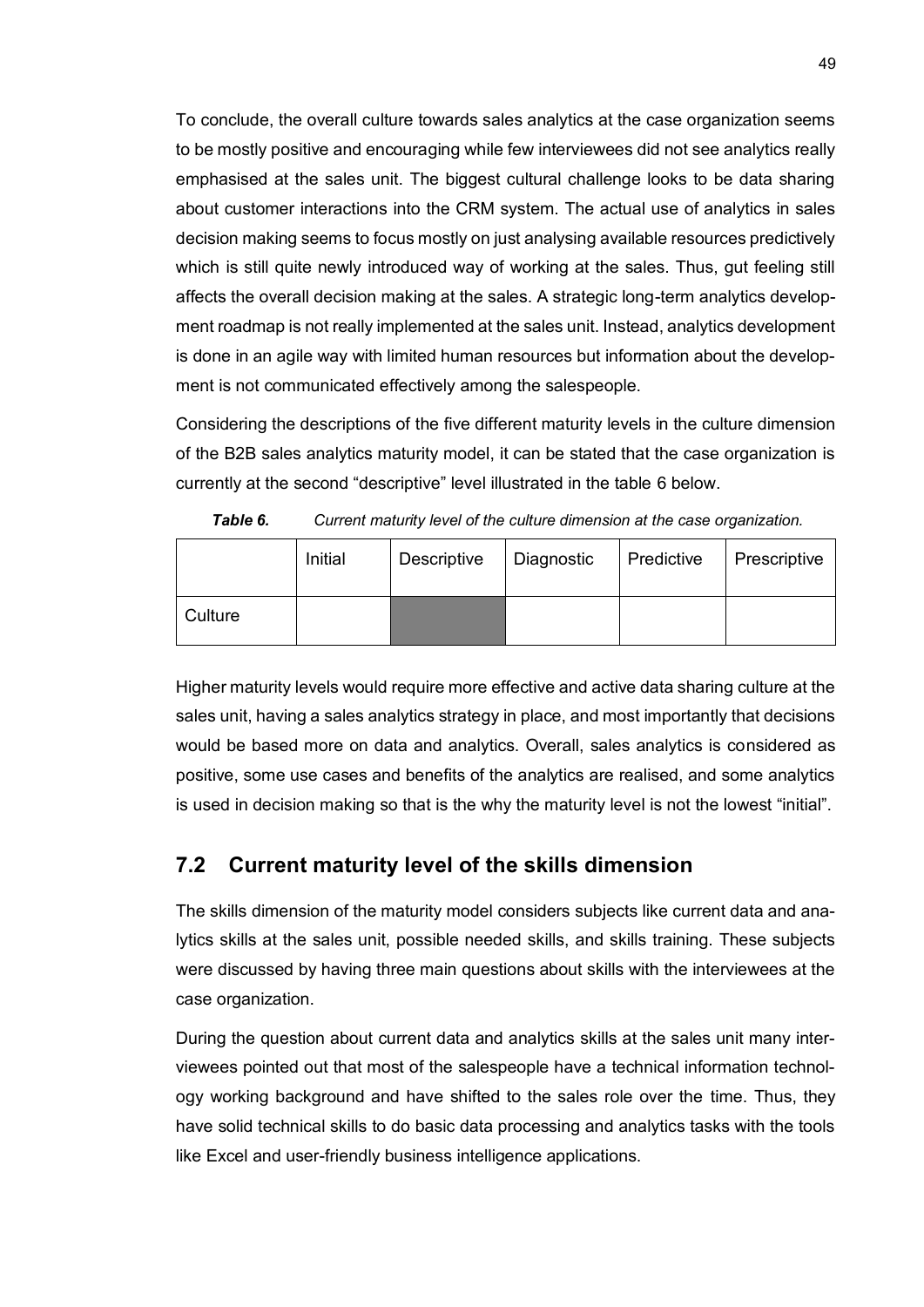To conclude, the overall culture towards sales analytics at the case organization seems to be mostly positive and encouraging while few interviewees did not see analytics really emphasised at the sales unit. The biggest cultural challenge looks to be data sharing about customer interactions into the CRM system. The actual use of analytics in sales decision making seems to focus mostly on just analysing available resources predictively which is still quite newly introduced way of working at the sales. Thus, gut feeling still affects the overall decision making at the sales. A strategic long-term analytics development roadmap is not really implemented at the sales unit. Instead, analytics development is done in an agile way with limited human resources but information about the development is not communicated effectively among the salespeople.

Considering the descriptions of the five different maturity levels in the culture dimension of the B2B sales analytics maturity model, it can be stated that the case organization is currently at the second "descriptive" level illustrated in the table 6 below.

***Table 6.*** *Current maturity level of the culture dimension at the case organization.*

| | Initial | Descriptive | Diagnostic | Predictive | Prescriptive |
|---|---|---|---|---|---|
| Culture | | ■ | | | |

Higher maturity levels would require more effective and active data sharing culture at the sales unit, having a sales analytics strategy in place, and most importantly that decisions would be based more on data and analytics. Overall, sales analytics is considered as positive, some use cases and benefits of the analytics are realised, and some analytics is used in decision making so that is the why the maturity level is not the lowest "initial".

## 7.2 Current maturity level of the skills dimension

The skills dimension of the maturity model considers subjects like current data and analytics skills at the sales unit, possible needed skills, and skills training. These subjects were discussed by having three main questions about skills with the interviewees at the case organization.

During the question about current data and analytics skills at the sales unit many interviewees pointed out that most of the salespeople have a technical information technology working background and have shifted to the sales role over the time. Thus, they have solid technical skills to do basic data processing and analytics tasks with the tools like Excel and user-friendly business intelligence applications.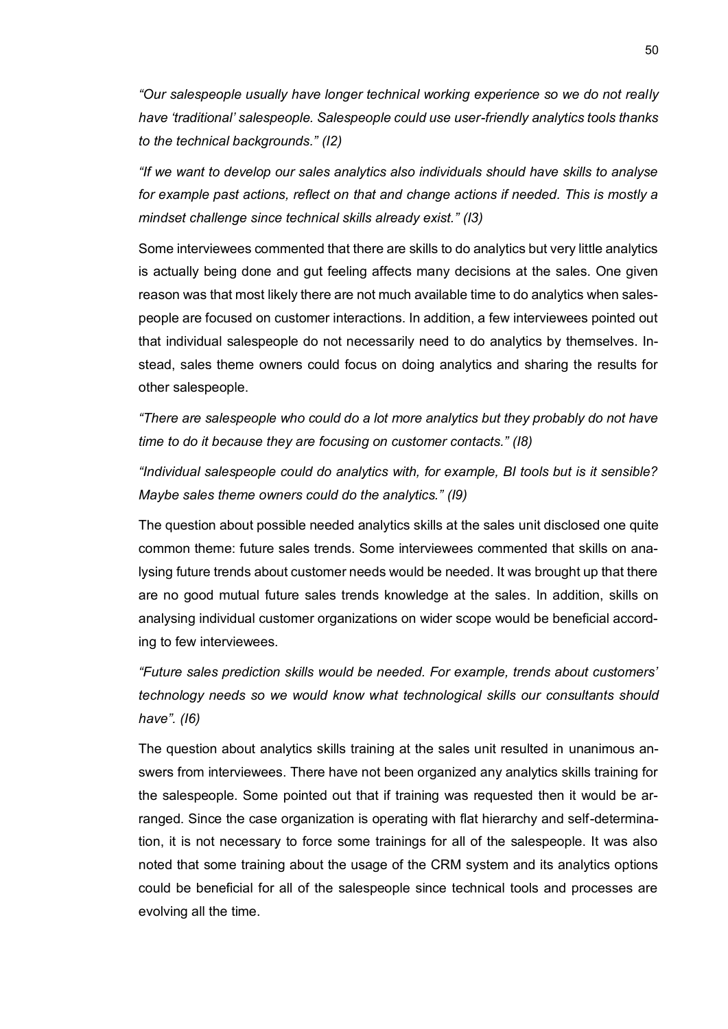*“Our salespeople usually have longer technical working experience so we do not really have ‘traditional’ salespeople. Salespeople could use user-friendly analytics tools thanks to the technical backgrounds.” (I2)*

*“If we want to develop our sales analytics also individuals should have skills to analyse for example past actions, reflect on that and change actions if needed. This is mostly a mindset challenge since technical skills already exist.” (I3)*

Some interviewees commented that there are skills to do analytics but very little analytics is actually being done and gut feeling affects many decisions at the sales. One given reason was that most likely there are not much available time to do analytics when salespeople are focused on customer interactions. In addition, a few interviewees pointed out that individual salespeople do not necessarily need to do analytics by themselves. Instead, sales theme owners could focus on doing analytics and sharing the results for other salespeople.

*“There are salespeople who could do a lot more analytics but they probably do not have time to do it because they are focusing on customer contacts.” (I8)*

*“Individual salespeople could do analytics with, for example, BI tools but is it sensible? Maybe sales theme owners could do the analytics.” (I9)*

The question about possible needed analytics skills at the sales unit disclosed one quite common theme: future sales trends. Some interviewees commented that skills on analysing future trends about customer needs would be needed. It was brought up that there are no good mutual future sales trends knowledge at the sales. In addition, skills on analysing individual customer organizations on wider scope would be beneficial according to few interviewees.

*“Future sales prediction skills would be needed. For example, trends about customers’ technology needs so we would know what technological skills our consultants should have”. (I6)*

The question about analytics skills training at the sales unit resulted in unanimous answers from interviewees. There have not been organized any analytics skills training for the salespeople. Some pointed out that if training was requested then it would be arranged. Since the case organization is operating with flat hierarchy and self-determination, it is not necessary to force some trainings for all of the salespeople. It was also noted that some training about the usage of the CRM system and its analytics options could be beneficial for all of the salespeople since technical tools and processes are evolving all the time.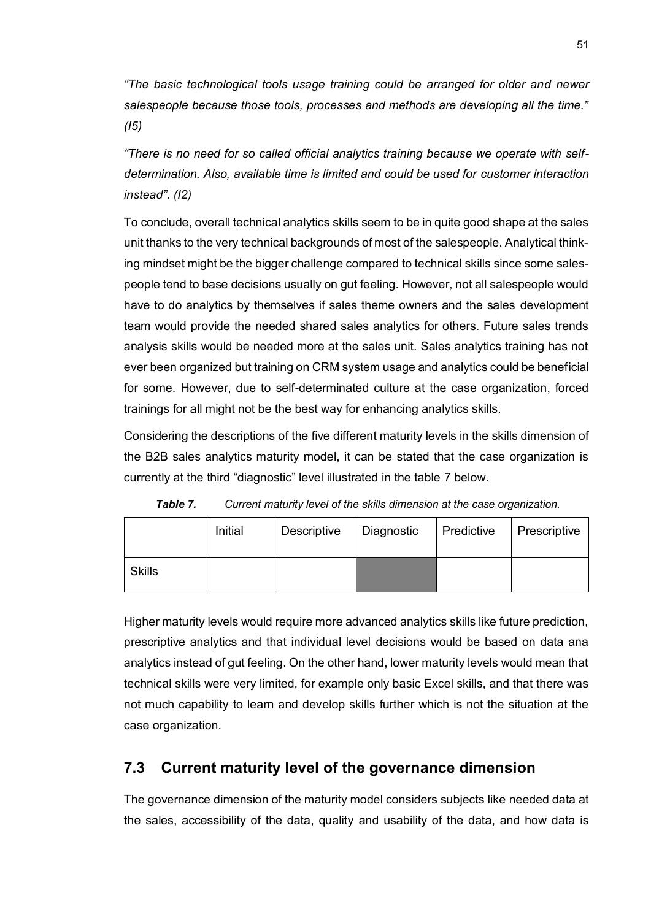*"The basic technological tools usage training could be arranged for older and newer salespeople because those tools, processes and methods are developing all the time." (I5)*

*"There is no need for so called official analytics training because we operate with self-determination. Also, available time is limited and could be used for customer interaction instead". (I2)*

To conclude, overall technical analytics skills seem to be in quite good shape at the sales unit thanks to the very technical backgrounds of most of the salespeople. Analytical thinking mindset might be the bigger challenge compared to technical skills since some salespeople tend to base decisions usually on gut feeling. However, not all salespeople would have to do analytics by themselves if sales theme owners and the sales development team would provide the needed shared sales analytics for others. Future sales trends analysis skills would be needed more at the sales unit. Sales analytics training has not ever been organized but training on CRM system usage and analytics could be beneficial for some. However, due to self-determinated culture at the case organization, forced trainings for all might not be the best way for enhancing analytics skills.

Considering the descriptions of the five different maturity levels in the skills dimension of the B2B sales analytics maturity model, it can be stated that the case organization is currently at the third "diagnostic" level illustrated in the table 7 below.

***Table 7.*** *Current maturity level of the skills dimension at the case organization.*

| | Initial | Descriptive | Diagnostic | Predictive | Prescriptive |
|---|---|---|---|---|---|
| Skills | | | ■ | | |

Higher maturity levels would require more advanced analytics skills like future prediction, prescriptive analytics and that individual level decisions would be based on data ana analytics instead of gut feeling. On the other hand, lower maturity levels would mean that technical skills were very limited, for example only basic Excel skills, and that there was not much capability to learn and develop skills further which is not the situation at the case organization.

## 7.3 Current maturity level of the governance dimension

The governance dimension of the maturity model considers subjects like needed data at the sales, accessibility of the data, quality and usability of the data, and how data is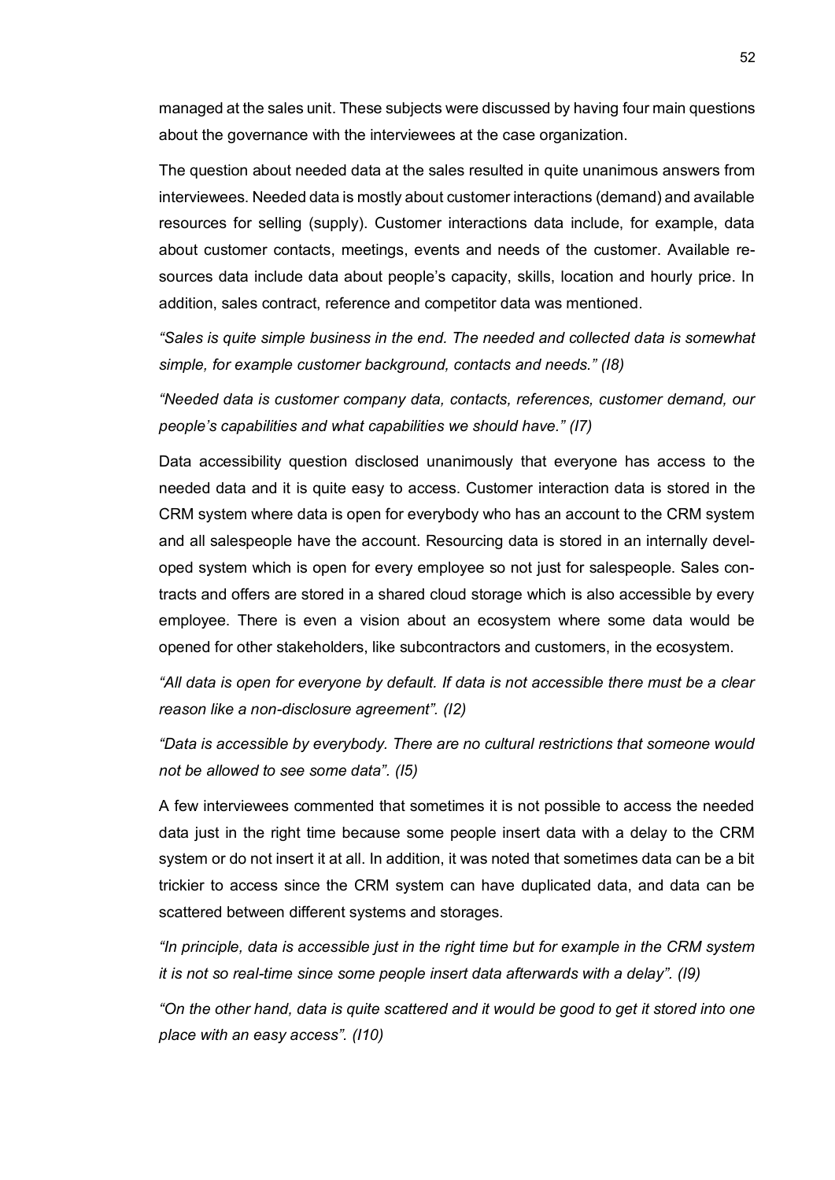managed at the sales unit. These subjects were discussed by having four main questions about the governance with the interviewees at the case organization.

The question about needed data at the sales resulted in quite unanimous answers from interviewees. Needed data is mostly about customer interactions (demand) and available resources for selling (supply). Customer interactions data include, for example, data about customer contacts, meetings, events and needs of the customer. Available resources data include data about people's capacity, skills, location and hourly price. In addition, sales contract, reference and competitor data was mentioned.

*"Sales is quite simple business in the end. The needed and collected data is somewhat simple, for example customer background, contacts and needs." (I8)*

*"Needed data is customer company data, contacts, references, customer demand, our people's capabilities and what capabilities we should have." (I7)*

Data accessibility question disclosed unanimously that everyone has access to the needed data and it is quite easy to access. Customer interaction data is stored in the CRM system where data is open for everybody who has an account to the CRM system and all salespeople have the account. Resourcing data is stored in an internally developed system which is open for every employee so not just for salespeople. Sales contracts and offers are stored in a shared cloud storage which is also accessible by every employee. There is even a vision about an ecosystem where some data would be opened for other stakeholders, like subcontractors and customers, in the ecosystem.

*"All data is open for everyone by default. If data is not accessible there must be a clear reason like a non-disclosure agreement". (I2)*

*"Data is accessible by everybody. There are no cultural restrictions that someone would not be allowed to see some data". (I5)*

A few interviewees commented that sometimes it is not possible to access the needed data just in the right time because some people insert data with a delay to the CRM system or do not insert it at all. In addition, it was noted that sometimes data can be a bit trickier to access since the CRM system can have duplicated data, and data can be scattered between different systems and storages.

*"In principle, data is accessible just in the right time but for example in the CRM system it is not so real-time since some people insert data afterwards with a delay". (I9)*

*"On the other hand, data is quite scattered and it would be good to get it stored into one place with an easy access". (I10)*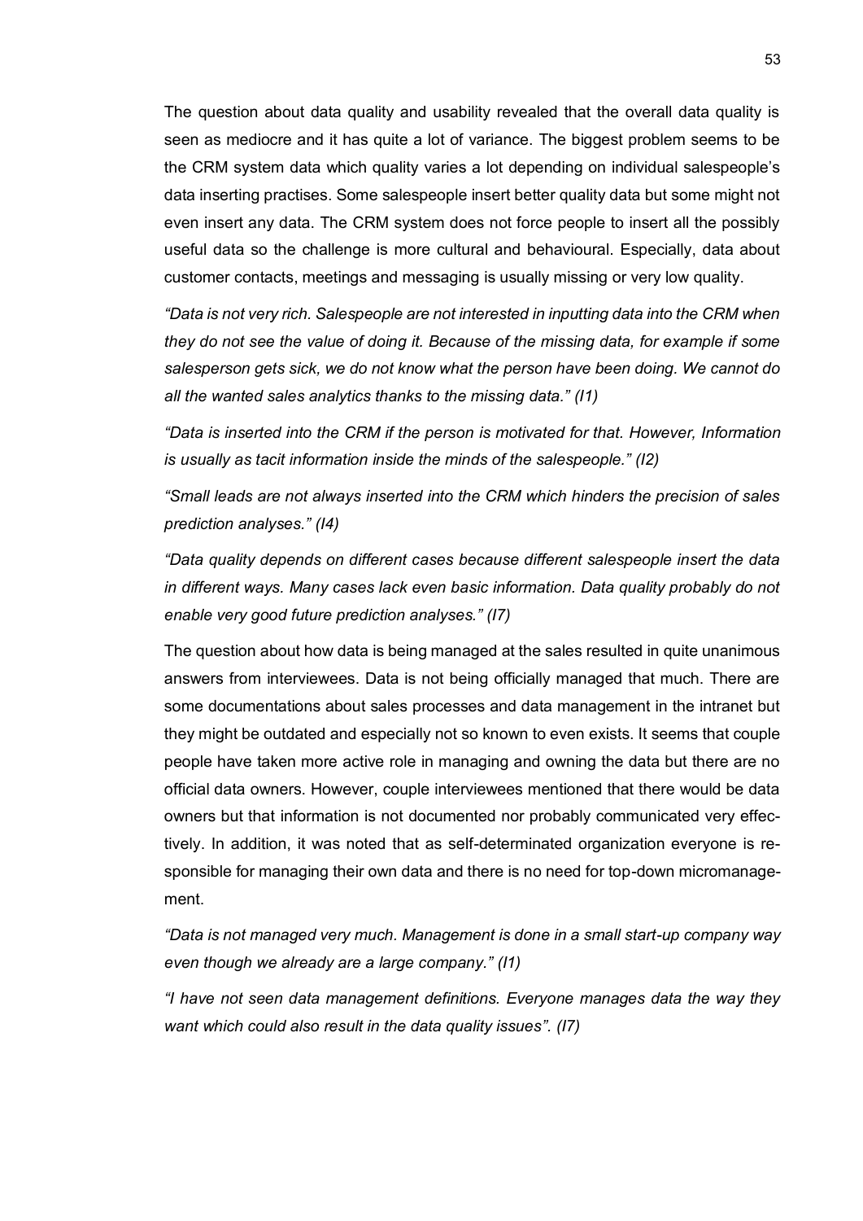The question about data quality and usability revealed that the overall data quality is seen as mediocre and it has quite a lot of variance. The biggest problem seems to be the CRM system data which quality varies a lot depending on individual salespeople's data inserting practises. Some salespeople insert better quality data but some might not even insert any data. The CRM system does not force people to insert all the possibly useful data so the challenge is more cultural and behavioural. Especially, data about customer contacts, meetings and messaging is usually missing or very low quality.

*"Data is not very rich. Salespeople are not interested in inputting data into the CRM when they do not see the value of doing it. Because of the missing data, for example if some salesperson gets sick, we do not know what the person have been doing. We cannot do all the wanted sales analytics thanks to the missing data." (I1)*

*"Data is inserted into the CRM if the person is motivated for that. However, Information is usually as tacit information inside the minds of the salespeople." (I2)*

*"Small leads are not always inserted into the CRM which hinders the precision of sales prediction analyses." (I4)*

*"Data quality depends on different cases because different salespeople insert the data in different ways. Many cases lack even basic information. Data quality probably do not enable very good future prediction analyses." (I7)*

The question about how data is being managed at the sales resulted in quite unanimous answers from interviewees. Data is not being officially managed that much. There are some documentations about sales processes and data management in the intranet but they might be outdated and especially not so known to even exists. It seems that couple people have taken more active role in managing and owning the data but there are no official data owners. However, couple interviewees mentioned that there would be data owners but that information is not documented nor probably communicated very effectively. In addition, it was noted that as self-determinated organization everyone is responsible for managing their own data and there is no need for top-down micromanagement.

*"Data is not managed very much. Management is done in a small start-up company way even though we already are a large company." (I1)*

*"I have not seen data management definitions. Everyone manages data the way they want which could also result in the data quality issues". (I7)*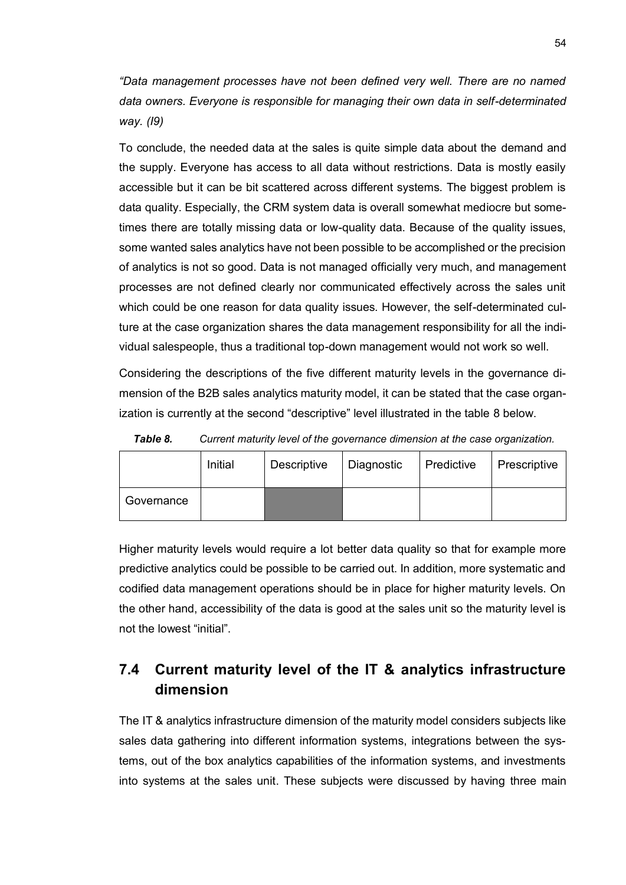*"Data management processes have not been defined very well. There are no named data owners. Everyone is responsible for managing their own data in self-determinated way. (I9)*

To conclude, the needed data at the sales is quite simple data about the demand and the supply. Everyone has access to all data without restrictions. Data is mostly easily accessible but it can be bit scattered across different systems. The biggest problem is data quality. Especially, the CRM system data is overall somewhat mediocre but sometimes there are totally missing data or low-quality data. Because of the quality issues, some wanted sales analytics have not been possible to be accomplished or the precision of analytics is not so good. Data is not managed officially very much, and management processes are not defined clearly nor communicated effectively across the sales unit which could be one reason for data quality issues. However, the self-determinated culture at the case organization shares the data management responsibility for all the individual salespeople, thus a traditional top-down management would not work so well.

Considering the descriptions of the five different maturity levels in the governance dimension of the B2B sales analytics maturity model, it can be stated that the case organization is currently at the second "descriptive" level illustrated in the table 8 below.

***Table 8.*** *Current maturity level of the governance dimension at the case organization.*

| | Initial | Descriptive | Diagnostic | Predictive | Prescriptive |
|---|---|---|---|---|---|
| Governance | | ■ | | | |

Higher maturity levels would require a lot better data quality so that for example more predictive analytics could be possible to be carried out. In addition, more systematic and codified data management operations should be in place for higher maturity levels. On the other hand, accessibility of the data is good at the sales unit so the maturity level is not the lowest "initial".

## 7.4 Current maturity level of the IT & analytics infrastructure dimension

The IT & analytics infrastructure dimension of the maturity model considers subjects like sales data gathering into different information systems, integrations between the systems, out of the box analytics capabilities of the information systems, and investments into systems at the sales unit. These subjects were discussed by having three main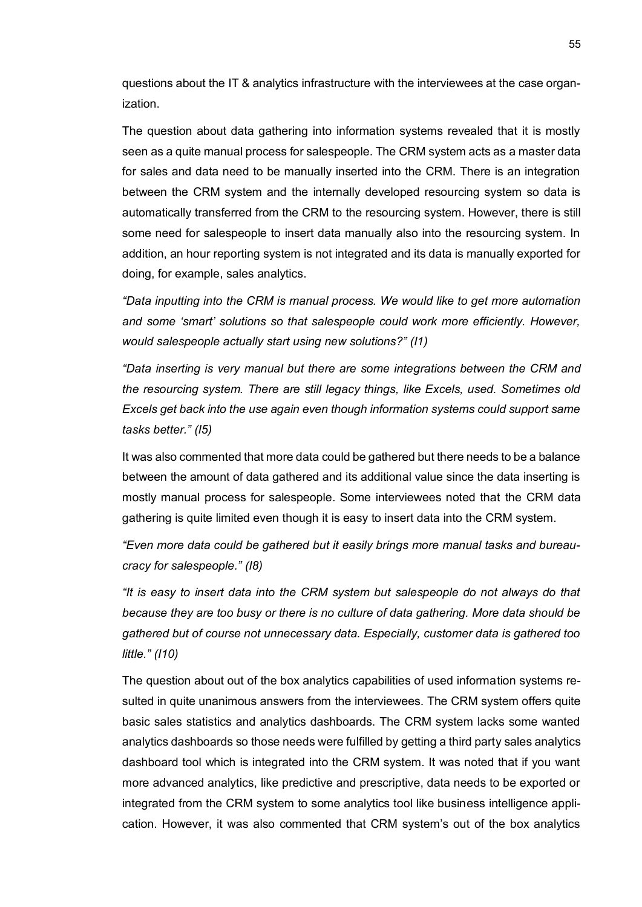questions about the IT & analytics infrastructure with the interviewees at the case organization.

The question about data gathering into information systems revealed that it is mostly seen as a quite manual process for salespeople. The CRM system acts as a master data for sales and data need to be manually inserted into the CRM. There is an integration between the CRM system and the internally developed resourcing system so data is automatically transferred from the CRM to the resourcing system. However, there is still some need for salespeople to insert data manually also into the resourcing system. In addition, an hour reporting system is not integrated and its data is manually exported for doing, for example, sales analytics.

*"Data inputting into the CRM is manual process. We would like to get more automation and some 'smart' solutions so that salespeople could work more efficiently. However, would salespeople actually start using new solutions?" (I1)*

*"Data inserting is very manual but there are some integrations between the CRM and the resourcing system. There are still legacy things, like Excels, used. Sometimes old Excels get back into the use again even though information systems could support same tasks better." (I5)*

It was also commented that more data could be gathered but there needs to be a balance between the amount of data gathered and its additional value since the data inserting is mostly manual process for salespeople. Some interviewees noted that the CRM data gathering is quite limited even though it is easy to insert data into the CRM system.

*"Even more data could be gathered but it easily brings more manual tasks and bureaucracy for salespeople." (I8)*

*"It is easy to insert data into the CRM system but salespeople do not always do that because they are too busy or there is no culture of data gathering. More data should be gathered but of course not unnecessary data. Especially, customer data is gathered too little." (I10)*

The question about out of the box analytics capabilities of used information systems resulted in quite unanimous answers from the interviewees. The CRM system offers quite basic sales statistics and analytics dashboards. The CRM system lacks some wanted analytics dashboards so those needs were fulfilled by getting a third party sales analytics dashboard tool which is integrated into the CRM system. It was noted that if you want more advanced analytics, like predictive and prescriptive, data needs to be exported or integrated from the CRM system to some analytics tool like business intelligence application. However, it was also commented that CRM system's out of the box analytics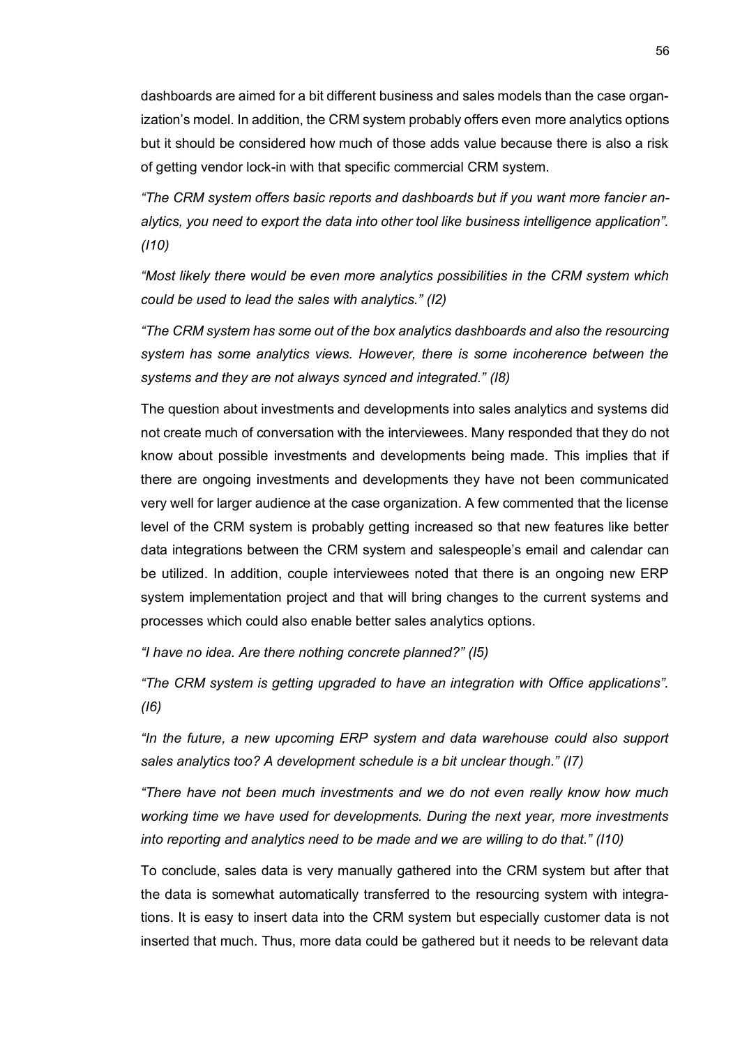dashboards are aimed for a bit different business and sales models than the case organization's model. In addition, the CRM system probably offers even more analytics options but it should be considered how much of those adds value because there is also a risk of getting vendor lock-in with that specific commercial CRM system.

*"The CRM system offers basic reports and dashboards but if you want more fancier analytics, you need to export the data into other tool like business intelligence application". (I10)*

*"Most likely there would be even more analytics possibilities in the CRM system which could be used to lead the sales with analytics." (I2)*

*"The CRM system has some out of the box analytics dashboards and also the resourcing system has some analytics views. However, there is some incoherence between the systems and they are not always synced and integrated." (I8)*

The question about investments and developments into sales analytics and systems did not create much of conversation with the interviewees. Many responded that they do not know about possible investments and developments being made. This implies that if there are ongoing investments and developments they have not been communicated very well for larger audience at the case organization. A few commented that the license level of the CRM system is probably getting increased so that new features like better data integrations between the CRM system and salespeople's email and calendar can be utilized. In addition, couple interviewees noted that there is an ongoing new ERP system implementation project and that will bring changes to the current systems and processes which could also enable better sales analytics options.

*"I have no idea. Are there nothing concrete planned?" (I5)*

*"The CRM system is getting upgraded to have an integration with Office applications". (I6)*

*"In the future, a new upcoming ERP system and data warehouse could also support sales analytics too? A development schedule is a bit unclear though." (I7)*

*"There have not been much investments and we do not even really know how much working time we have used for developments. During the next year, more investments into reporting and analytics need to be made and we are willing to do that." (I10)*

To conclude, sales data is very manually gathered into the CRM system but after that the data is somewhat automatically transferred to the resourcing system with integrations. It is easy to insert data into the CRM system but especially customer data is not inserted that much. Thus, more data could be gathered but it needs to be relevant data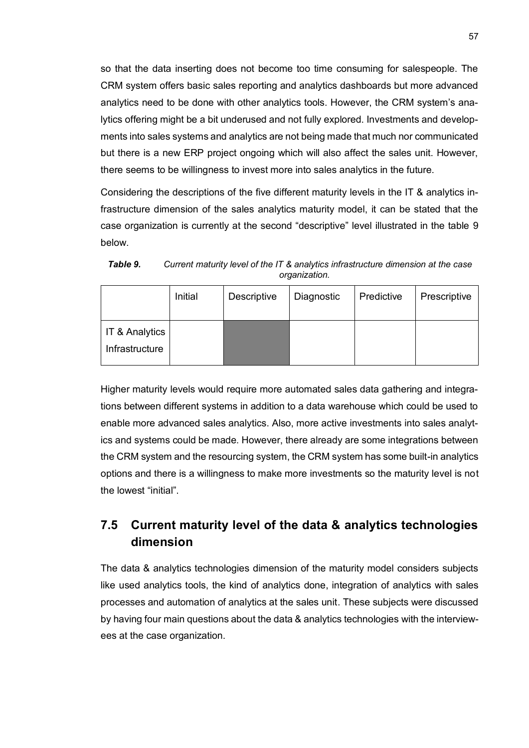so that the data inserting does not become too time consuming for salespeople. The CRM system offers basic sales reporting and analytics dashboards but more advanced analytics need to be done with other analytics tools. However, the CRM system's analytics offering might be a bit underused and not fully explored. Investments and developments into sales systems and analytics are not being made that much nor communicated but there is a new ERP project ongoing which will also affect the sales unit. However, there seems to be willingness to invest more into sales analytics in the future.

Considering the descriptions of the five different maturity levels in the IT & analytics infrastructure dimension of the sales analytics maturity model, it can be stated that the case organization is currently at the second "descriptive" level illustrated in the table 9 below.

***Table 9.*** *Current maturity level of the IT & analytics infrastructure dimension at the case organization.*

| | Initial | Descriptive | Diagnostic | Predictive | Prescriptive |
|---|---|---|---|---|---|
| IT & Analytics Infrastructure | | ■ | | | |

Higher maturity levels would require more automated sales data gathering and integrations between different systems in addition to a data warehouse which could be used to enable more advanced sales analytics. Also, more active investments into sales analytics and systems could be made. However, there already are some integrations between the CRM system and the resourcing system, the CRM system has some built-in analytics options and there is a willingness to make more investments so the maturity level is not the lowest "initial".

## 7.5 Current maturity level of the data & analytics technologies dimension

The data & analytics technologies dimension of the maturity model considers subjects like used analytics tools, the kind of analytics done, integration of analytics with sales processes and automation of analytics at the sales unit. These subjects were discussed by having four main questions about the data & analytics technologies with the interviewees at the case organization.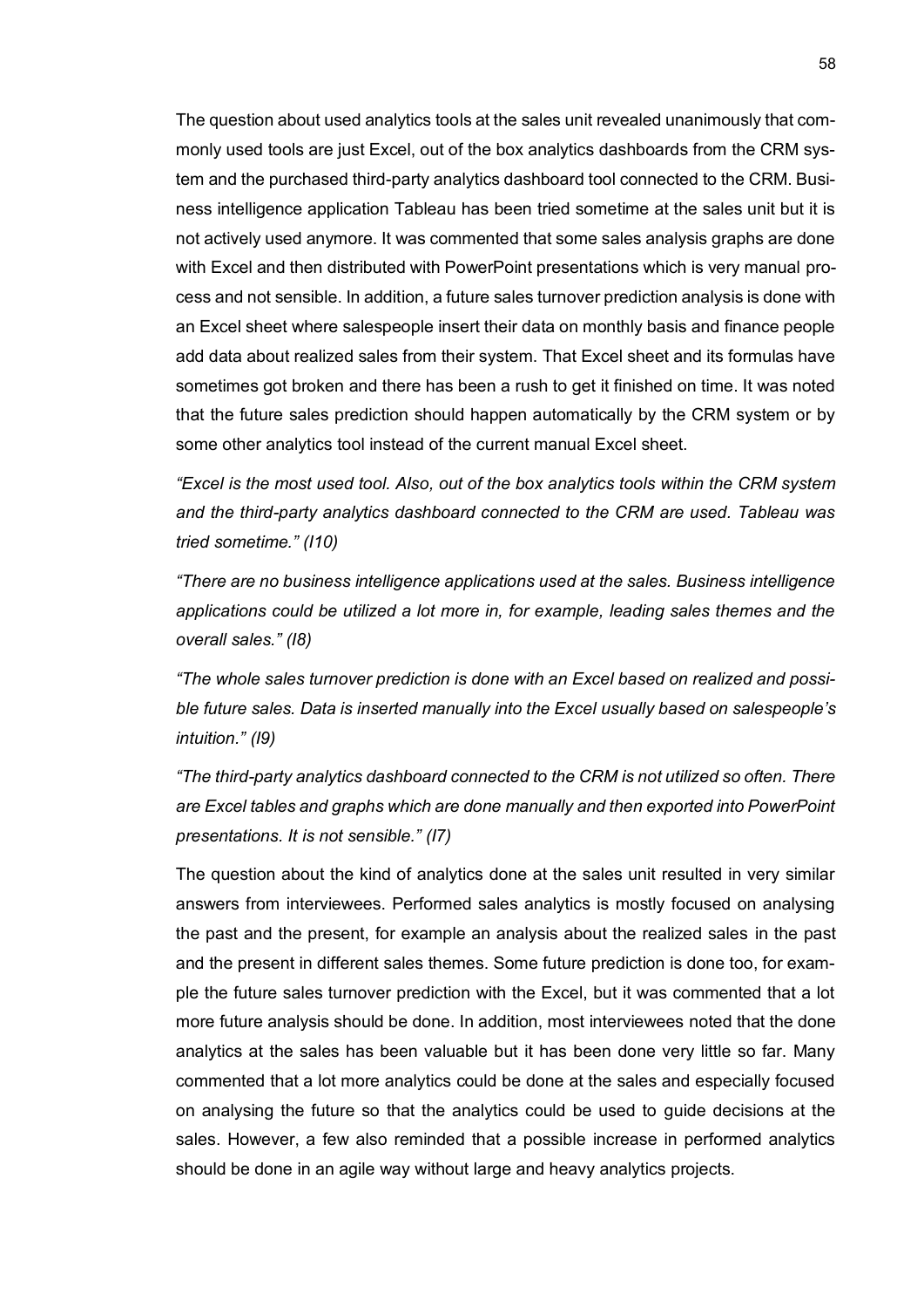The question about used analytics tools at the sales unit revealed unanimously that commonly used tools are just Excel, out of the box analytics dashboards from the CRM system and the purchased third-party analytics dashboard tool connected to the CRM. Business intelligence application Tableau has been tried sometime at the sales unit but it is not actively used anymore. It was commented that some sales analysis graphs are done with Excel and then distributed with PowerPoint presentations which is very manual process and not sensible. In addition, a future sales turnover prediction analysis is done with an Excel sheet where salespeople insert their data on monthly basis and finance people add data about realized sales from their system. That Excel sheet and its formulas have sometimes got broken and there has been a rush to get it finished on time. It was noted that the future sales prediction should happen automatically by the CRM system or by some other analytics tool instead of the current manual Excel sheet.

*"Excel is the most used tool. Also, out of the box analytics tools within the CRM system and the third-party analytics dashboard connected to the CRM are used. Tableau was tried sometime." (I10)*

*"There are no business intelligence applications used at the sales. Business intelligence applications could be utilized a lot more in, for example, leading sales themes and the overall sales." (I8)*

*"The whole sales turnover prediction is done with an Excel based on realized and possible future sales. Data is inserted manually into the Excel usually based on salespeople's intuition." (I9)*

*"The third-party analytics dashboard connected to the CRM is not utilized so often. There are Excel tables and graphs which are done manually and then exported into PowerPoint presentations. It is not sensible." (I7)*

The question about the kind of analytics done at the sales unit resulted in very similar answers from interviewees. Performed sales analytics is mostly focused on analysing the past and the present, for example an analysis about the realized sales in the past and the present in different sales themes. Some future prediction is done too, for example the future sales turnover prediction with the Excel, but it was commented that a lot more future analysis should be done. In addition, most interviewees noted that the done analytics at the sales has been valuable but it has been done very little so far. Many commented that a lot more analytics could be done at the sales and especially focused on analysing the future so that the analytics could be used to guide decisions at the sales. However, a few also reminded that a possible increase in performed analytics should be done in an agile way without large and heavy analytics projects.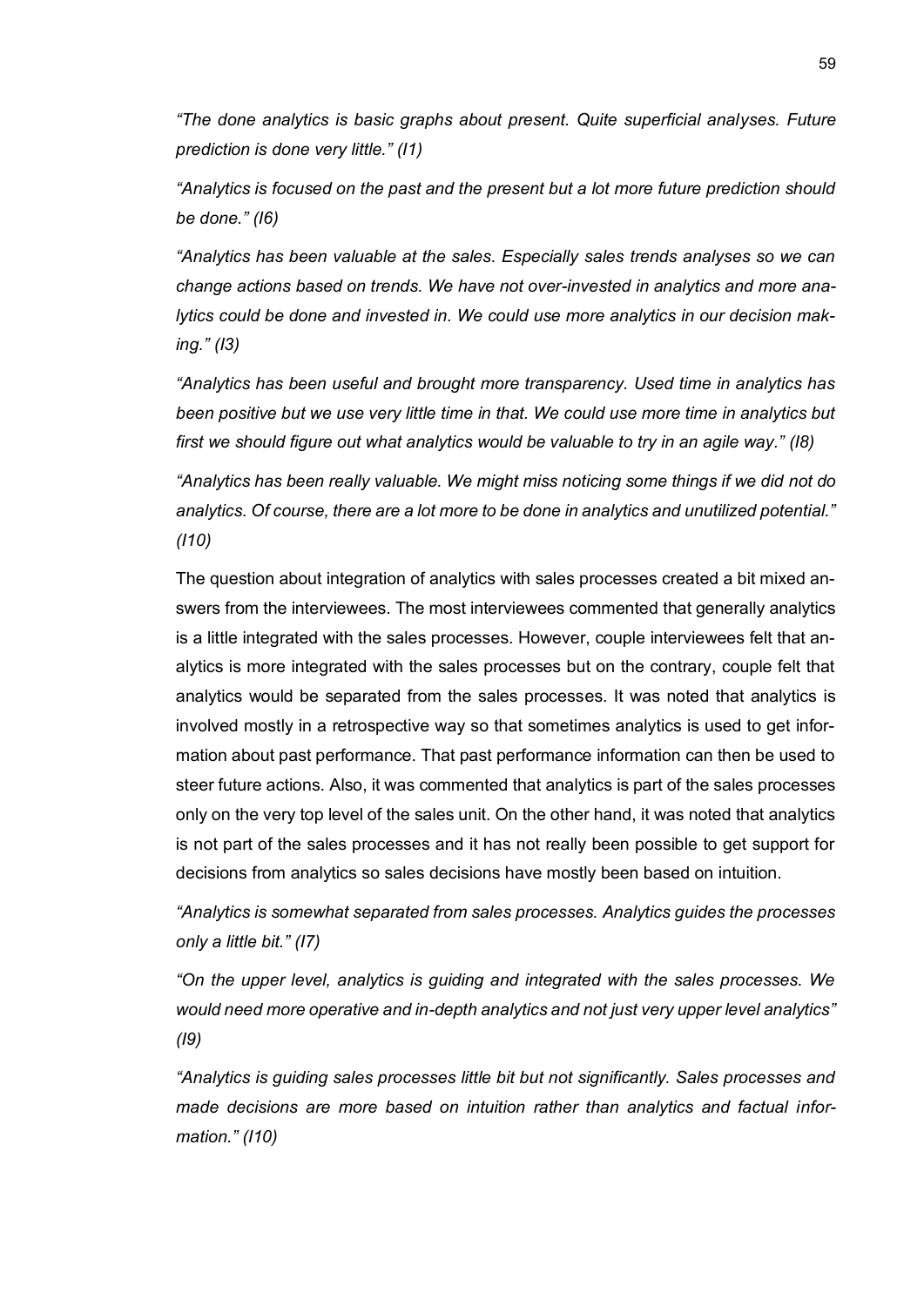*"The done analytics is basic graphs about present. Quite superficial analyses. Future prediction is done very little." (I1)*

*"Analytics is focused on the past and the present but a lot more future prediction should be done." (I6)*

*"Analytics has been valuable at the sales. Especially sales trends analyses so we can change actions based on trends. We have not over-invested in analytics and more analytics could be done and invested in. We could use more analytics in our decision making." (I3)*

*"Analytics has been useful and brought more transparency. Used time in analytics has been positive but we use very little time in that. We could use more time in analytics but first we should figure out what analytics would be valuable to try in an agile way." (I8)*

*"Analytics has been really valuable. We might miss noticing some things if we did not do analytics. Of course, there are a lot more to be done in analytics and unutilized potential." (I10)*

The question about integration of analytics with sales processes created a bit mixed answers from the interviewees. The most interviewees commented that generally analytics is a little integrated with the sales processes. However, couple interviewees felt that analytics is more integrated with the sales processes but on the contrary, couple felt that analytics would be separated from the sales processes. It was noted that analytics is involved mostly in a retrospective way so that sometimes analytics is used to get information about past performance. That past performance information can then be used to steer future actions. Also, it was commented that analytics is part of the sales processes only on the very top level of the sales unit. On the other hand, it was noted that analytics is not part of the sales processes and it has not really been possible to get support for decisions from analytics so sales decisions have mostly been based on intuition.

*"Analytics is somewhat separated from sales processes. Analytics guides the processes only a little bit." (I7)*

*"On the upper level, analytics is guiding and integrated with the sales processes. We would need more operative and in-depth analytics and not just very upper level analytics" (I9)*

*"Analytics is guiding sales processes little bit but not significantly. Sales processes and made decisions are more based on intuition rather than analytics and factual information." (I10)*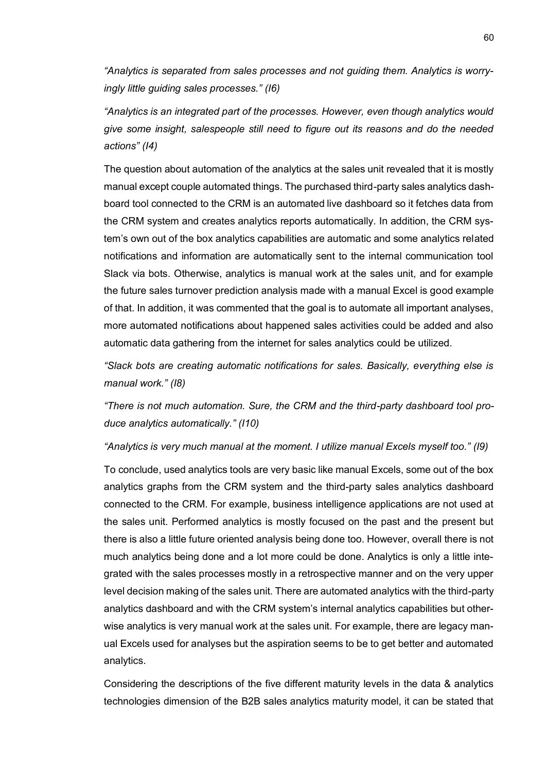*"Analytics is separated from sales processes and not guiding them. Analytics is worryingly little guiding sales processes." (I6)*

*"Analytics is an integrated part of the processes. However, even though analytics would give some insight, salespeople still need to figure out its reasons and do the needed actions" (I4)*

The question about automation of the analytics at the sales unit revealed that it is mostly manual except couple automated things. The purchased third-party sales analytics dashboard tool connected to the CRM is an automated live dashboard so it fetches data from the CRM system and creates analytics reports automatically. In addition, the CRM system's own out of the box analytics capabilities are automatic and some analytics related notifications and information are automatically sent to the internal communication tool Slack via bots. Otherwise, analytics is manual work at the sales unit, and for example the future sales turnover prediction analysis made with a manual Excel is good example of that. In addition, it was commented that the goal is to automate all important analyses, more automated notifications about happened sales activities could be added and also automatic data gathering from the internet for sales analytics could be utilized.

*"Slack bots are creating automatic notifications for sales. Basically, everything else is manual work." (I8)*

*"There is not much automation. Sure, the CRM and the third-party dashboard tool produce analytics automatically." (I10)*

*"Analytics is very much manual at the moment. I utilize manual Excels myself too." (I9)*

To conclude, used analytics tools are very basic like manual Excels, some out of the box analytics graphs from the CRM system and the third-party sales analytics dashboard connected to the CRM. For example, business intelligence applications are not used at the sales unit. Performed analytics is mostly focused on the past and the present but there is also a little future oriented analysis being done too. However, overall there is not much analytics being done and a lot more could be done. Analytics is only a little integrated with the sales processes mostly in a retrospective manner and on the very upper level decision making of the sales unit. There are automated analytics with the third-party analytics dashboard and with the CRM system's internal analytics capabilities but otherwise analytics is very manual work at the sales unit. For example, there are legacy manual Excels used for analyses but the aspiration seems to be to get better and automated analytics.

Considering the descriptions of the five different maturity levels in the data & analytics technologies dimension of the B2B sales analytics maturity model, it can be stated that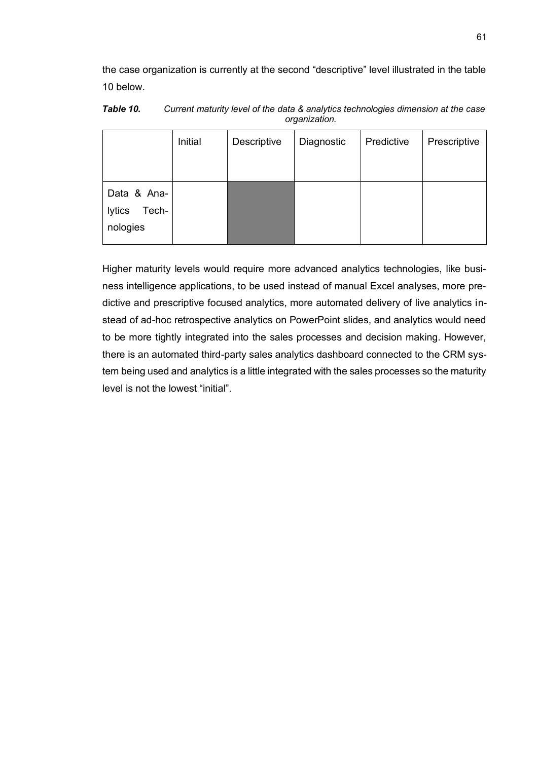the case organization is currently at the second "descriptive" level illustrated in the table 10 below.

***Table 10.*** *Current maturity level of the data & analytics technologies dimension at the case organization.*

| | Initial | Descriptive | Diagnostic | Predictive | Prescriptive |
|---|---|---|---|---|---|
| Data & Analytics Technologies | | ■ | | | |

Higher maturity levels would require more advanced analytics technologies, like business intelligence applications, to be used instead of manual Excel analyses, more predictive and prescriptive focused analytics, more automated delivery of live analytics instead of ad-hoc retrospective analytics on PowerPoint slides, and analytics would need to be more tightly integrated into the sales processes and decision making. However, there is an automated third-party sales analytics dashboard connected to the CRM system being used and analytics is a little integrated with the sales processes so the maturity level is not the lowest "initial".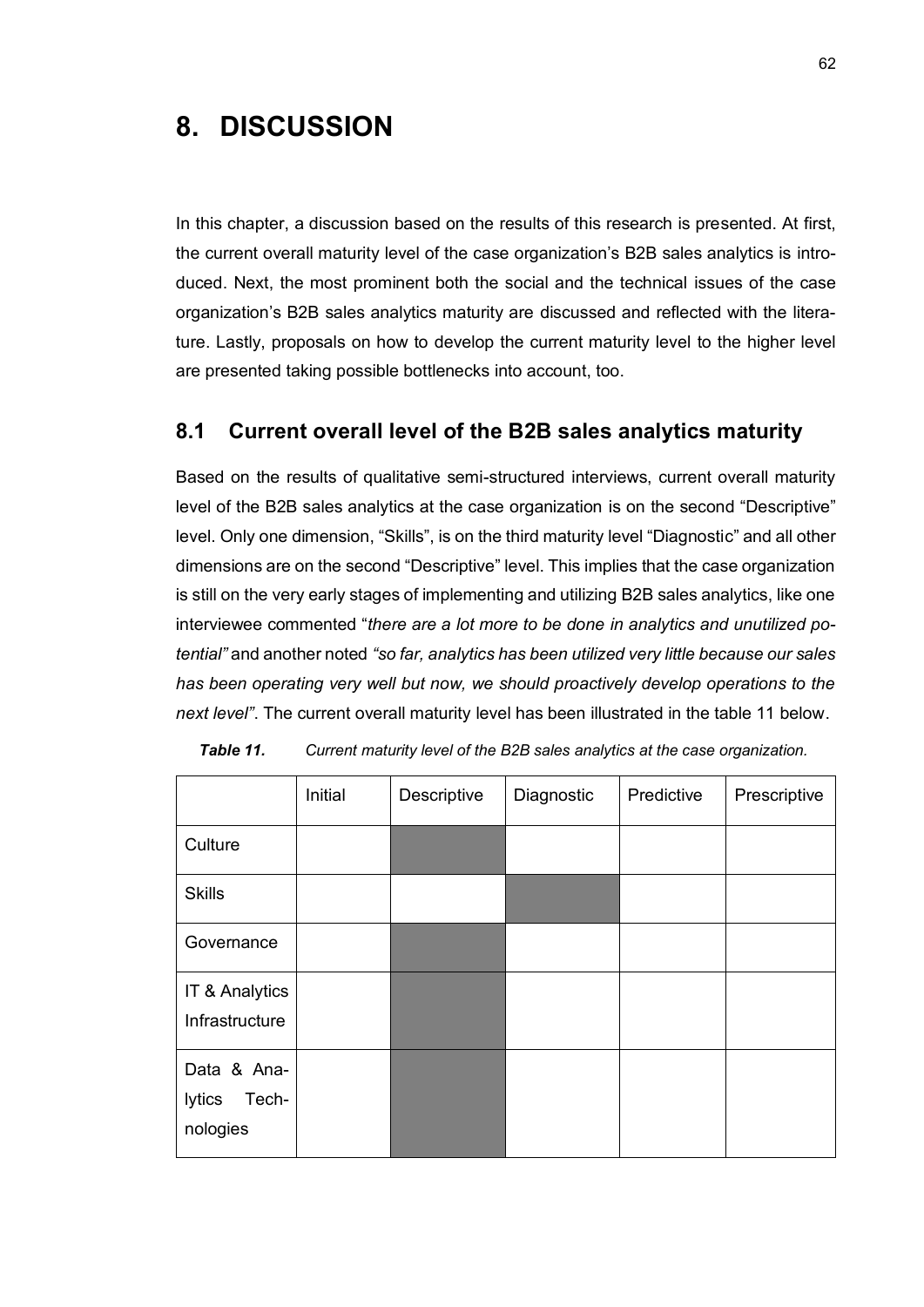# 8. DISCUSSION

In this chapter, a discussion based on the results of this research is presented. At first, the current overall maturity level of the case organization's B2B sales analytics is introduced. Next, the most prominent both the social and the technical issues of the case organization's B2B sales analytics maturity are discussed and reflected with the literature. Lastly, proposals on how to develop the current maturity level to the higher level are presented taking possible bottlenecks into account, too.

## 8.1 Current overall level of the B2B sales analytics maturity

Based on the results of qualitative semi-structured interviews, current overall maturity level of the B2B sales analytics at the case organization is on the second "Descriptive" level. Only one dimension, "Skills", is on the third maturity level "Diagnostic" and all other dimensions are on the second "Descriptive" level. This implies that the case organization is still on the very early stages of implementing and utilizing B2B sales analytics, like one interviewee commented "*there are a lot more to be done in analytics and unutilized potential"* and another noted *"so far, analytics has been utilized very little because our sales has been operating very well but now, we should proactively develop operations to the next level"*. The current overall maturity level has been illustrated in the table 11 below.

***Table 11.*** *Current maturity level of the B2B sales analytics at the case organization.*

| | Initial | Descriptive | Diagnostic | Predictive | Prescriptive |
|---|---|---|---|---|---|
| Culture | | ■ | | | |
| Skills | | | ■ | | |
| Governance | | ■ | | | |
| IT & Analytics Infrastructure | | ■ | | | |
| Data & Analytics Technologies | | ■ | | | |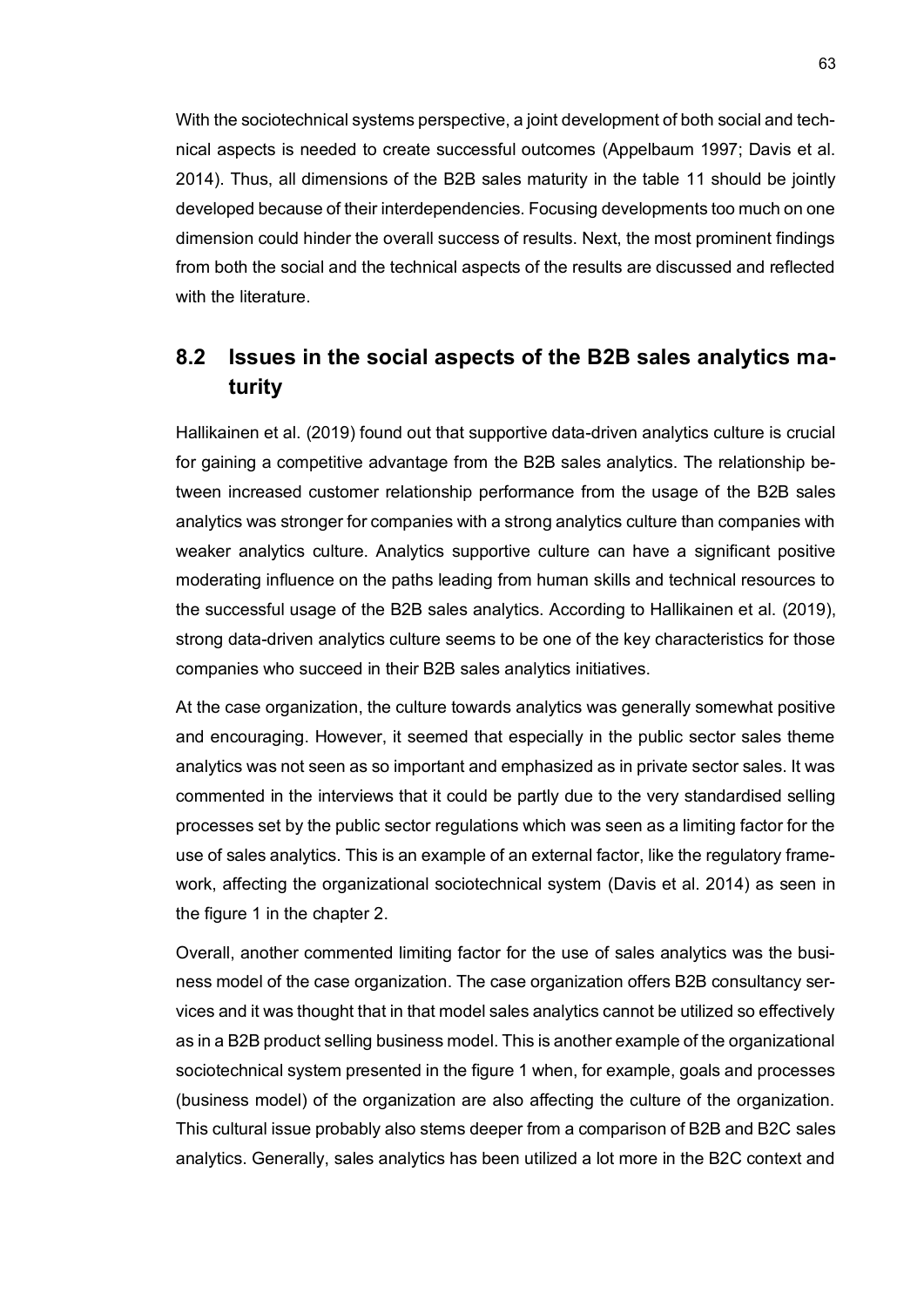With the sociotechnical systems perspective, a joint development of both social and technical aspects is needed to create successful outcomes (Appelbaum 1997; Davis et al. 2014). Thus, all dimensions of the B2B sales maturity in the table 11 should be jointly developed because of their interdependencies. Focusing developments too much on one dimension could hinder the overall success of results. Next, the most prominent findings from both the social and the technical aspects of the results are discussed and reflected with the literature.

## 8.2 Issues in the social aspects of the B2B sales analytics maturity

Hallikainen et al. (2019) found out that supportive data-driven analytics culture is crucial for gaining a competitive advantage from the B2B sales analytics. The relationship between increased customer relationship performance from the usage of the B2B sales analytics was stronger for companies with a strong analytics culture than companies with weaker analytics culture. Analytics supportive culture can have a significant positive moderating influence on the paths leading from human skills and technical resources to the successful usage of the B2B sales analytics. According to Hallikainen et al. (2019), strong data-driven analytics culture seems to be one of the key characteristics for those companies who succeed in their B2B sales analytics initiatives.

At the case organization, the culture towards analytics was generally somewhat positive and encouraging. However, it seemed that especially in the public sector sales theme analytics was not seen as so important and emphasized as in private sector sales. It was commented in the interviews that it could be partly due to the very standardised selling processes set by the public sector regulations which was seen as a limiting factor for the use of sales analytics. This is an example of an external factor, like the regulatory framework, affecting the organizational sociotechnical system (Davis et al. 2014) as seen in the figure 1 in the chapter 2.

Overall, another commented limiting factor for the use of sales analytics was the business model of the case organization. The case organization offers B2B consultancy services and it was thought that in that model sales analytics cannot be utilized so effectively as in a B2B product selling business model. This is another example of the organizational sociotechnical system presented in the figure 1 when, for example, goals and processes (business model) of the organization are also affecting the culture of the organization. This cultural issue probably also stems deeper from a comparison of B2B and B2C sales analytics. Generally, sales analytics has been utilized a lot more in the B2C context and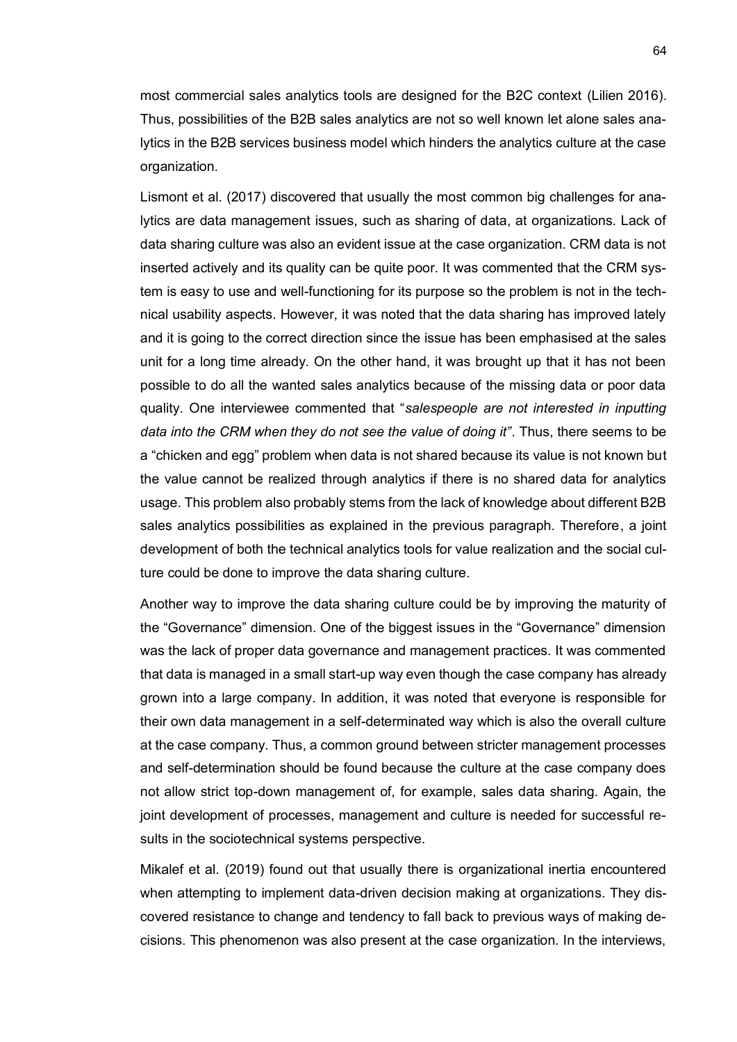most commercial sales analytics tools are designed for the B2C context (Lilien 2016). Thus, possibilities of the B2B sales analytics are not so well known let alone sales analytics in the B2B services business model which hinders the analytics culture at the case organization.

Lismont et al. (2017) discovered that usually the most common big challenges for analytics are data management issues, such as sharing of data, at organizations. Lack of data sharing culture was also an evident issue at the case organization. CRM data is not inserted actively and its quality can be quite poor. It was commented that the CRM system is easy to use and well-functioning for its purpose so the problem is not in the technical usability aspects. However, it was noted that the data sharing has improved lately and it is going to the correct direction since the issue has been emphasised at the sales unit for a long time already. On the other hand, it was brought up that it has not been possible to do all the wanted sales analytics because of the missing data or poor data quality. One interviewee commented that "*salespeople are not interested in inputting data into the CRM when they do not see the value of doing it"*. Thus, there seems to be a "chicken and egg" problem when data is not shared because its value is not known but the value cannot be realized through analytics if there is no shared data for analytics usage. This problem also probably stems from the lack of knowledge about different B2B sales analytics possibilities as explained in the previous paragraph. Therefore, a joint development of both the technical analytics tools for value realization and the social culture could be done to improve the data sharing culture.

Another way to improve the data sharing culture could be by improving the maturity of the "Governance" dimension. One of the biggest issues in the "Governance" dimension was the lack of proper data governance and management practices. It was commented that data is managed in a small start-up way even though the case company has already grown into a large company. In addition, it was noted that everyone is responsible for their own data management in a self-determinated way which is also the overall culture at the case company. Thus, a common ground between stricter management processes and self-determination should be found because the culture at the case company does not allow strict top-down management of, for example, sales data sharing. Again, the joint development of processes, management and culture is needed for successful results in the sociotechnical systems perspective.

Mikalef et al. (2019) found out that usually there is organizational inertia encountered when attempting to implement data-driven decision making at organizations. They discovered resistance to change and tendency to fall back to previous ways of making decisions. This phenomenon was also present at the case organization. In the interviews,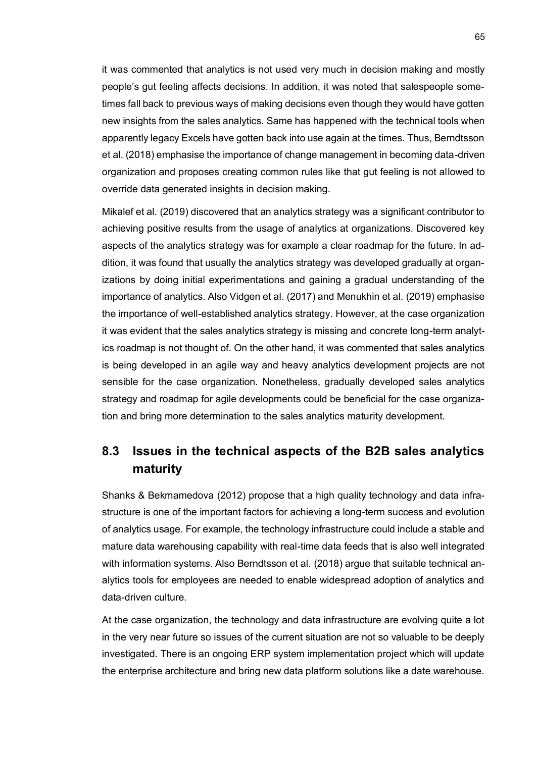it was commented that analytics is not used very much in decision making and mostly people's gut feeling affects decisions. In addition, it was noted that salespeople sometimes fall back to previous ways of making decisions even though they would have gotten new insights from the sales analytics. Same has happened with the technical tools when apparently legacy Excels have gotten back into use again at the times. Thus, Berndtsson et al. (2018) emphasise the importance of change management in becoming data-driven organization and proposes creating common rules like that gut feeling is not allowed to override data generated insights in decision making.

Mikalef et al. (2019) discovered that an analytics strategy was a significant contributor to achieving positive results from the usage of analytics at organizations. Discovered key aspects of the analytics strategy was for example a clear roadmap for the future. In addition, it was found that usually the analytics strategy was developed gradually at organizations by doing initial experimentations and gaining a gradual understanding of the importance of analytics. Also Vidgen et al. (2017) and Menukhin et al. (2019) emphasise the importance of well-established analytics strategy. However, at the case organization it was evident that the sales analytics strategy is missing and concrete long-term analytics roadmap is not thought of. On the other hand, it was commented that sales analytics is being developed in an agile way and heavy analytics development projects are not sensible for the case organization. Nonetheless, gradually developed sales analytics strategy and roadmap for agile developments could be beneficial for the case organization and bring more determination to the sales analytics maturity development.

## 8.3 Issues in the technical aspects of the B2B sales analytics maturity

Shanks & Bekmamedova (2012) propose that a high quality technology and data infrastructure is one of the important factors for achieving a long-term success and evolution of analytics usage. For example, the technology infrastructure could include a stable and mature data warehousing capability with real-time data feeds that is also well integrated with information systems. Also Berndtsson et al. (2018) argue that suitable technical analytics tools for employees are needed to enable widespread adoption of analytics and data-driven culture.

At the case organization, the technology and data infrastructure are evolving quite a lot in the very near future so issues of the current situation are not so valuable to be deeply investigated. There is an ongoing ERP system implementation project which will update the enterprise architecture and bring new data platform solutions like a date warehouse.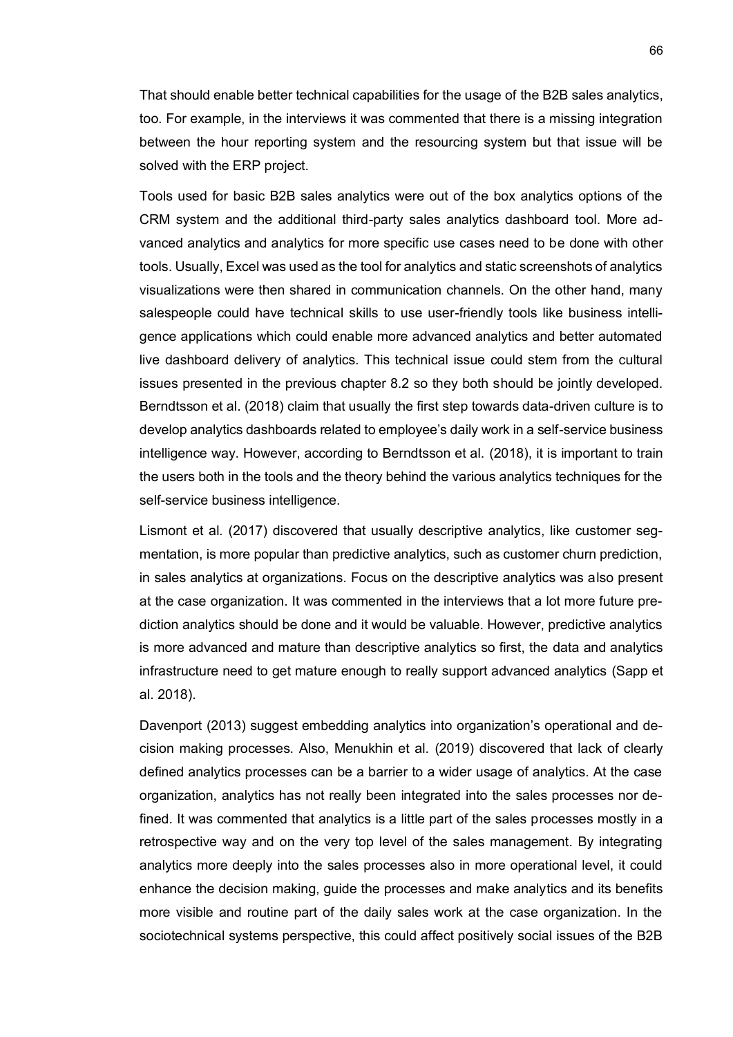That should enable better technical capabilities for the usage of the B2B sales analytics, too. For example, in the interviews it was commented that there is a missing integration between the hour reporting system and the resourcing system but that issue will be solved with the ERP project.

Tools used for basic B2B sales analytics were out of the box analytics options of the CRM system and the additional third-party sales analytics dashboard tool. More advanced analytics and analytics for more specific use cases need to be done with other tools. Usually, Excel was used as the tool for analytics and static screenshots of analytics visualizations were then shared in communication channels. On the other hand, many salespeople could have technical skills to use user-friendly tools like business intelligence applications which could enable more advanced analytics and better automated live dashboard delivery of analytics. This technical issue could stem from the cultural issues presented in the previous chapter 8.2 so they both should be jointly developed. Berndtsson et al. (2018) claim that usually the first step towards data-driven culture is to develop analytics dashboards related to employee's daily work in a self-service business intelligence way. However, according to Berndtsson et al. (2018), it is important to train the users both in the tools and the theory behind the various analytics techniques for the self-service business intelligence.

Lismont et al. (2017) discovered that usually descriptive analytics, like customer segmentation, is more popular than predictive analytics, such as customer churn prediction, in sales analytics at organizations. Focus on the descriptive analytics was also present at the case organization. It was commented in the interviews that a lot more future prediction analytics should be done and it would be valuable. However, predictive analytics is more advanced and mature than descriptive analytics so first, the data and analytics infrastructure need to get mature enough to really support advanced analytics (Sapp et al. 2018).

Davenport (2013) suggest embedding analytics into organization's operational and decision making processes. Also, Menukhin et al. (2019) discovered that lack of clearly defined analytics processes can be a barrier to a wider usage of analytics. At the case organization, analytics has not really been integrated into the sales processes nor defined. It was commented that analytics is a little part of the sales processes mostly in a retrospective way and on the very top level of the sales management. By integrating analytics more deeply into the sales processes also in more operational level, it could enhance the decision making, guide the processes and make analytics and its benefits more visible and routine part of the daily sales work at the case organization. In the sociotechnical systems perspective, this could affect positively social issues of the B2B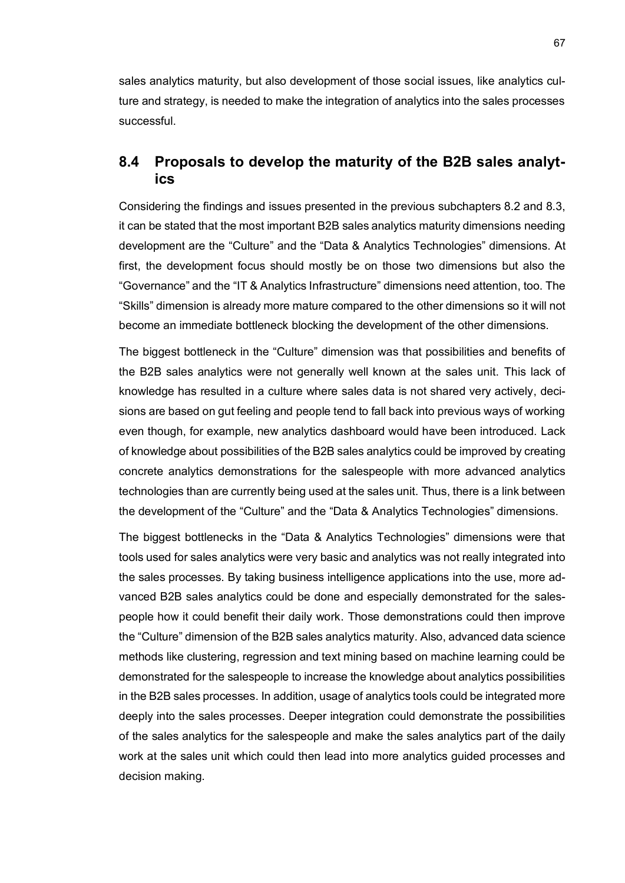sales analytics maturity, but also development of those social issues, like analytics culture and strategy, is needed to make the integration of analytics into the sales processes successful.

## 8.4 Proposals to develop the maturity of the B2B sales analytics

Considering the findings and issues presented in the previous subchapters 8.2 and 8.3, it can be stated that the most important B2B sales analytics maturity dimensions needing development are the "Culture" and the "Data & Analytics Technologies" dimensions. At first, the development focus should mostly be on those two dimensions but also the "Governance" and the "IT & Analytics Infrastructure" dimensions need attention, too. The "Skills" dimension is already more mature compared to the other dimensions so it will not become an immediate bottleneck blocking the development of the other dimensions.

The biggest bottleneck in the "Culture" dimension was that possibilities and benefits of the B2B sales analytics were not generally well known at the sales unit. This lack of knowledge has resulted in a culture where sales data is not shared very actively, decisions are based on gut feeling and people tend to fall back into previous ways of working even though, for example, new analytics dashboard would have been introduced. Lack of knowledge about possibilities of the B2B sales analytics could be improved by creating concrete analytics demonstrations for the salespeople with more advanced analytics technologies than are currently being used at the sales unit. Thus, there is a link between the development of the "Culture" and the "Data & Analytics Technologies" dimensions.

The biggest bottlenecks in the "Data & Analytics Technologies" dimensions were that tools used for sales analytics were very basic and analytics was not really integrated into the sales processes. By taking business intelligence applications into the use, more advanced B2B sales analytics could be done and especially demonstrated for the salespeople how it could benefit their daily work. Those demonstrations could then improve the "Culture" dimension of the B2B sales analytics maturity. Also, advanced data science methods like clustering, regression and text mining based on machine learning could be demonstrated for the salespeople to increase the knowledge about analytics possibilities in the B2B sales processes. In addition, usage of analytics tools could be integrated more deeply into the sales processes. Deeper integration could demonstrate the possibilities of the sales analytics for the salespeople and make the sales analytics part of the daily work at the sales unit which could then lead into more analytics guided processes and decision making.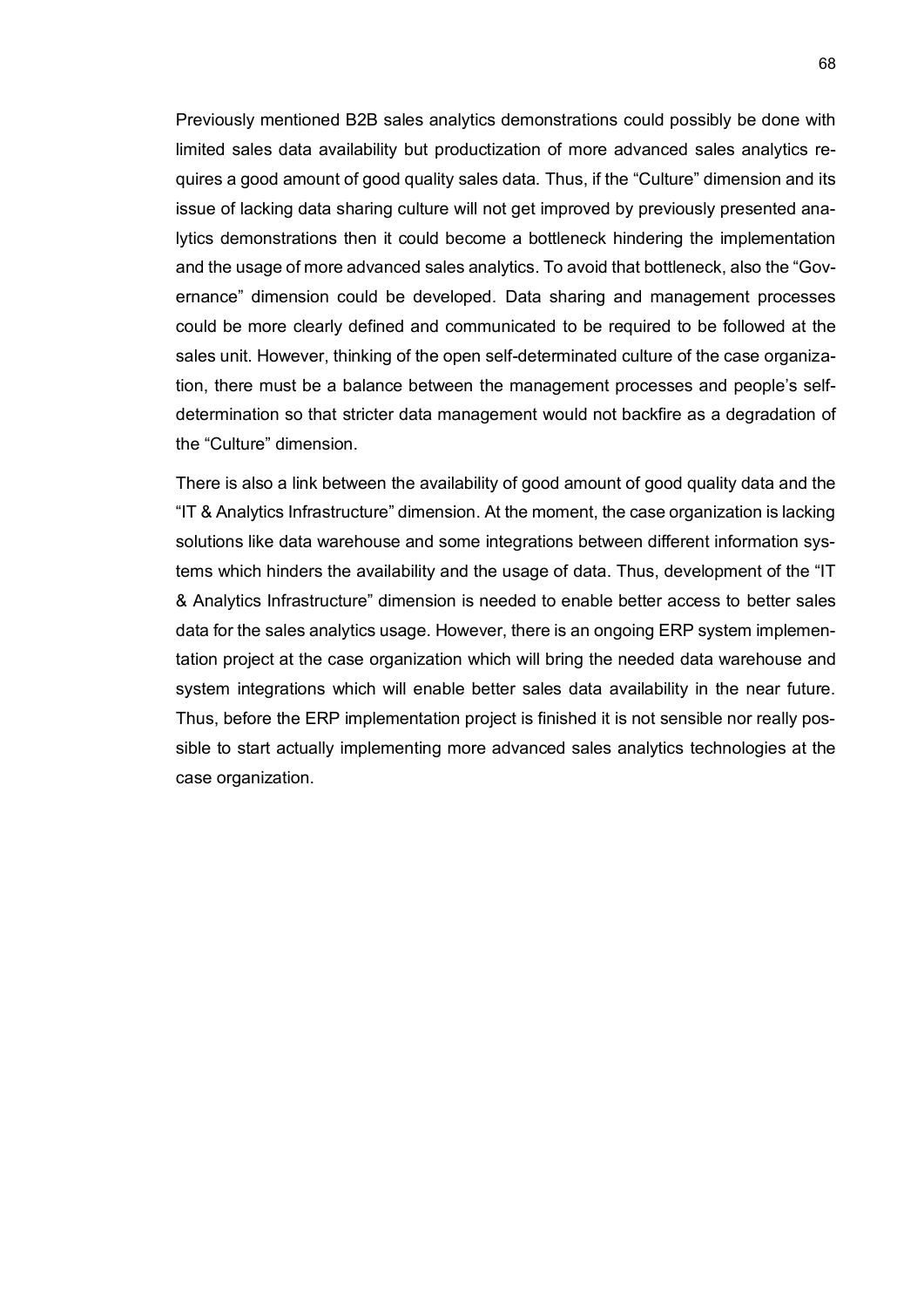Previously mentioned B2B sales analytics demonstrations could possibly be done with limited sales data availability but productization of more advanced sales analytics requires a good amount of good quality sales data. Thus, if the "Culture" dimension and its issue of lacking data sharing culture will not get improved by previously presented analytics demonstrations then it could become a bottleneck hindering the implementation and the usage of more advanced sales analytics. To avoid that bottleneck, also the "Governance" dimension could be developed. Data sharing and management processes could be more clearly defined and communicated to be required to be followed at the sales unit. However, thinking of the open self-determinated culture of the case organization, there must be a balance between the management processes and people's self-determination so that stricter data management would not backfire as a degradation of the "Culture" dimension.

There is also a link between the availability of good amount of good quality data and the "IT & Analytics Infrastructure" dimension. At the moment, the case organization is lacking solutions like data warehouse and some integrations between different information systems which hinders the availability and the usage of data. Thus, development of the "IT & Analytics Infrastructure" dimension is needed to enable better access to better sales data for the sales analytics usage. However, there is an ongoing ERP system implementation project at the case organization which will bring the needed data warehouse and system integrations which will enable better sales data availability in the near future. Thus, before the ERP implementation project is finished it is not sensible nor really possible to start actually implementing more advanced sales analytics technologies at the case organization.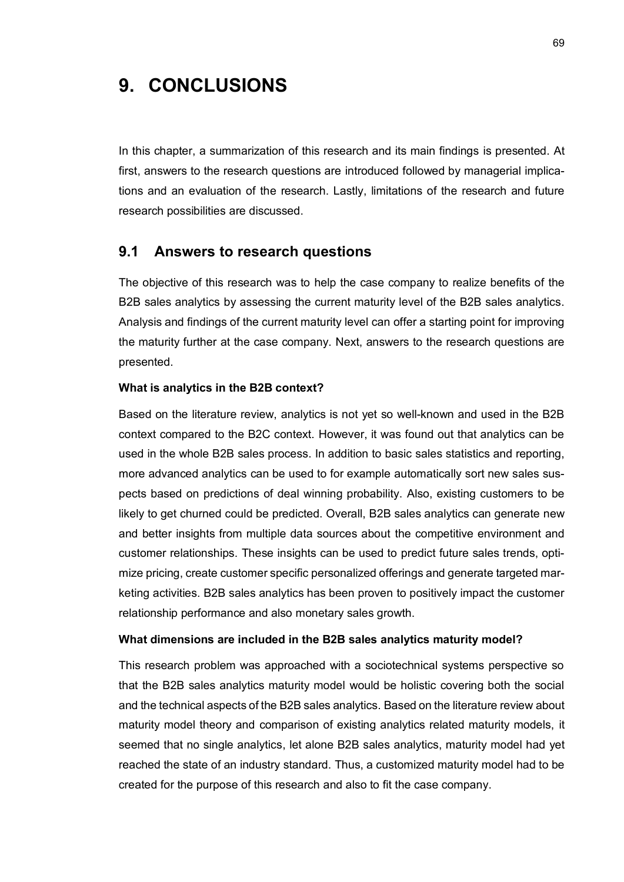# 9. CONCLUSIONS

In this chapter, a summarization of this research and its main findings is presented. At first, answers to the research questions are introduced followed by managerial implications and an evaluation of the research. Lastly, limitations of the research and future research possibilities are discussed.

## 9.1 Answers to research questions

The objective of this research was to help the case company to realize benefits of the B2B sales analytics by assessing the current maturity level of the B2B sales analytics. Analysis and findings of the current maturity level can offer a starting point for improving the maturity further at the case company. Next, answers to the research questions are presented.

**What is analytics in the B2B context?**

Based on the literature review, analytics is not yet so well-known and used in the B2B context compared to the B2C context. However, it was found out that analytics can be used in the whole B2B sales process. In addition to basic sales statistics and reporting, more advanced analytics can be used to for example automatically sort new sales suspects based on predictions of deal winning probability. Also, existing customers to be likely to get churned could be predicted. Overall, B2B sales analytics can generate new and better insights from multiple data sources about the competitive environment and customer relationships. These insights can be used to predict future sales trends, optimize pricing, create customer specific personalized offerings and generate targeted marketing activities. B2B sales analytics has been proven to positively impact the customer relationship performance and also monetary sales growth.

**What dimensions are included in the B2B sales analytics maturity model?**

This research problem was approached with a sociotechnical systems perspective so that the B2B sales analytics maturity model would be holistic covering both the social and the technical aspects of the B2B sales analytics. Based on the literature review about maturity model theory and comparison of existing analytics related maturity models, it seemed that no single analytics, let alone B2B sales analytics, maturity model had yet reached the state of an industry standard. Thus, a customized maturity model had to be created for the purpose of this research and also to fit the case company.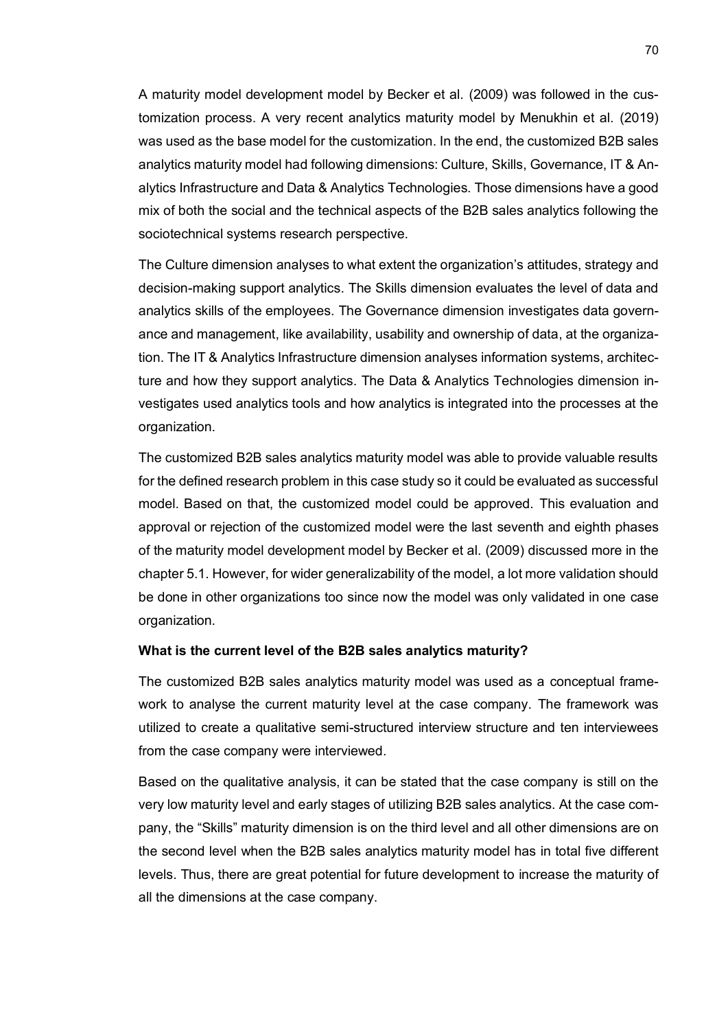A maturity model development model by Becker et al. (2009) was followed in the customization process. A very recent analytics maturity model by Menukhin et al. (2019) was used as the base model for the customization. In the end, the customized B2B sales analytics maturity model had following dimensions: Culture, Skills, Governance, IT & Analytics Infrastructure and Data & Analytics Technologies. Those dimensions have a good mix of both the social and the technical aspects of the B2B sales analytics following the sociotechnical systems research perspective.

The Culture dimension analyses to what extent the organization's attitudes, strategy and decision-making support analytics. The Skills dimension evaluates the level of data and analytics skills of the employees. The Governance dimension investigates data governance and management, like availability, usability and ownership of data, at the organization. The IT & Analytics Infrastructure dimension analyses information systems, architecture and how they support analytics. The Data & Analytics Technologies dimension investigates used analytics tools and how analytics is integrated into the processes at the organization.

The customized B2B sales analytics maturity model was able to provide valuable results for the defined research problem in this case study so it could be evaluated as successful model. Based on that, the customized model could be approved. This evaluation and approval or rejection of the customized model were the last seventh and eighth phases of the maturity model development model by Becker et al. (2009) discussed more in the chapter 5.1. However, for wider generalizability of the model, a lot more validation should be done in other organizations too since now the model was only validated in one case organization.

**What is the current level of the B2B sales analytics maturity?**

The customized B2B sales analytics maturity model was used as a conceptual framework to analyse the current maturity level at the case company. The framework was utilized to create a qualitative semi-structured interview structure and ten interviewees from the case company were interviewed.

Based on the qualitative analysis, it can be stated that the case company is still on the very low maturity level and early stages of utilizing B2B sales analytics. At the case company, the "Skills" maturity dimension is on the third level and all other dimensions are on the second level when the B2B sales analytics maturity model has in total five different levels. Thus, there are great potential for future development to increase the maturity of all the dimensions at the case company.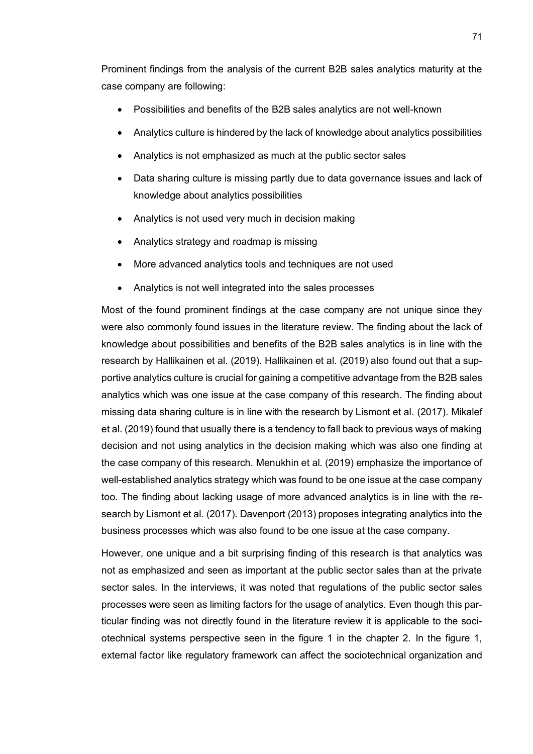Prominent findings from the analysis of the current B2B sales analytics maturity at the case company are following:

- Possibilities and benefits of the B2B sales analytics are not well-known
- Analytics culture is hindered by the lack of knowledge about analytics possibilities
- Analytics is not emphasized as much at the public sector sales
- Data sharing culture is missing partly due to data governance issues and lack of knowledge about analytics possibilities
- Analytics is not used very much in decision making
- Analytics strategy and roadmap is missing
- More advanced analytics tools and techniques are not used
- Analytics is not well integrated into the sales processes

Most of the found prominent findings at the case company are not unique since they were also commonly found issues in the literature review. The finding about the lack of knowledge about possibilities and benefits of the B2B sales analytics is in line with the research by Hallikainen et al. (2019). Hallikainen et al. (2019) also found out that a supportive analytics culture is crucial for gaining a competitive advantage from the B2B sales analytics which was one issue at the case company of this research. The finding about missing data sharing culture is in line with the research by Lismont et al. (2017). Mikalef et al. (2019) found that usually there is a tendency to fall back to previous ways of making decision and not using analytics in the decision making which was also one finding at the case company of this research. Menukhin et al. (2019) emphasize the importance of well-established analytics strategy which was found to be one issue at the case company too. The finding about lacking usage of more advanced analytics is in line with the research by Lismont et al. (2017). Davenport (2013) proposes integrating analytics into the business processes which was also found to be one issue at the case company.

However, one unique and a bit surprising finding of this research is that analytics was not as emphasized and seen as important at the public sector sales than at the private sector sales. In the interviews, it was noted that regulations of the public sector sales processes were seen as limiting factors for the usage of analytics. Even though this particular finding was not directly found in the literature review it is applicable to the sociotechnical systems perspective seen in the figure 1 in the chapter 2. In the figure 1, external factor like regulatory framework can affect the sociotechnical organization and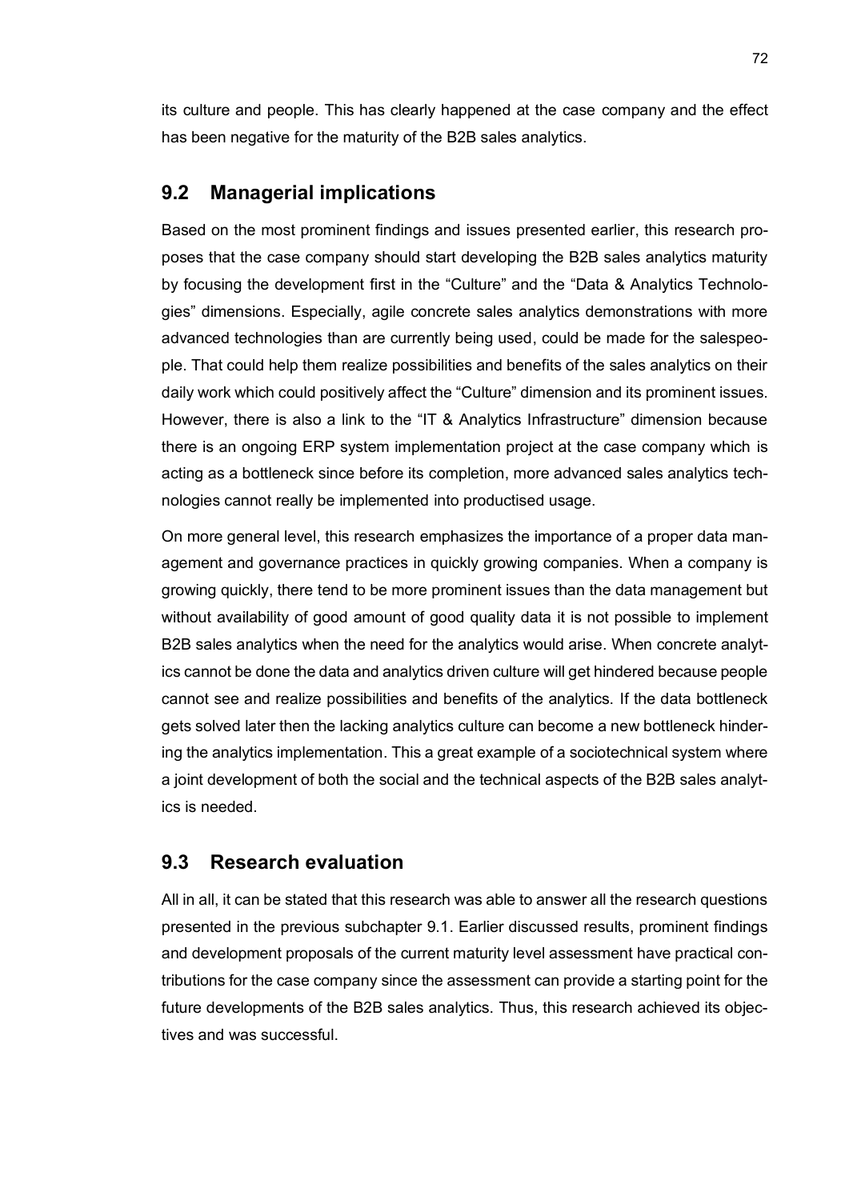its culture and people. This has clearly happened at the case company and the effect has been negative for the maturity of the B2B sales analytics.

## 9.2 Managerial implications

Based on the most prominent findings and issues presented earlier, this research proposes that the case company should start developing the B2B sales analytics maturity by focusing the development first in the “Culture” and the “Data & Analytics Technologies” dimensions. Especially, agile concrete sales analytics demonstrations with more advanced technologies than are currently being used, could be made for the salespeople. That could help them realize possibilities and benefits of the sales analytics on their daily work which could positively affect the “Culture” dimension and its prominent issues. However, there is also a link to the “IT & Analytics Infrastructure” dimension because there is an ongoing ERP system implementation project at the case company which is acting as a bottleneck since before its completion, more advanced sales analytics technologies cannot really be implemented into productised usage.

On more general level, this research emphasizes the importance of a proper data management and governance practices in quickly growing companies. When a company is growing quickly, there tend to be more prominent issues than the data management but without availability of good amount of good quality data it is not possible to implement B2B sales analytics when the need for the analytics would arise. When concrete analytics cannot be done the data and analytics driven culture will get hindered because people cannot see and realize possibilities and benefits of the analytics. If the data bottleneck gets solved later then the lacking analytics culture can become a new bottleneck hindering the analytics implementation. This a great example of a sociotechnical system where a joint development of both the social and the technical aspects of the B2B sales analytics is needed.

## 9.3 Research evaluation

All in all, it can be stated that this research was able to answer all the research questions presented in the previous subchapter 9.1. Earlier discussed results, prominent findings and development proposals of the current maturity level assessment have practical contributions for the case company since the assessment can provide a starting point for the future developments of the B2B sales analytics. Thus, this research achieved its objectives and was successful.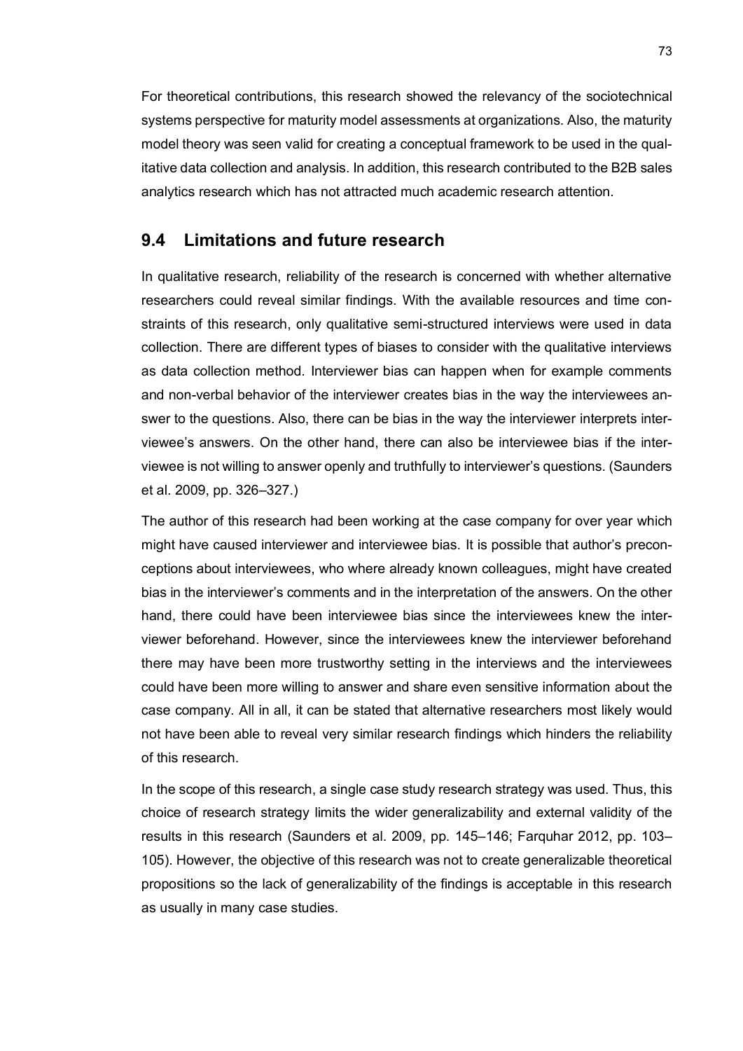For theoretical contributions, this research showed the relevancy of the sociotechnical systems perspective for maturity model assessments at organizations. Also, the maturity model theory was seen valid for creating a conceptual framework to be used in the qualitative data collection and analysis. In addition, this research contributed to the B2B sales analytics research which has not attracted much academic research attention.

## 9.4 Limitations and future research

In qualitative research, reliability of the research is concerned with whether alternative researchers could reveal similar findings. With the available resources and time constraints of this research, only qualitative semi-structured interviews were used in data collection. There are different types of biases to consider with the qualitative interviews as data collection method. Interviewer bias can happen when for example comments and non-verbal behavior of the interviewer creates bias in the way the interviewees answer to the questions. Also, there can be bias in the way the interviewer interprets interviewee's answers. On the other hand, there can also be interviewee bias if the interviewee is not willing to answer openly and truthfully to interviewer's questions. (Saunders et al. 2009, pp. 326–327.)

The author of this research had been working at the case company for over year which might have caused interviewer and interviewee bias. It is possible that author's preconceptions about interviewees, who where already known colleagues, might have created bias in the interviewer's comments and in the interpretation of the answers. On the other hand, there could have been interviewee bias since the interviewees knew the interviewer beforehand. However, since the interviewees knew the interviewer beforehand there may have been more trustworthy setting in the interviews and the interviewees could have been more willing to answer and share even sensitive information about the case company. All in all, it can be stated that alternative researchers most likely would not have been able to reveal very similar research findings which hinders the reliability of this research.

In the scope of this research, a single case study research strategy was used. Thus, this choice of research strategy limits the wider generalizability and external validity of the results in this research (Saunders et al. 2009, pp. 145–146; Farquhar 2012, pp. 103–105). However, the objective of this research was not to create generalizable theoretical propositions so the lack of generalizability of the findings is acceptable in this research as usually in many case studies.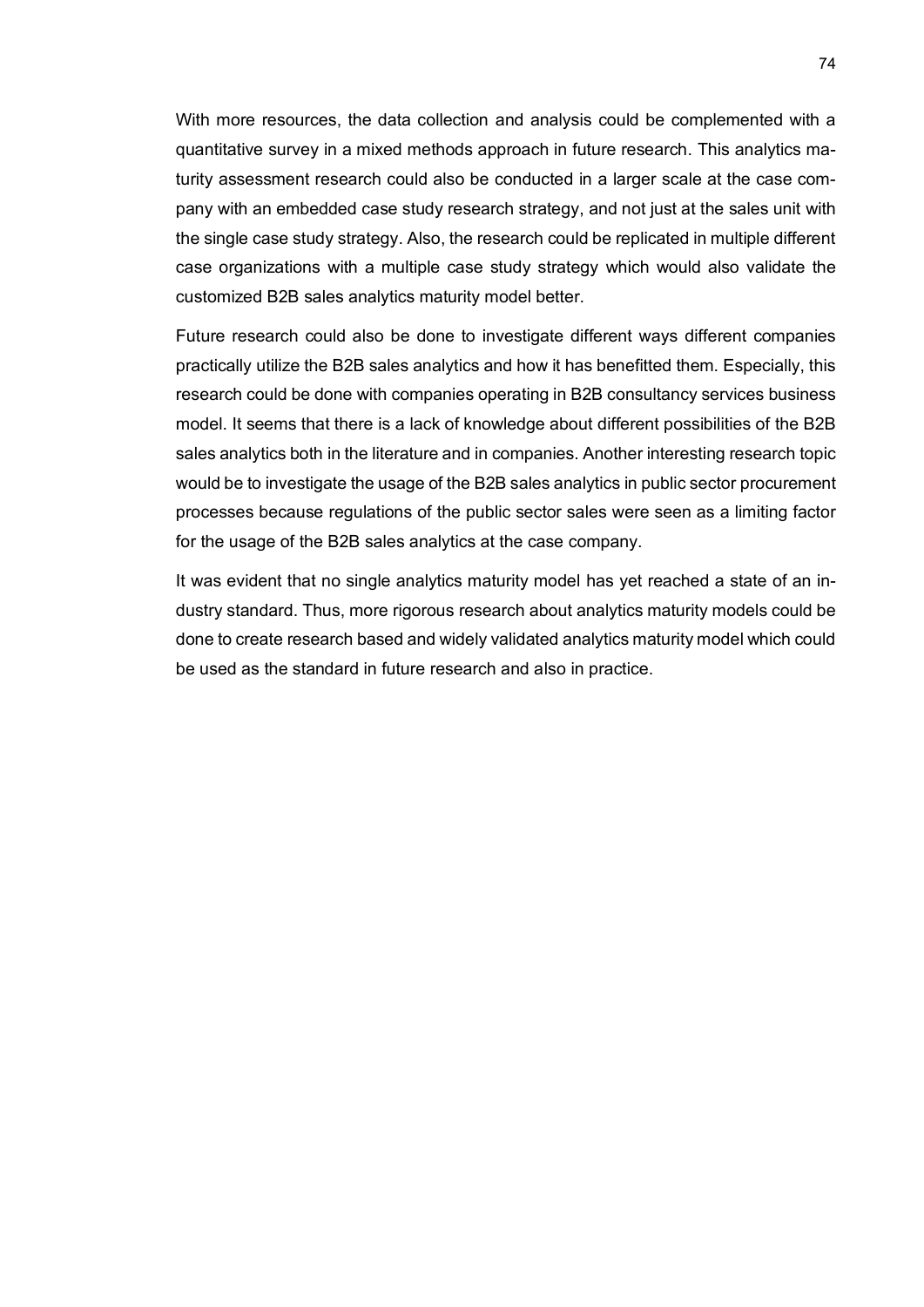With more resources, the data collection and analysis could be complemented with a quantitative survey in a mixed methods approach in future research. This analytics maturity assessment research could also be conducted in a larger scale at the case company with an embedded case study research strategy, and not just at the sales unit with the single case study strategy. Also, the research could be replicated in multiple different case organizations with a multiple case study strategy which would also validate the customized B2B sales analytics maturity model better.

Future research could also be done to investigate different ways different companies practically utilize the B2B sales analytics and how it has benefitted them. Especially, this research could be done with companies operating in B2B consultancy services business model. It seems that there is a lack of knowledge about different possibilities of the B2B sales analytics both in the literature and in companies. Another interesting research topic would be to investigate the usage of the B2B sales analytics in public sector procurement processes because regulations of the public sector sales were seen as a limiting factor for the usage of the B2B sales analytics at the case company.

It was evident that no single analytics maturity model has yet reached a state of an industry standard. Thus, more rigorous research about analytics maturity models could be done to create research based and widely validated analytics maturity model which could be used as the standard in future research and also in practice.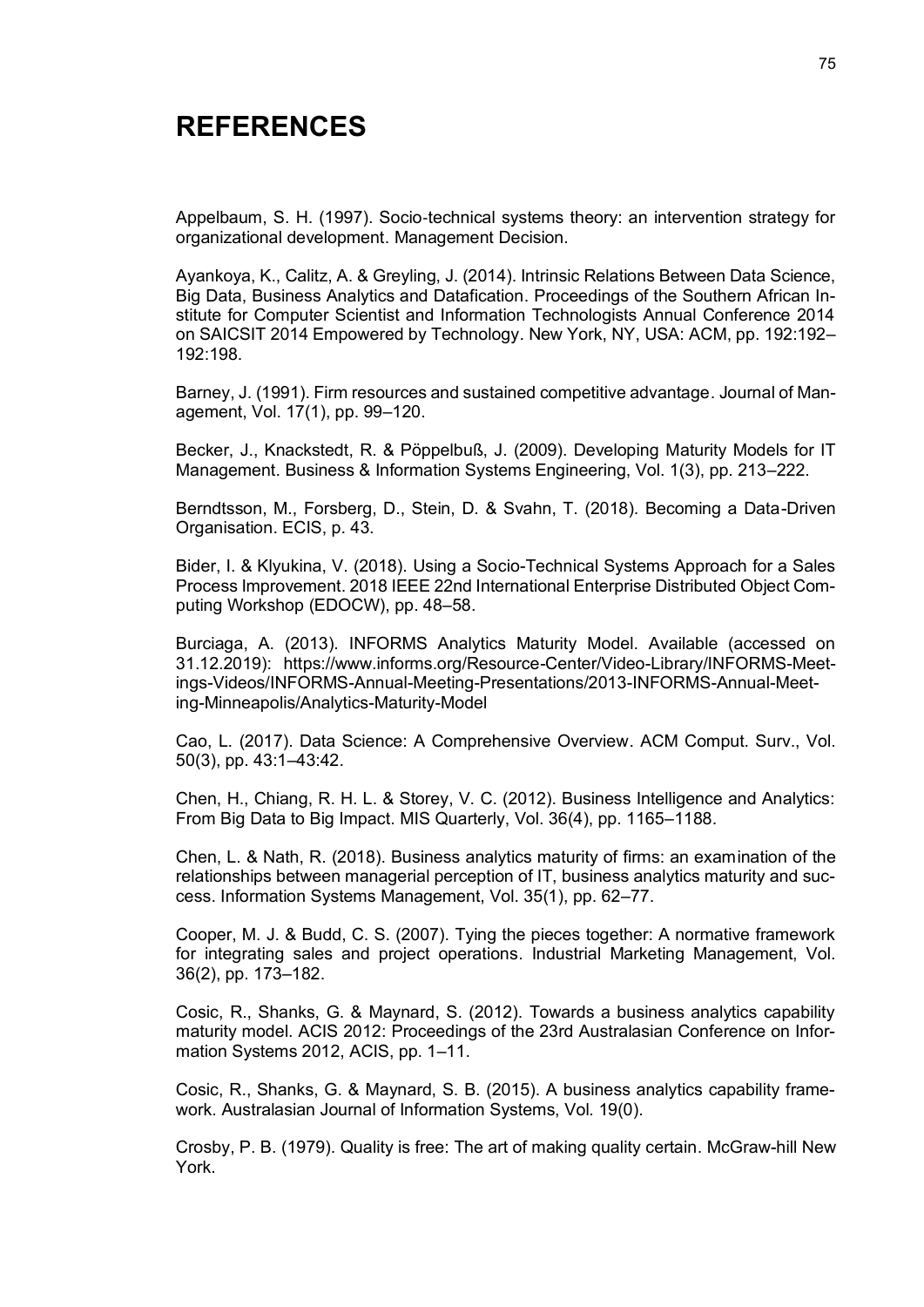# REFERENCES

Appelbaum, S. H. (1997). Socio-technical systems theory: an intervention strategy for organizational development. Management Decision.

Ayankoya, K., Calitz, A. & Greyling, J. (2014). Intrinsic Relations Between Data Science, Big Data, Business Analytics and Datafication. Proceedings of the Southern African Institute for Computer Scientist and Information Technologists Annual Conference 2014 on SAICSIT 2014 Empowered by Technology. New York, NY, USA: ACM, pp. 192:192–192:198.

Barney, J. (1991). Firm resources and sustained competitive advantage. Journal of Management, Vol. 17(1), pp. 99–120.

Becker, J., Knackstedt, R. & Pöppelbuß, J. (2009). Developing Maturity Models for IT Management. Business & Information Systems Engineering, Vol. 1(3), pp. 213–222.

Berndtsson, M., Forsberg, D., Stein, D. & Svahn, T. (2018). Becoming a Data-Driven Organisation. ECIS, p. 43.

Bider, I. & Klyukina, V. (2018). Using a Socio-Technical Systems Approach for a Sales Process Improvement. 2018 IEEE 22nd International Enterprise Distributed Object Computing Workshop (EDOCW), pp. 48–58.

Burciaga, A. (2013). INFORMS Analytics Maturity Model. Available (accessed on 31.12.2019): https://www.informs.org/Resource-Center/Video-Library/INFORMS-Meetings-Videos/INFORMS-Annual-Meeting-Presentations/2013-INFORMS-Annual-Meeting-Minneapolis/Analytics-Maturity-Model

Cao, L. (2017). Data Science: A Comprehensive Overview. ACM Comput. Surv., Vol. 50(3), pp. 43:1–43:42.

Chen, H., Chiang, R. H. L. & Storey, V. C. (2012). Business Intelligence and Analytics: From Big Data to Big Impact. MIS Quarterly, Vol. 36(4), pp. 1165–1188.

Chen, L. & Nath, R. (2018). Business analytics maturity of firms: an examination of the relationships between managerial perception of IT, business analytics maturity and success. Information Systems Management, Vol. 35(1), pp. 62–77.

Cooper, M. J. & Budd, C. S. (2007). Tying the pieces together: A normative framework for integrating sales and project operations. Industrial Marketing Management, Vol. 36(2), pp. 173–182.

Cosic, R., Shanks, G. & Maynard, S. (2012). Towards a business analytics capability maturity model. ACIS 2012: Proceedings of the 23rd Australasian Conference on Information Systems 2012, ACIS, pp. 1–11.

Cosic, R., Shanks, G. & Maynard, S. B. (2015). A business analytics capability framework. Australasian Journal of Information Systems, Vol. 19(0).

Crosby, P. B. (1979). Quality is free: The art of making quality certain. McGraw-hill New York.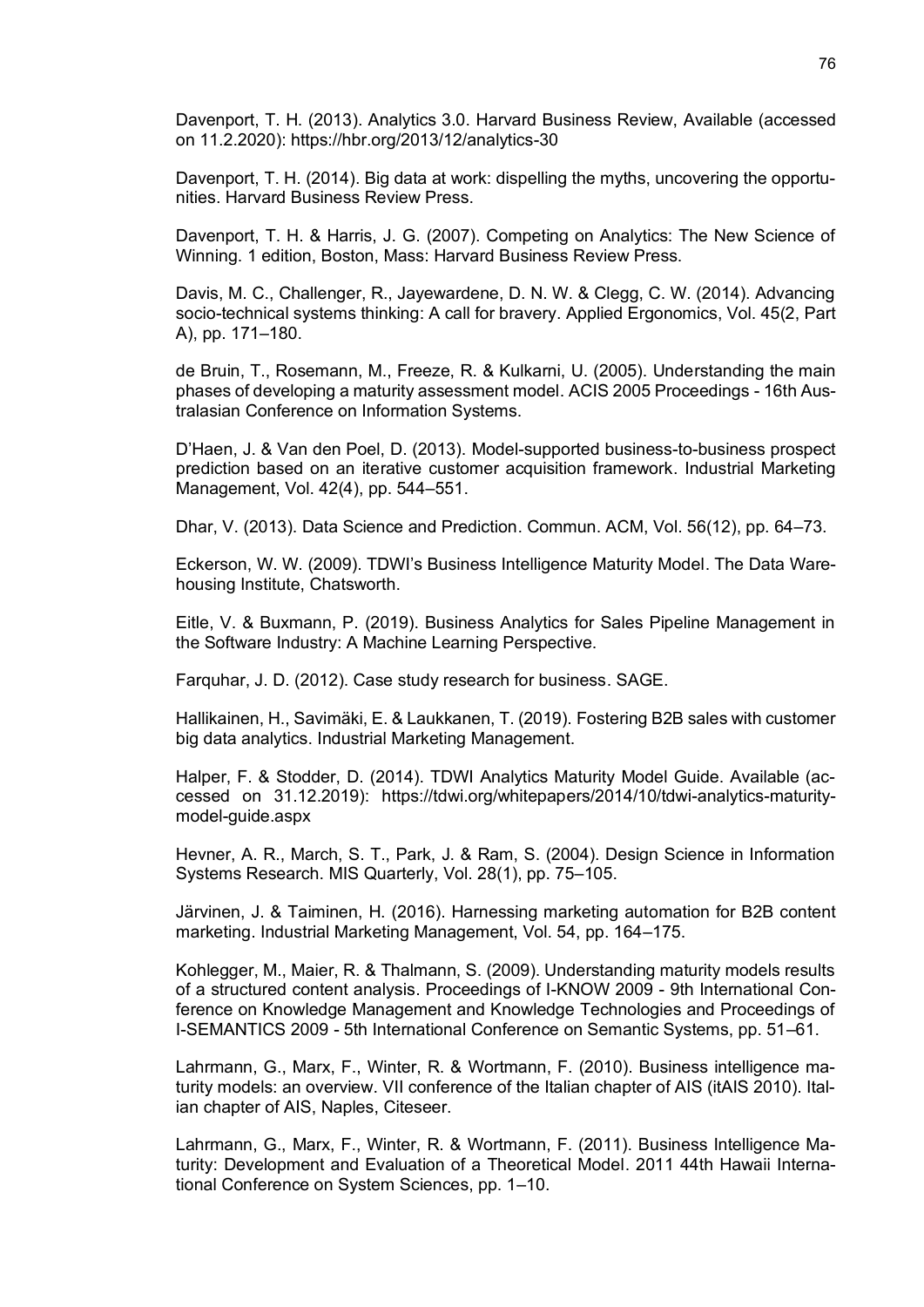Davenport, T. H. (2013). Analytics 3.0. Harvard Business Review, Available (accessed on 11.2.2020): https://hbr.org/2013/12/analytics-30

Davenport, T. H. (2014). Big data at work: dispelling the myths, uncovering the opportunities. Harvard Business Review Press.

Davenport, T. H. & Harris, J. G. (2007). Competing on Analytics: The New Science of Winning. 1 edition, Boston, Mass: Harvard Business Review Press.

Davis, M. C., Challenger, R., Jayewardene, D. N. W. & Clegg, C. W. (2014). Advancing socio-technical systems thinking: A call for bravery. Applied Ergonomics, Vol. 45(2, Part A), pp. 171–180.

de Bruin, T., Rosemann, M., Freeze, R. & Kulkarni, U. (2005). Understanding the main phases of developing a maturity assessment model. ACIS 2005 Proceedings - 16th Australasian Conference on Information Systems.

D'Haen, J. & Van den Poel, D. (2013). Model-supported business-to-business prospect prediction based on an iterative customer acquisition framework. Industrial Marketing Management, Vol. 42(4), pp. 544–551.

Dhar, V. (2013). Data Science and Prediction. Commun. ACM, Vol. 56(12), pp. 64–73.

Eckerson, W. W. (2009). TDWI's Business Intelligence Maturity Model. The Data Warehousing Institute, Chatsworth.

Eitle, V. & Buxmann, P. (2019). Business Analytics for Sales Pipeline Management in the Software Industry: A Machine Learning Perspective.

Farquhar, J. D. (2012). Case study research for business. SAGE.

Hallikainen, H., Savimäki, E. & Laukkanen, T. (2019). Fostering B2B sales with customer big data analytics. Industrial Marketing Management.

Halper, F. & Stodder, D. (2014). TDWI Analytics Maturity Model Guide. Available (accessed on 31.12.2019): https://tdwi.org/whitepapers/2014/10/tdwi-analytics-maturity-model-guide.aspx

Hevner, A. R., March, S. T., Park, J. & Ram, S. (2004). Design Science in Information Systems Research. MIS Quarterly, Vol. 28(1), pp. 75–105.

Järvinen, J. & Taiminen, H. (2016). Harnessing marketing automation for B2B content marketing. Industrial Marketing Management, Vol. 54, pp. 164–175.

Kohlegger, M., Maier, R. & Thalmann, S. (2009). Understanding maturity models results of a structured content analysis. Proceedings of I-KNOW 2009 - 9th International Conference on Knowledge Management and Knowledge Technologies and Proceedings of I-SEMANTICS 2009 - 5th International Conference on Semantic Systems, pp. 51–61.

Lahrmann, G., Marx, F., Winter, R. & Wortmann, F. (2010). Business intelligence maturity models: an overview. VII conference of the Italian chapter of AIS (itAIS 2010). Italian chapter of AIS, Naples, Citeseer.

Lahrmann, G., Marx, F., Winter, R. & Wortmann, F. (2011). Business Intelligence Maturity: Development and Evaluation of a Theoretical Model. 2011 44th Hawaii International Conference on System Sciences, pp. 1–10.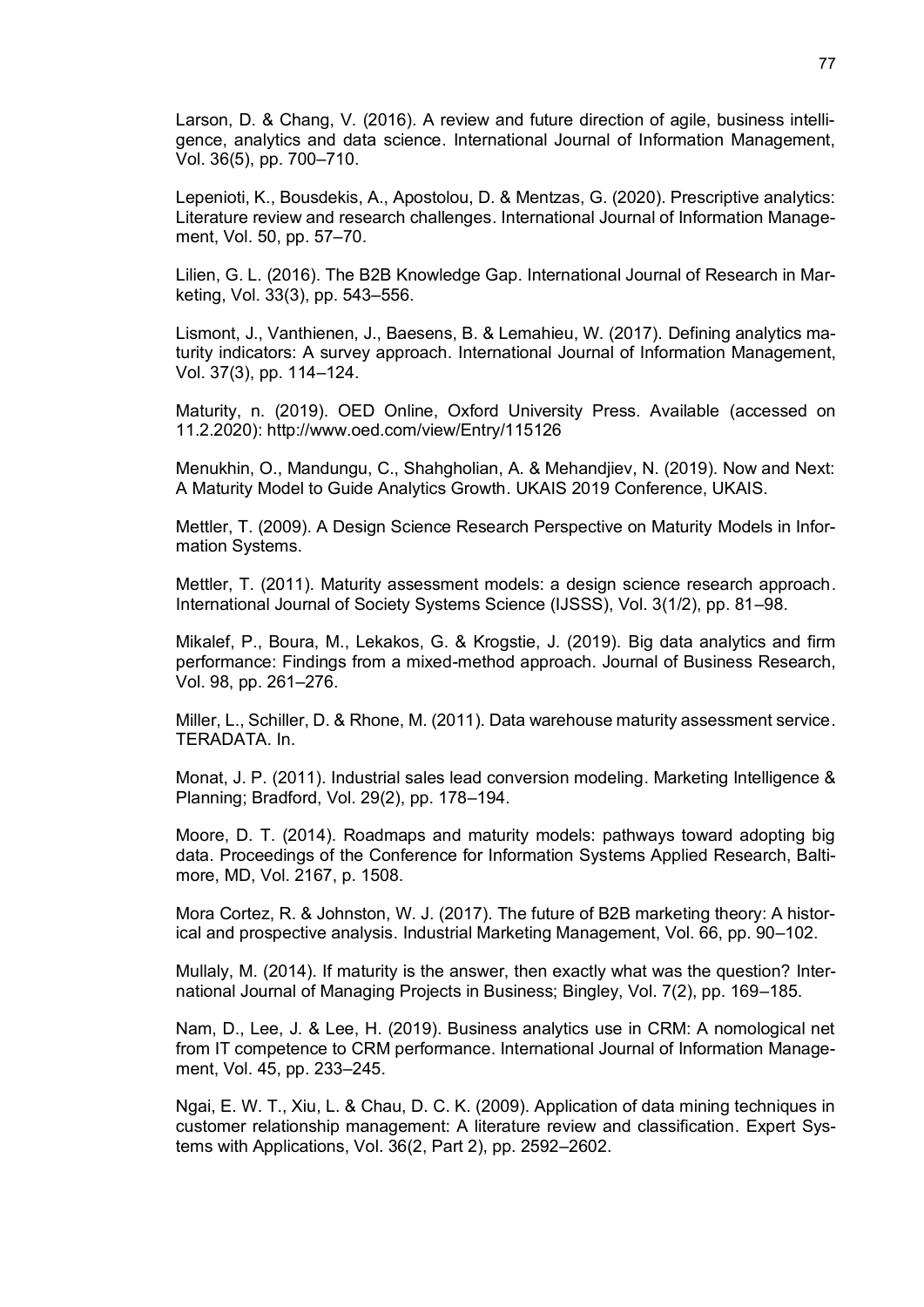Larson, D. & Chang, V. (2016). A review and future direction of agile, business intelligence, analytics and data science. International Journal of Information Management, Vol. 36(5), pp. 700–710.

Lepenioti, K., Bousdekis, A., Apostolou, D. & Mentzas, G. (2020). Prescriptive analytics: Literature review and research challenges. International Journal of Information Management, Vol. 50, pp. 57–70.

Lilien, G. L. (2016). The B2B Knowledge Gap. International Journal of Research in Marketing, Vol. 33(3), pp. 543–556.

Lismont, J., Vanthienen, J., Baesens, B. & Lemahieu, W. (2017). Defining analytics maturity indicators: A survey approach. International Journal of Information Management, Vol. 37(3), pp. 114–124.

Maturity, n. (2019). OED Online, Oxford University Press. Available (accessed on 11.2.2020): http://www.oed.com/view/Entry/115126

Menukhin, O., Mandungu, C., Shahgholian, A. & Mehandjiev, N. (2019). Now and Next: A Maturity Model to Guide Analytics Growth. UKAIS 2019 Conference, UKAIS.

Mettler, T. (2009). A Design Science Research Perspective on Maturity Models in Information Systems.

Mettler, T. (2011). Maturity assessment models: a design science research approach. International Journal of Society Systems Science (IJSSS), Vol. 3(1/2), pp. 81–98.

Mikalef, P., Boura, M., Lekakos, G. & Krogstie, J. (2019). Big data analytics and firm performance: Findings from a mixed-method approach. Journal of Business Research, Vol. 98, pp. 261–276.

Miller, L., Schiller, D. & Rhone, M. (2011). Data warehouse maturity assessment service. TERADATA. In.

Monat, J. P. (2011). Industrial sales lead conversion modeling. Marketing Intelligence & Planning; Bradford, Vol. 29(2), pp. 178–194.

Moore, D. T. (2014). Roadmaps and maturity models: pathways toward adopting big data. Proceedings of the Conference for Information Systems Applied Research, Baltimore, MD, Vol. 2167, p. 1508.

Mora Cortez, R. & Johnston, W. J. (2017). The future of B2B marketing theory: A historical and prospective analysis. Industrial Marketing Management, Vol. 66, pp. 90–102.

Mullaly, M. (2014). If maturity is the answer, then exactly what was the question? International Journal of Managing Projects in Business; Bingley, Vol. 7(2), pp. 169–185.

Nam, D., Lee, J. & Lee, H. (2019). Business analytics use in CRM: A nomological net from IT competence to CRM performance. International Journal of Information Management, Vol. 45, pp. 233–245.

Ngai, E. W. T., Xiu, L. & Chau, D. C. K. (2009). Application of data mining techniques in customer relationship management: A literature review and classification. Expert Systems with Applications, Vol. 36(2, Part 2), pp. 2592–2602.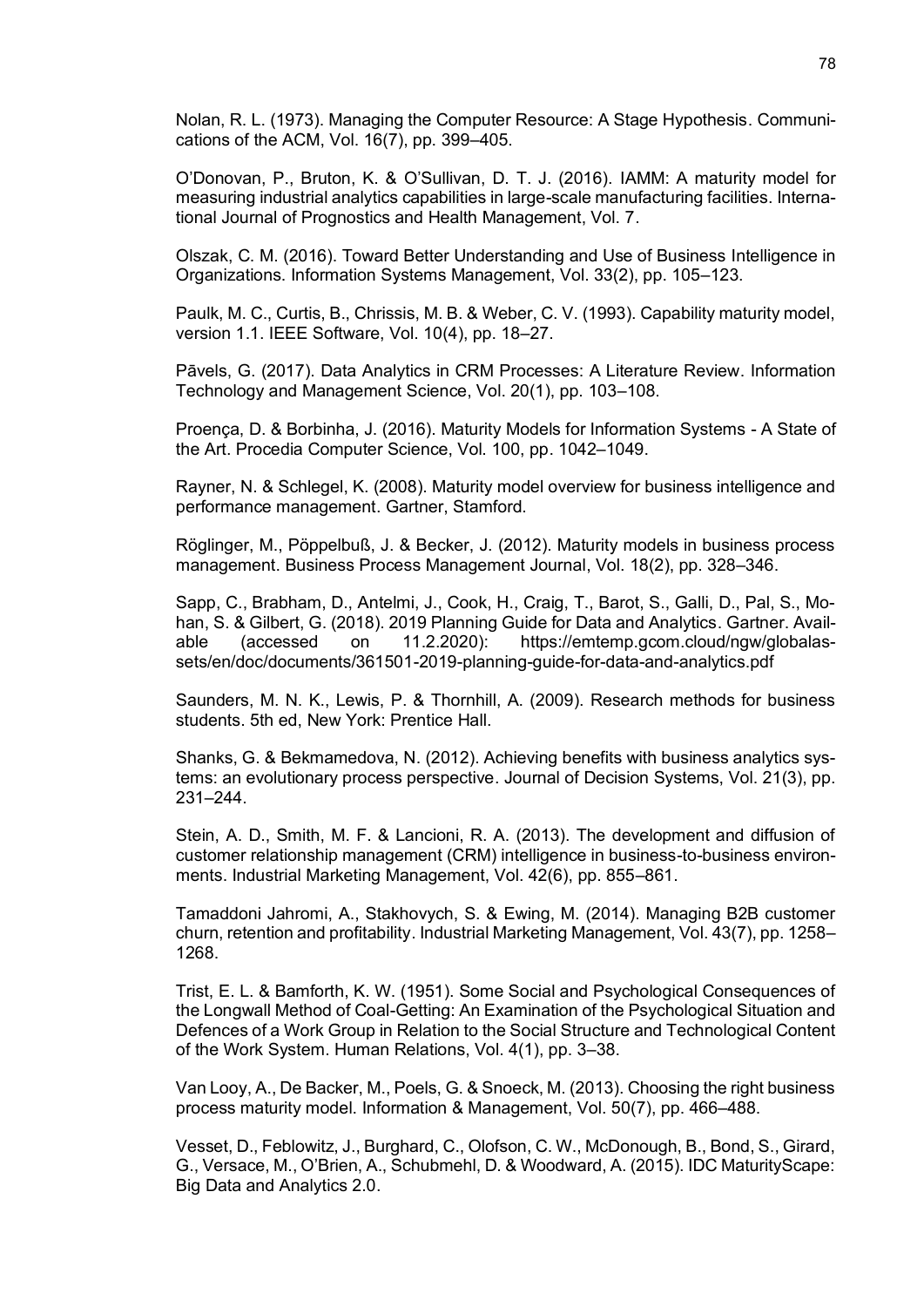Nolan, R. L. (1973). Managing the Computer Resource: A Stage Hypothesis. Communications of the ACM, Vol. 16(7), pp. 399–405.

O'Donovan, P., Bruton, K. & O'Sullivan, D. T. J. (2016). IAMM: A maturity model for measuring industrial analytics capabilities in large-scale manufacturing facilities. International Journal of Prognostics and Health Management, Vol. 7.

Olszak, C. M. (2016). Toward Better Understanding and Use of Business Intelligence in Organizations. Information Systems Management, Vol. 33(2), pp. 105–123.

Paulk, M. C., Curtis, B., Chrissis, M. B. & Weber, C. V. (1993). Capability maturity model, version 1.1. IEEE Software, Vol. 10(4), pp. 18–27.

Pāvels, G. (2017). Data Analytics in CRM Processes: A Literature Review. Information Technology and Management Science, Vol. 20(1), pp. 103–108.

Proença, D. & Borbinha, J. (2016). Maturity Models for Information Systems - A State of the Art. Procedia Computer Science, Vol. 100, pp. 1042–1049.

Rayner, N. & Schlegel, K. (2008). Maturity model overview for business intelligence and performance management. Gartner, Stamford.

Röglinger, M., Pöppelbuß, J. & Becker, J. (2012). Maturity models in business process management. Business Process Management Journal, Vol. 18(2), pp. 328–346.

Sapp, C., Brabham, D., Antelmi, J., Cook, H., Craig, T., Barot, S., Galli, D., Pal, S., Mohan, S. & Gilbert, G. (2018). 2019 Planning Guide for Data and Analytics. Gartner. Available (accessed on 11.2.2020): https://emtemp.gcom.cloud/ngw/globalassets/en/doc/documents/361501-2019-planning-guide-for-data-and-analytics.pdf

Saunders, M. N. K., Lewis, P. & Thornhill, A. (2009). Research methods for business students. 5th ed, New York: Prentice Hall.

Shanks, G. & Bekmamedova, N. (2012). Achieving benefits with business analytics systems: an evolutionary process perspective. Journal of Decision Systems, Vol. 21(3), pp. 231–244.

Stein, A. D., Smith, M. F. & Lancioni, R. A. (2013). The development and diffusion of customer relationship management (CRM) intelligence in business-to-business environments. Industrial Marketing Management, Vol. 42(6), pp. 855–861.

Tamaddoni Jahromi, A., Stakhovych, S. & Ewing, M. (2014). Managing B2B customer churn, retention and profitability. Industrial Marketing Management, Vol. 43(7), pp. 1258–1268.

Trist, E. L. & Bamforth, K. W. (1951). Some Social and Psychological Consequences of the Longwall Method of Coal-Getting: An Examination of the Psychological Situation and Defences of a Work Group in Relation to the Social Structure and Technological Content of the Work System. Human Relations, Vol. 4(1), pp. 3–38.

Van Looy, A., De Backer, M., Poels, G. & Snoeck, M. (2013). Choosing the right business process maturity model. Information & Management, Vol. 50(7), pp. 466–488.

Vesset, D., Feblowitz, J., Burghard, C., Olofson, C. W., McDonough, B., Bond, S., Girard, G., Versace, M., O'Brien, A., Schubmehl, D. & Woodward, A. (2015). IDC MaturityScape: Big Data and Analytics 2.0.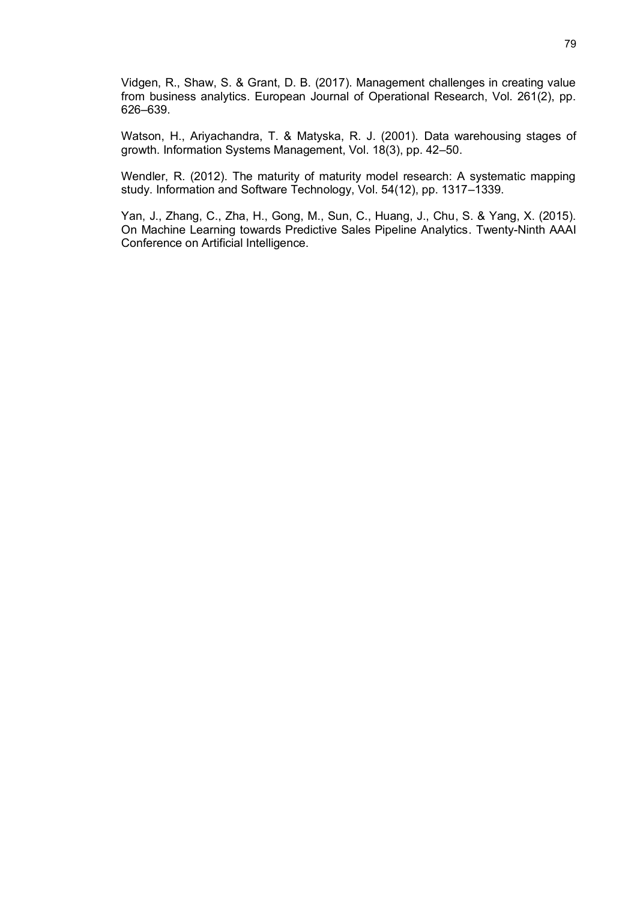Vidgen, R., Shaw, S. & Grant, D. B. (2017). Management challenges in creating value from business analytics. European Journal of Operational Research, Vol. 261(2), pp. 626–639.

Watson, H., Ariyachandra, T. & Matyska, R. J. (2001). Data warehousing stages of growth. Information Systems Management, Vol. 18(3), pp. 42–50.

Wendler, R. (2012). The maturity of maturity model research: A systematic mapping study. Information and Software Technology, Vol. 54(12), pp. 1317–1339.

Yan, J., Zhang, C., Zha, H., Gong, M., Sun, C., Huang, J., Chu, S. & Yang, X. (2015). On Machine Learning towards Predictive Sales Pipeline Analytics. Twenty-Ninth AAAI Conference on Artificial Intelligence.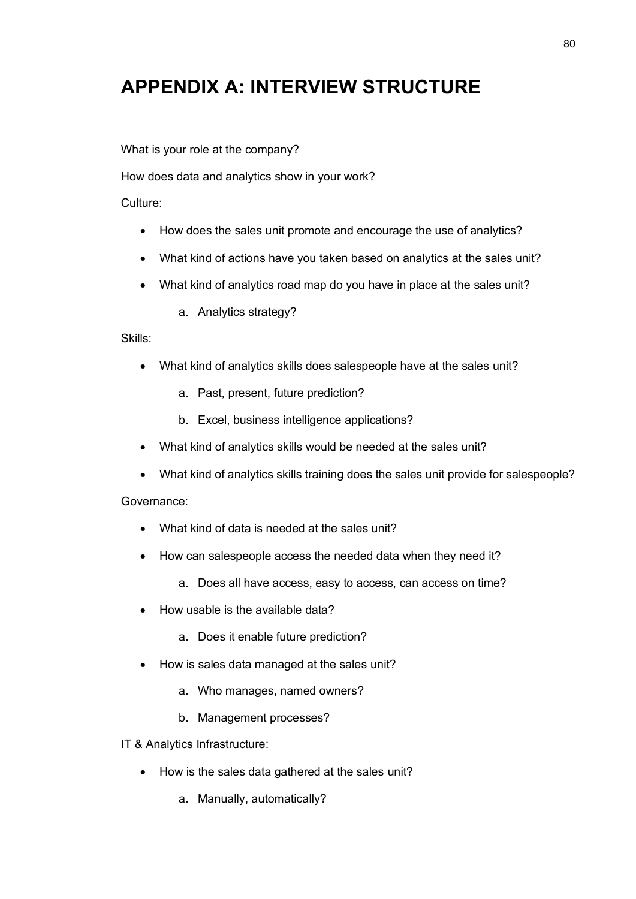# APPENDIX A: INTERVIEW STRUCTURE

What is your role at the company?

How does data and analytics show in your work?

Culture:

- How does the sales unit promote and encourage the use of analytics?
- What kind of actions have you taken based on analytics at the sales unit?
- What kind of analytics road map do you have in place at the sales unit?
    a. Analytics strategy?

Skills:

- What kind of analytics skills does salespeople have at the sales unit?
    a. Past, present, future prediction?
    b. Excel, business intelligence applications?
- What kind of analytics skills would be needed at the sales unit?
- What kind of analytics skills training does the sales unit provide for salespeople?

Governance:

- What kind of data is needed at the sales unit?
- How can salespeople access the needed data when they need it?
    a. Does all have access, easy to access, can access on time?
- How usable is the available data?
    a. Does it enable future prediction?
- How is sales data managed at the sales unit?
    a. Who manages, named owners?
    b. Management processes?

IT & Analytics Infrastructure:

- How is the sales data gathered at the sales unit?
    a. Manually, automatically?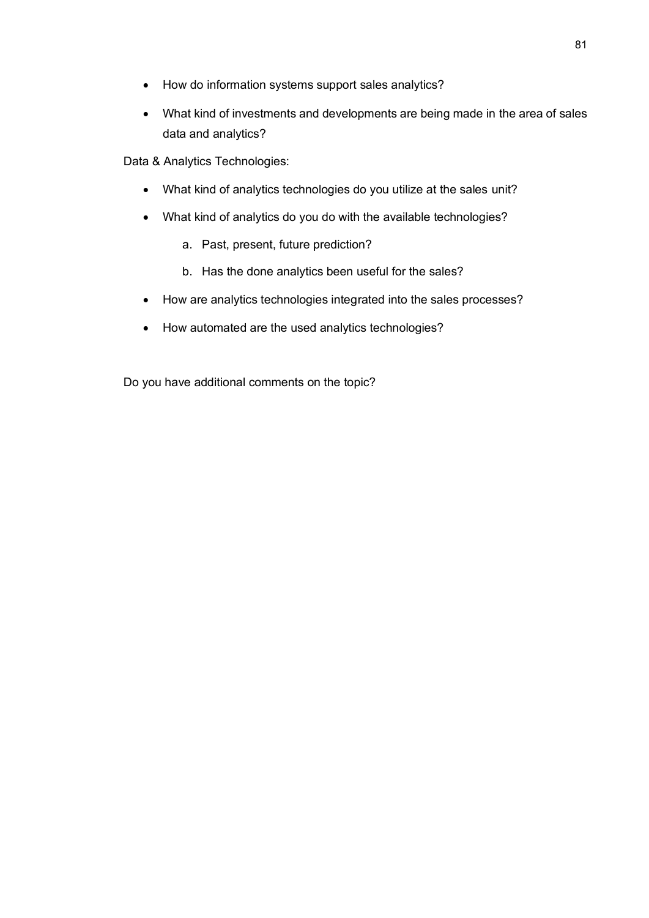- How do information systems support sales analytics?
- What kind of investments and developments are being made in the area of sales data and analytics?

Data & Analytics Technologies:

- What kind of analytics technologies do you utilize at the sales unit?
- What kind of analytics do you do with the available technologies?
    a. Past, present, future prediction?
    b. Has the done analytics been useful for the sales?
- How are analytics technologies integrated into the sales processes?
- How automated are the used analytics technologies?

Do you have additional comments on the topic?